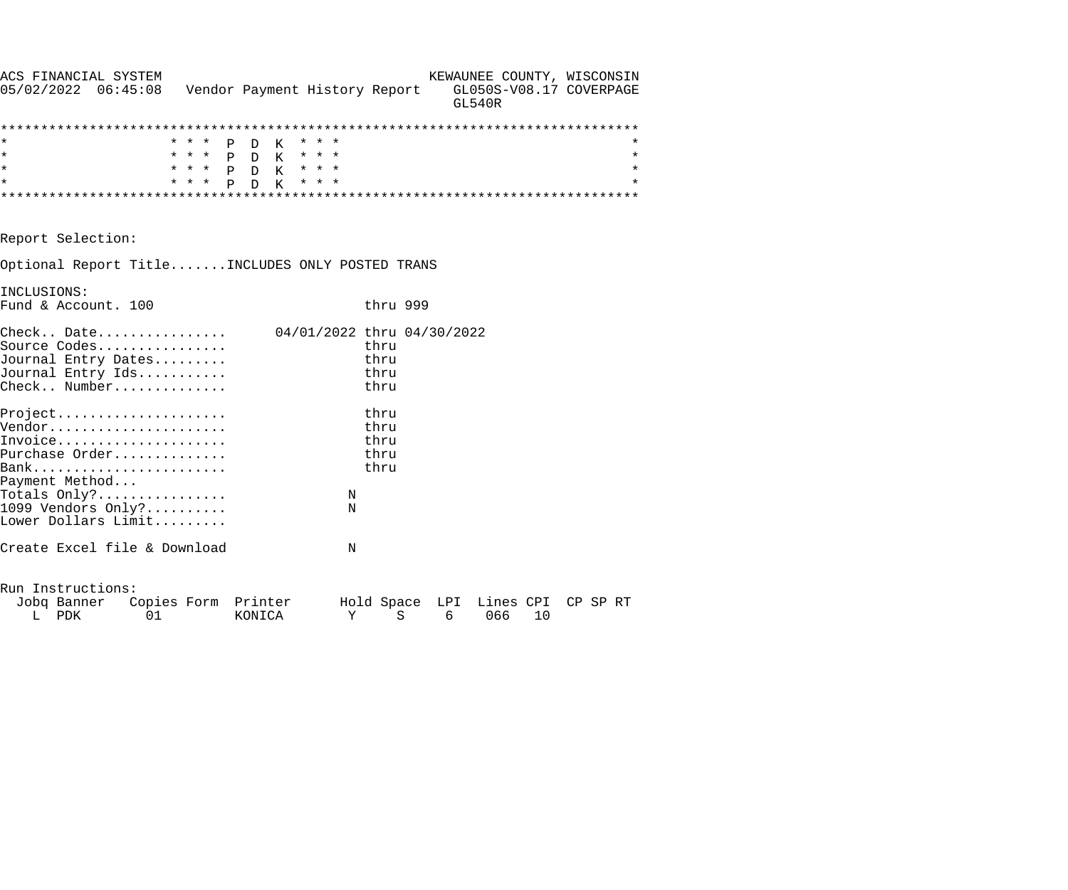```
ACS FINANCIAL SYSTEM                                 KEWAUNEE COUNTY, WISCONSIN
05/02/2022  06:45:08   Vendor Payment History Report    GL050S-V08.17 COVERPAGE
                                                        GL540R

******************************************************************************
*                    * * *  P  D  K  * * *                                   *
*                    * * *  P  D  K  * * *                                   *
*                    * * *  P  D  K  * * *                                   *
*                    * * *  P  D  K  * * *                                   *
******************************************************************************


Report Selection:

Optional Report Title.......INCLUDES ONLY POSTED TRANS

INCLUSIONS:
Fund & Account. 100                          thru 999

Check.. Date................      04/01/2022 thru 04/30/2022
Source Codes................                 thru
Journal Entry Dates.........                 thru
Journal Entry Ids...........                 thru
Check.. Number..............                 thru

Project.....................                 thru
Vendor......................                 thru
Invoice.....................                 thru
Purchase Order..............                 thru
Bank........................                 thru
Payment Method...
Totals Only?................               N
1099 Vendors Only?..........               N
Lower Dollars Limit.........

Create Excel file & Download               N


Run Instructions:
  Jobq Banner   Copies Form  Printer      Hold Space  LPI  Lines CPI  CP SP RT
    L  PDK        01         KONICA        Y     S     6    066   10
```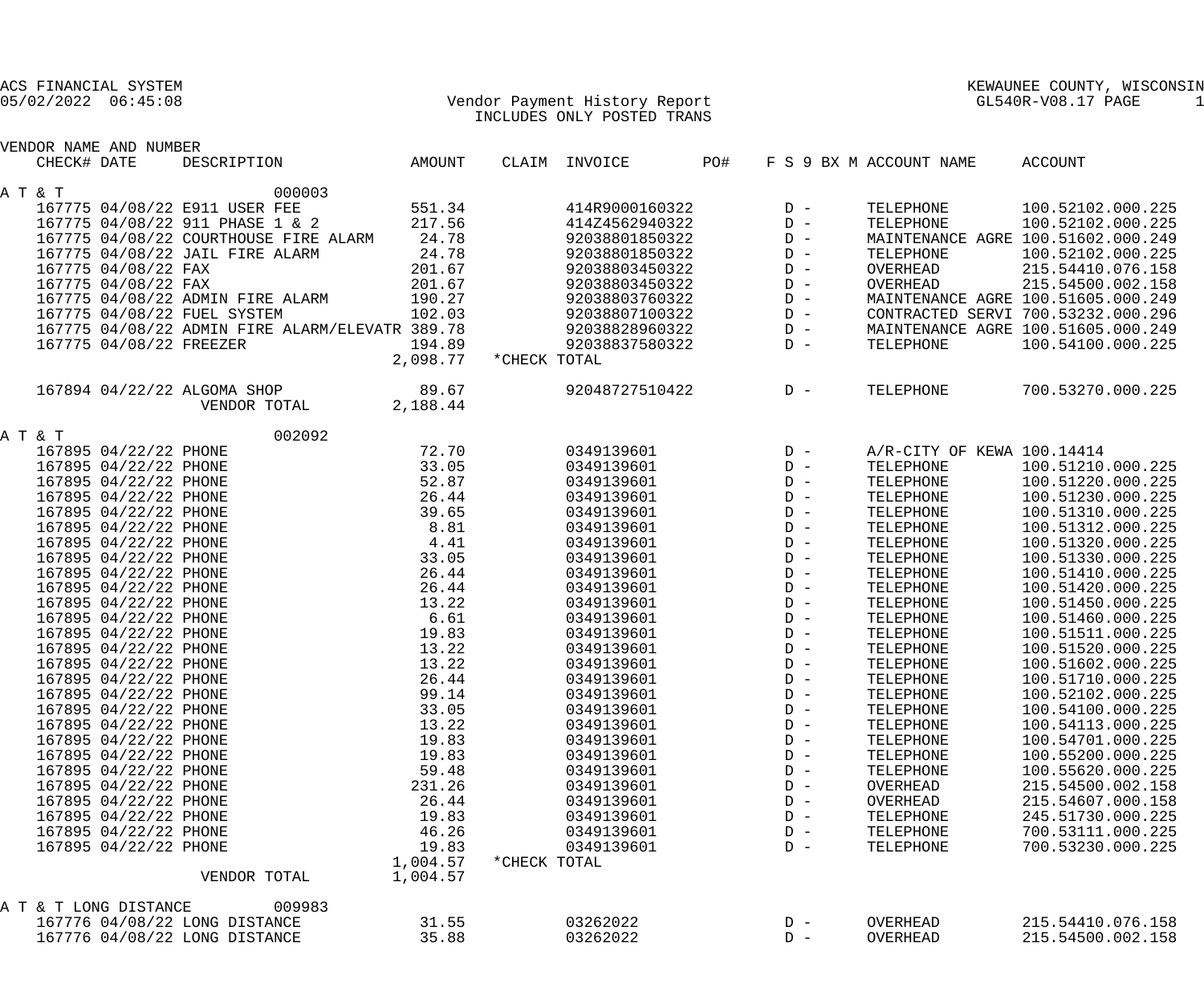ACS FINANCIAL SYSTEM
05/02/2022 06:45:08

KEWAUNEE COUNTY, WISCONSIN
GL540R-V08.17 PAGE 1

# Vendor Payment History Report
INCLUDES ONLY POSTED TRANS

| VENDOR NAME AND NUMBER | | | | | | | | | |
|---|---|---|---|---|---|---|---|---|---|
| CHECK# | DATE | DESCRIPTION | AMOUNT | CLAIM | INVOICE | PO# | F S 9 BX M | ACCOUNT NAME | ACCOUNT |
| **A T & T** | | **000003** | | | | | | | |
| 167775 | 04/08/22 | E911 USER FEE | 551.34 | | 414R9000160322 | | D - | TELEPHONE | 100.52102.000.225 |
| 167775 | 04/08/22 | 911 PHASE 1 & 2 | 217.56 | | 414Z4562940322 | | D - | TELEPHONE | 100.52102.000.225 |
| 167775 | 04/08/22 | COURTHOUSE FIRE ALARM | 24.78 | | 92038801850322 | | D - | MAINTENANCE AGRE | 100.51602.000.249 |
| 167775 | 04/08/22 | JAIL FIRE ALARM | 24.78 | | 92038801850322 | | D - | TELEPHONE | 100.52102.000.225 |
| 167775 | 04/08/22 | FAX | 201.67 | | 92038803450322 | | D - | OVERHEAD | 215.54410.076.158 |
| 167775 | 04/08/22 | FAX | 201.67 | | 92038803450322 | | D - | OVERHEAD | 215.54500.002.158 |
| 167775 | 04/08/22 | ADMIN FIRE ALARM | 190.27 | | 92038803760322 | | D - | MAINTENANCE AGRE | 100.51605.000.249 |
| 167775 | 04/08/22 | FUEL SYSTEM | 102.03 | | 92038807100322 | | D - | CONTRACTED SERVI | 700.53232.000.296 |
| 167775 | 04/08/22 | ADMIN FIRE ALARM/ELEVATR | 389.78 | | 92038828960322 | | D - | MAINTENANCE AGRE | 100.51605.000.249 |
| 167775 | 04/08/22 | FREEZER | 194.89 | | 92038837580322 | | D - | TELEPHONE | 100.54100.000.225 |
| | | | 2,098.77 | *CHECK TOTAL | | | | | |
| 167894 | 04/22/22 | ALGOMA SHOP | 89.67 | | 92048727510422 | | D - | TELEPHONE | 700.53270.000.225 |
| | | VENDOR TOTAL | 2,188.44 | | | | | | |
| **A T & T** | | **002092** | | | | | | | |
| 167895 | 04/22/22 | PHONE | 72.70 | | 0349139601 | | D - | A/R-CITY OF KEWA | 100.14414 |
| 167895 | 04/22/22 | PHONE | 33.05 | | 0349139601 | | D - | TELEPHONE | 100.51210.000.225 |
| 167895 | 04/22/22 | PHONE | 52.87 | | 0349139601 | | D - | TELEPHONE | 100.51220.000.225 |
| 167895 | 04/22/22 | PHONE | 26.44 | | 0349139601 | | D - | TELEPHONE | 100.51230.000.225 |
| 167895 | 04/22/22 | PHONE | 39.65 | | 0349139601 | | D - | TELEPHONE | 100.51310.000.225 |
| 167895 | 04/22/22 | PHONE | 8.81 | | 0349139601 | | D - | TELEPHONE | 100.51312.000.225 |
| 167895 | 04/22/22 | PHONE | 4.41 | | 0349139601 | | D - | TELEPHONE | 100.51320.000.225 |
| 167895 | 04/22/22 | PHONE | 33.05 | | 0349139601 | | D - | TELEPHONE | 100.51330.000.225 |
| 167895 | 04/22/22 | PHONE | 26.44 | | 0349139601 | | D - | TELEPHONE | 100.51410.000.225 |
| 167895 | 04/22/22 | PHONE | 26.44 | | 0349139601 | | D - | TELEPHONE | 100.51420.000.225 |
| 167895 | 04/22/22 | PHONE | 13.22 | | 0349139601 | | D - | TELEPHONE | 100.51450.000.225 |
| 167895 | 04/22/22 | PHONE | 6.61 | | 0349139601 | | D - | TELEPHONE | 100.51460.000.225 |
| 167895 | 04/22/22 | PHONE | 19.83 | | 0349139601 | | D - | TELEPHONE | 100.51511.000.225 |
| 167895 | 04/22/22 | PHONE | 13.22 | | 0349139601 | | D - | TELEPHONE | 100.51520.000.225 |
| 167895 | 04/22/22 | PHONE | 13.22 | | 0349139601 | | D - | TELEPHONE | 100.51602.000.225 |
| 167895 | 04/22/22 | PHONE | 26.44 | | 0349139601 | | D - | TELEPHONE | 100.51710.000.225 |
| 167895 | 04/22/22 | PHONE | 99.14 | | 0349139601 | | D - | TELEPHONE | 100.52102.000.225 |
| 167895 | 04/22/22 | PHONE | 33.05 | | 0349139601 | | D - | TELEPHONE | 100.54100.000.225 |
| 167895 | 04/22/22 | PHONE | 13.22 | | 0349139601 | | D - | TELEPHONE | 100.54113.000.225 |
| 167895 | 04/22/22 | PHONE | 19.83 | | 0349139601 | | D - | TELEPHONE | 100.54701.000.225 |
| 167895 | 04/22/22 | PHONE | 19.83 | | 0349139601 | | D - | TELEPHONE | 100.55200.000.225 |
| 167895 | 04/22/22 | PHONE | 59.48 | | 0349139601 | | D - | TELEPHONE | 100.55620.000.225 |
| 167895 | 04/22/22 | PHONE | 231.26 | | 0349139601 | | D - | OVERHEAD | 215.54500.002.158 |
| 167895 | 04/22/22 | PHONE | 26.44 | | 0349139601 | | D - | OVERHEAD | 215.54607.000.158 |
| 167895 | 04/22/22 | PHONE | 19.83 | | 0349139601 | | D - | TELEPHONE | 245.51730.000.225 |
| 167895 | 04/22/22 | PHONE | 46.26 | | 0349139601 | | D - | TELEPHONE | 700.53111.000.225 |
| 167895 | 04/22/22 | PHONE | 19.83 | | 0349139601 | | D - | TELEPHONE | 700.53230.000.225 |
| | | | 1,004.57 | *CHECK TOTAL | | | | | |
| | | VENDOR TOTAL | 1,004.57 | | | | | | |
| **A T & T LONG DISTANCE** | | **009983** | | | | | | | |
| 167776 | 04/08/22 | LONG DISTANCE | 31.55 | | 03262022 | | D - | OVERHEAD | 215.54410.076.158 |
| 167776 | 04/08/22 | LONG DISTANCE | 35.88 | | 03262022 | | D - | OVERHEAD | 215.54500.002.158 |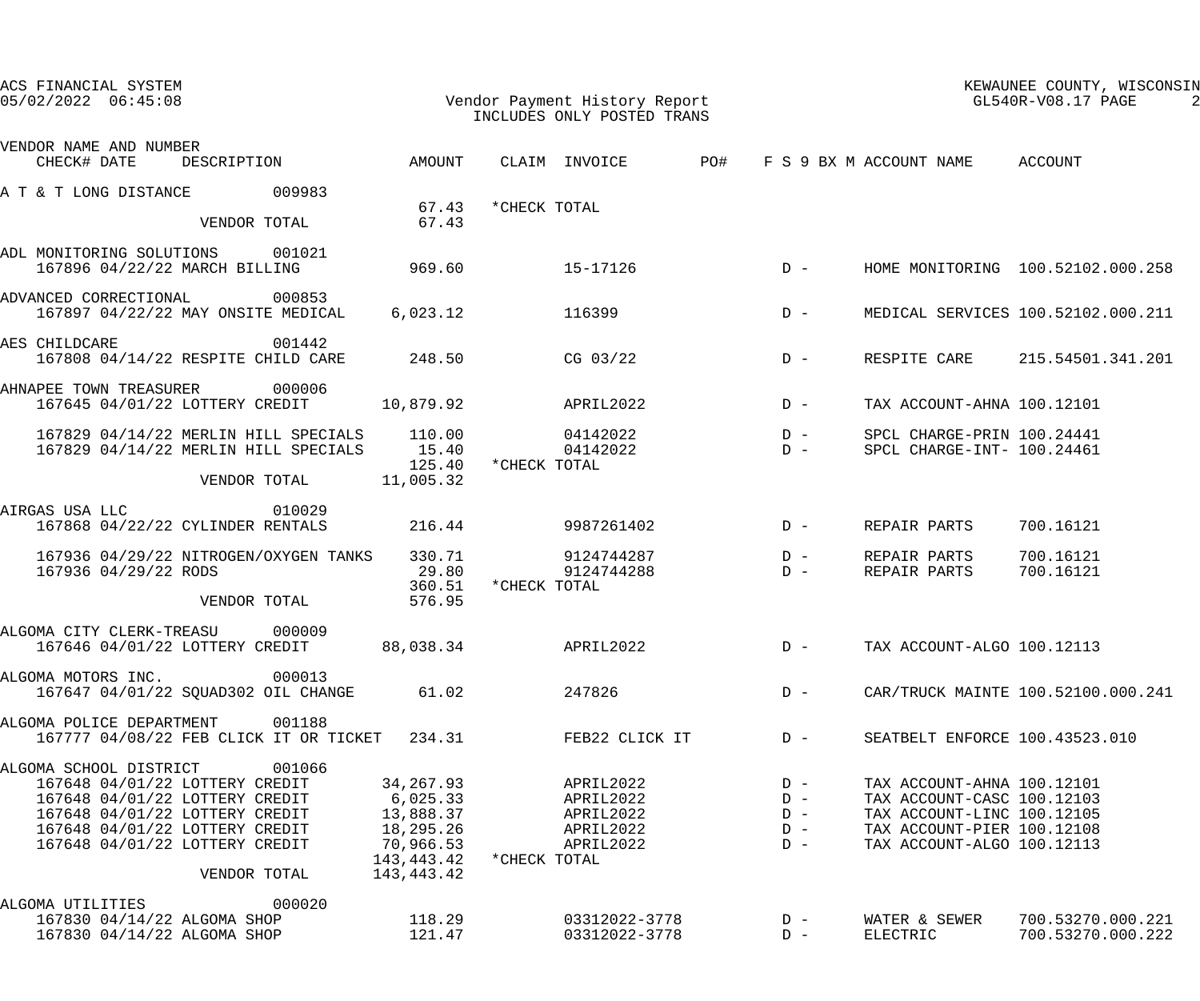ACS FINANCIAL SYSTEM
05/02/2022 06:45:08

Vendor Payment History Report
INCLUDES ONLY POSTED TRANS

KEWAUNEE COUNTY, WISCONSIN
GL540R-V08.17 PAGE 2

| VENDOR NAME AND NUMBER / CHECK# | DATE | DESCRIPTION | AMOUNT | CLAIM | INVOICE | PO# | F S 9 BX M | ACCOUNT NAME | ACCOUNT |
|---|---|---|---|---|---|---|---|---|---|
| A T & T LONG DISTANCE 009983 | | | | | | | | | |
| | | | 67.43 | *CHECK TOTAL | | | | | |
| | | VENDOR TOTAL | 67.43 | | | | | | |
| ADL MONITORING SOLUTIONS 001021 | | | | | | | | | |
| 167896 | 04/22/22 | MARCH BILLING | 969.60 | | 15-17126 | | D - | HOME MONITORING | 100.52102.000.258 |
| ADVANCED CORRECTIONAL 000853 | | | | | | | | | |
| 167897 | 04/22/22 | MAY ONSITE MEDICAL | 6,023.12 | | 116399 | | D - | MEDICAL SERVICES | 100.52102.000.211 |
| AES CHILDCARE 001442 | | | | | | | | | |
| 167808 | 04/14/22 | RESPITE CHILD CARE | 248.50 | | CG 03/22 | | D - | RESPITE CARE | 215.54501.341.201 |
| AHNAPEE TOWN TREASURER 000006 | | | | | | | | | |
| 167645 | 04/01/22 | LOTTERY CREDIT | 10,879.92 | | APRIL2022 | | D - | TAX ACCOUNT-AHNA | 100.12101 |
| 167829 | 04/14/22 | MERLIN HILL SPECIALS | 110.00 | | 04142022 | | D - | SPCL CHARGE-PRIN | 100.24441 |
| 167829 | 04/14/22 | MERLIN HILL SPECIALS | 15.40 | | 04142022 | | D - | SPCL CHARGE-INT- | 100.24461 |
| | | | 125.40 | *CHECK TOTAL | | | | | |
| | | VENDOR TOTAL | 11,005.32 | | | | | | |
| AIRGAS USA LLC 010029 | | | | | | | | | |
| 167868 | 04/22/22 | CYLINDER RENTALS | 216.44 | | 9987261402 | | D - | REPAIR PARTS | 700.16121 |
| 167936 | 04/29/22 | NITROGEN/OXYGEN TANKS | 330.71 | | 9124744287 | | D - | REPAIR PARTS | 700.16121 |
| 167936 | 04/29/22 | RODS | 29.80 | | 9124744288 | | D - | REPAIR PARTS | 700.16121 |
| | | | 360.51 | *CHECK TOTAL | | | | | |
| | | VENDOR TOTAL | 576.95 | | | | | | |
| ALGOMA CITY CLERK-TREASU 000009 | | | | | | | | | |
| 167646 | 04/01/22 | LOTTERY CREDIT | 88,038.34 | | APRIL2022 | | D - | TAX ACCOUNT-ALGO | 100.12113 |
| ALGOMA MOTORS INC. 000013 | | | | | | | | | |
| 167647 | 04/01/22 | SQUAD302 OIL CHANGE | 61.02 | | 247826 | | D - | CAR/TRUCK MAINTE | 100.52100.000.241 |
| ALGOMA POLICE DEPARTMENT 001188 | | | | | | | | | |
| 167777 | 04/08/22 | FEB CLICK IT OR TICKET | 234.31 | | FEB22 CLICK IT | | D - | SEATBELT ENFORCE | 100.43523.010 |
| ALGOMA SCHOOL DISTRICT 001066 | | | | | | | | | |
| 167648 | 04/01/22 | LOTTERY CREDIT | 34,267.93 | | APRIL2022 | | D - | TAX ACCOUNT-AHNA | 100.12101 |
| 167648 | 04/01/22 | LOTTERY CREDIT | 6,025.33 | | APRIL2022 | | D - | TAX ACCOUNT-CASC | 100.12103 |
| 167648 | 04/01/22 | LOTTERY CREDIT | 13,888.37 | | APRIL2022 | | D - | TAX ACCOUNT-LINC | 100.12105 |
| 167648 | 04/01/22 | LOTTERY CREDIT | 18,295.26 | | APRIL2022 | | D - | TAX ACCOUNT-PIER | 100.12108 |
| 167648 | 04/01/22 | LOTTERY CREDIT | 70,966.53 | | APRIL2022 | | D - | TAX ACCOUNT-ALGO | 100.12113 |
| | | | 143,443.42 | *CHECK TOTAL | | | | | |
| | | VENDOR TOTAL | 143,443.42 | | | | | | |
| ALGOMA UTILITIES 000020 | | | | | | | | | |
| 167830 | 04/14/22 | ALGOMA SHOP | 118.29 | | 03312022-3778 | | D - | WATER & SEWER | 700.53270.000.221 |
| 167830 | 04/14/22 | ALGOMA SHOP | 121.47 | | 03312022-3778 | | D - | ELECTRIC | 700.53270.000.222 |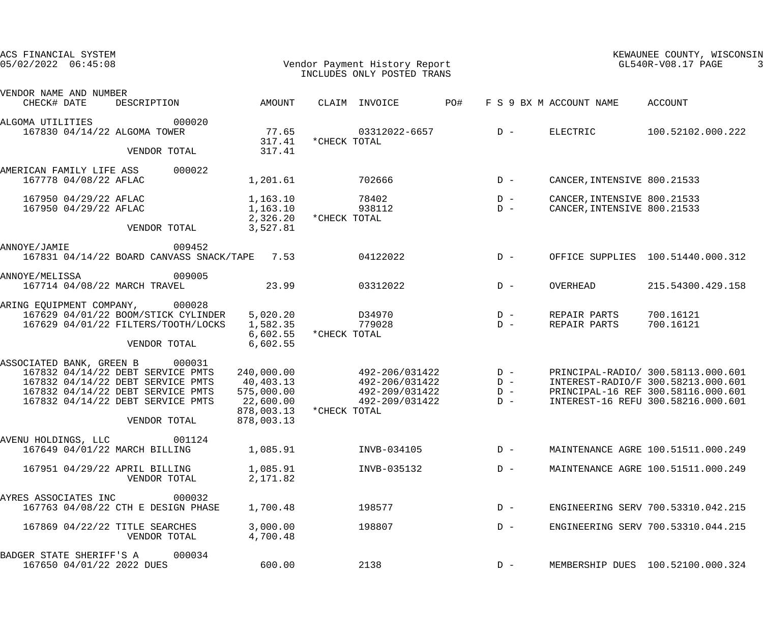ACS FINANCIAL SYSTEM
05/02/2022 06:45:08

Vendor Payment History Report
INCLUDES ONLY POSTED TRANS

KEWAUNEE COUNTY, WISCONSIN
GL540R-V08.17 PAGE 3

| VENDOR NAME AND NUMBER / CHECK# DATE | DESCRIPTION | AMOUNT | CLAIM | INVOICE | PO# | F S 9 BX M | ACCOUNT NAME | ACCOUNT |
|---|---|---|---|---|---|---|---|---|
| ALGOMA UTILITIES 000020 | | | | | | | | |
| 167830 04/14/22 | ALGOMA TOWER | 77.65 | | 03312022-6657 | | D - | ELECTRIC | 100.52102.000.222 |
| | | 317.41 | *CHECK TOTAL | | | | | |
| | VENDOR TOTAL | 317.41 | | | | | | |
| AMERICAN FAMILY LIFE ASS 000022 | | | | | | | | |
| 167778 04/08/22 | AFLAC | 1,201.61 | | 702666 | | D - | CANCER,INTENSIVE | 800.21533 |
| 167950 04/29/22 | AFLAC | 1,163.10 | | 78402 | | D - | CANCER,INTENSIVE | 800.21533 |
| 167950 04/29/22 | AFLAC | 1,163.10 | | 938112 | | D - | CANCER,INTENSIVE | 800.21533 |
| | | 2,326.20 | *CHECK TOTAL | | | | | |
| | VENDOR TOTAL | 3,527.81 | | | | | | |
| ANNOYE/JAMIE 009452 | | | | | | | | |
| 167831 04/14/22 | BOARD CANVASS SNACK/TAPE | 7.53 | | 04122022 | | D - | OFFICE SUPPLIES | 100.51440.000.312 |
| ANNOYE/MELISSA 009005 | | | | | | | | |
| 167714 04/08/22 | MARCH TRAVEL | 23.99 | | 03312022 | | D - | OVERHEAD | 215.54300.429.158 |
| ARING EQUIPMENT COMPANY, 000028 | | | | | | | | |
| 167629 04/01/22 | BOOM/STICK CYLINDER | 5,020.20 | | D34970 | | D - | REPAIR PARTS | 700.16121 |
| 167629 04/01/22 | FILTERS/TOOTH/LOCKS | 1,582.35 | | 779028 | | D - | REPAIR PARTS | 700.16121 |
| | | 6,602.55 | *CHECK TOTAL | | | | | |
| | VENDOR TOTAL | 6,602.55 | | | | | | |
| ASSOCIATED BANK, GREEN B 000031 | | | | | | | | |
| 167832 04/14/22 | DEBT SERVICE PMTS | 240,000.00 | | 492-206/031422 | | D - | PRINCIPAL-RADIO/ | 300.58113.000.601 |
| 167832 04/14/22 | DEBT SERVICE PMTS | 40,403.13 | | 492-206/031422 | | D - | INTEREST-RADIO/F | 300.58213.000.601 |
| 167832 04/14/22 | DEBT SERVICE PMTS | 575,000.00 | | 492-209/031422 | | D - | PRINCIPAL-16 REF | 300.58116.000.601 |
| 167832 04/14/22 | DEBT SERVICE PMTS | 22,600.00 | | 492-209/031422 | | D - | INTEREST-16 REFU | 300.58216.000.601 |
| | | 878,003.13 | *CHECK TOTAL | | | | | |
| | VENDOR TOTAL | 878,003.13 | | | | | | |
| AVENU HOLDINGS, LLC 001124 | | | | | | | | |
| 167649 04/01/22 | MARCH BILLING | 1,085.91 | | INVB-034105 | | D - | MAINTENANCE AGRE | 100.51511.000.249 |
| 167951 04/29/22 | APRIL BILLING | 1,085.91 | | INVB-035132 | | D - | MAINTENANCE AGRE | 100.51511.000.249 |
| | VENDOR TOTAL | 2,171.82 | | | | | | |
| AYRES ASSOCIATES INC 000032 | | | | | | | | |
| 167763 04/08/22 | CTH E DESIGN PHASE | 1,700.48 | | 198577 | | D - | ENGINEERING SERV | 700.53310.042.215 |
| 167869 04/22/22 | TITLE SEARCHES | 3,000.00 | | 198807 | | D - | ENGINEERING SERV | 700.53310.044.215 |
| | VENDOR TOTAL | 4,700.48 | | | | | | |
| BADGER STATE SHERIFF'S A 000034 | | | | | | | | |
| 167650 04/01/22 | 2022 DUES | 600.00 | | 2138 | | D - | MEMBERSHIP DUES | 100.52100.000.324 |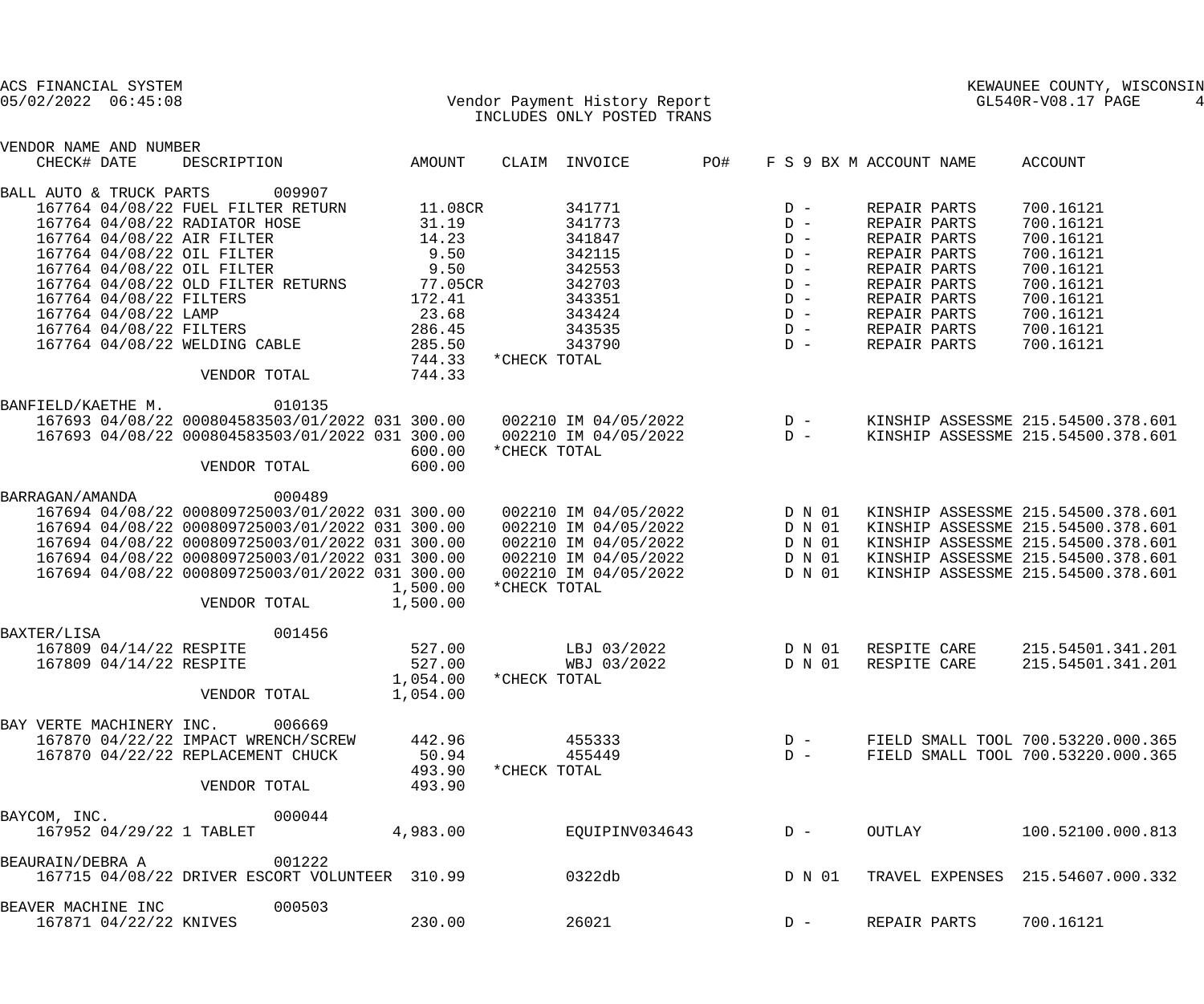ACS FINANCIAL SYSTEM
05/02/2022 06:45:08

Vendor Payment History Report
INCLUDES ONLY POSTED TRANS

KEWAUNEE COUNTY, WISCONSIN
GL540R-V08.17 PAGE 4

| VENDOR NAME AND NUMBER CHECK# | DATE | DESCRIPTION | AMOUNT | CLAIM | INVOICE | PO# | F S 9 BX M | ACCOUNT NAME | ACCOUNT |
|---|---|---|---|---|---|---|---|---|---|
| BALL AUTO & TRUCK PARTS 009907 | | | | | | | | | |
| 167764 | 04/08/22 | FUEL FILTER RETURN | 11.08CR | | 341771 | | D - | REPAIR PARTS | 700.16121 |
| 167764 | 04/08/22 | RADIATOR HOSE | 31.19 | | 341773 | | D - | REPAIR PARTS | 700.16121 |
| 167764 | 04/08/22 | AIR FILTER | 14.23 | | 341847 | | D - | REPAIR PARTS | 700.16121 |
| 167764 | 04/08/22 | OIL FILTER | 9.50 | | 342115 | | D - | REPAIR PARTS | 700.16121 |
| 167764 | 04/08/22 | OIL FILTER | 9.50 | | 342553 | | D - | REPAIR PARTS | 700.16121 |
| 167764 | 04/08/22 | OLD FILTER RETURNS | 77.05CR | | 342703 | | D - | REPAIR PARTS | 700.16121 |
| 167764 | 04/08/22 | FILTERS | 172.41 | | 343351 | | D - | REPAIR PARTS | 700.16121 |
| 167764 | 04/08/22 | LAMP | 23.68 | | 343424 | | D - | REPAIR PARTS | 700.16121 |
| 167764 | 04/08/22 | FILTERS | 286.45 | | 343535 | | D - | REPAIR PARTS | 700.16121 |
| 167764 | 04/08/22 | WELDING CABLE | 285.50 | | 343790 | | D - | REPAIR PARTS | 700.16121 |
| | | | 744.33 | *CHECK TOTAL | | | | | |
| | | VENDOR TOTAL | 744.33 | | | | | | |
| BANFIELD/KAETHE M. 010135 | | | | | | | | | |
| 167693 | 04/08/22 | 000804583503/01/2022 031 | 300.00 | 002210 | IM 04/05/2022 | | D - | KINSHIP ASSESSME | 215.54500.378.601 |
| 167693 | 04/08/22 | 000804583503/01/2022 031 | 300.00 | 002210 | IM 04/05/2022 | | D - | KINSHIP ASSESSME | 215.54500.378.601 |
| | | | 600.00 | *CHECK TOTAL | | | | | |
| | | VENDOR TOTAL | 600.00 | | | | | | |
| BARRAGAN/AMANDA 000489 | | | | | | | | | |
| 167694 | 04/08/22 | 000809725003/01/2022 031 | 300.00 | 002210 | IM 04/05/2022 | | D N 01 | KINSHIP ASSESSME | 215.54500.378.601 |
| 167694 | 04/08/22 | 000809725003/01/2022 031 | 300.00 | 002210 | IM 04/05/2022 | | D N 01 | KINSHIP ASSESSME | 215.54500.378.601 |
| 167694 | 04/08/22 | 000809725003/01/2022 031 | 300.00 | 002210 | IM 04/05/2022 | | D N 01 | KINSHIP ASSESSME | 215.54500.378.601 |
| 167694 | 04/08/22 | 000809725003/01/2022 031 | 300.00 | 002210 | IM 04/05/2022 | | D N 01 | KINSHIP ASSESSME | 215.54500.378.601 |
| 167694 | 04/08/22 | 000809725003/01/2022 031 | 300.00 | 002210 | IM 04/05/2022 | | D N 01 | KINSHIP ASSESSME | 215.54500.378.601 |
| | | | 1,500.00 | *CHECK TOTAL | | | | | |
| | | VENDOR TOTAL | 1,500.00 | | | | | | |
| BAXTER/LISA 001456 | | | | | | | | | |
| 167809 | 04/14/22 | RESPITE | 527.00 | | LBJ 03/2022 | | D N 01 | RESPITE CARE | 215.54501.341.201 |
| 167809 | 04/14/22 | RESPITE | 527.00 | | WBJ 03/2022 | | D N 01 | RESPITE CARE | 215.54501.341.201 |
| | | | 1,054.00 | *CHECK TOTAL | | | | | |
| | | VENDOR TOTAL | 1,054.00 | | | | | | |
| BAY VERTE MACHINERY INC. 006669 | | | | | | | | | |
| 167870 | 04/22/22 | IMPACT WRENCH/SCREW | 442.96 | | 455333 | | D - | FIELD SMALL TOOL | 700.53220.000.365 |
| 167870 | 04/22/22 | REPLACEMENT CHUCK | 50.94 | | 455449 | | D - | FIELD SMALL TOOL | 700.53220.000.365 |
| | | | 493.90 | *CHECK TOTAL | | | | | |
| | | VENDOR TOTAL | 493.90 | | | | | | |
| BAYCOM, INC. 000044 | | | | | | | | | |
| 167952 | 04/29/22 | 1 TABLET | 4,983.00 | | EQUIPINV034643 | | D - | OUTLAY | 100.52100.000.813 |
| BEAURAIN/DEBRA A 001222 | | | | | | | | | |
| 167715 | 04/08/22 | DRIVER ESCORT VOLUNTEER | 310.99 | | 0322db | | D N 01 | TRAVEL EXPENSES | 215.54607.000.332 |
| BEAVER MACHINE INC 000503 | | | | | | | | | |
| 167871 | 04/22/22 | KNIVES | 230.00 | | 26021 | | D - | REPAIR PARTS | 700.16121 |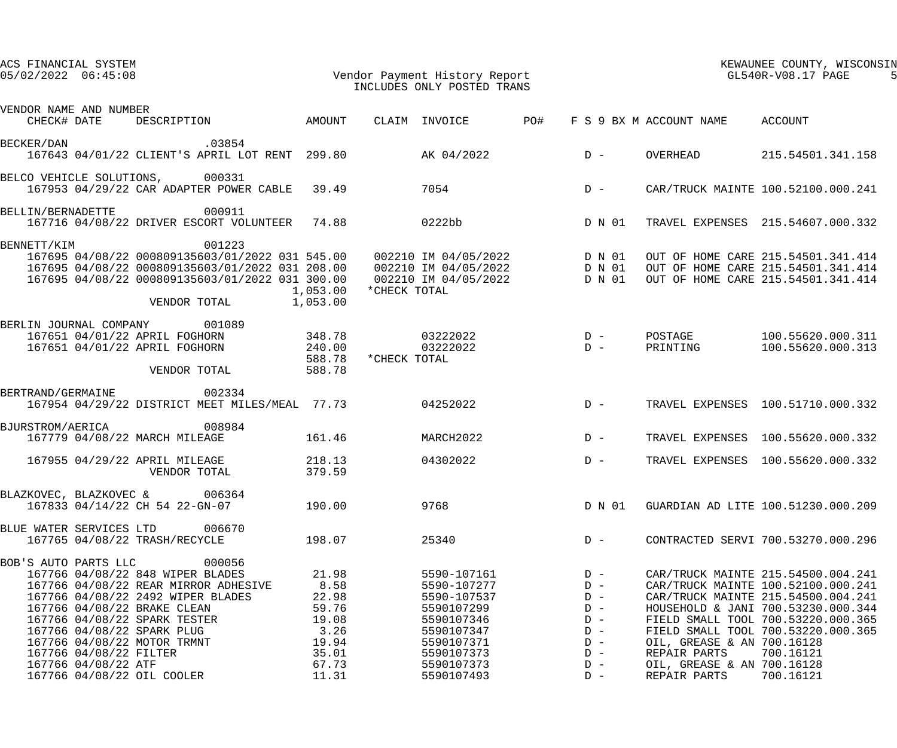ACS FINANCIAL SYSTEM
05/02/2022 06:45:08

Vendor Payment History Report
INCLUDES ONLY POSTED TRANS

KEWAUNEE COUNTY, WISCONSIN
GL540R-V08.17 PAGE 5

| VENDOR NAME AND NUMBER / CHECK# | DATE | DESCRIPTION | AMOUNT | CLAIM | INVOICE | PO# | F S 9 BX M | ACCOUNT NAME | ACCOUNT |
|---|---|---|---|---|---|---|---|---|---|
| BECKER/DAN .03854 | | | | | | | | | |
| 167643 | 04/01/22 | CLIENT'S APRIL LOT RENT | 299.80 | | AK 04/2022 | | D - | OVERHEAD | 215.54501.341.158 |
| BELCO VEHICLE SOLUTIONS, 000331 | | | | | | | | | |
| 167953 | 04/29/22 | CAR ADAPTER POWER CABLE | 39.49 | | 7054 | | D - | CAR/TRUCK MAINTE | 100.52100.000.241 |
| BELLIN/BERNADETTE 000911 | | | | | | | | | |
| 167716 | 04/08/22 | DRIVER ESCORT VOLUNTEER | 74.88 | | 0222bb | | D N 01 | TRAVEL EXPENSES | 215.54607.000.332 |
| BENNETT/KIM 001223 | | | | | | | | | |
| 167695 | 04/08/22 | 000809135603/01/2022 031 | 545.00 | 002210 | IM 04/05/2022 | | D N 01 | OUT OF HOME CARE | 215.54501.341.414 |
| 167695 | 04/08/22 | 000809135603/01/2022 031 | 208.00 | 002210 | IM 04/05/2022 | | D N 01 | OUT OF HOME CARE | 215.54501.341.414 |
| 167695 | 04/08/22 | 000809135603/01/2022 031 | 300.00 | 002210 | IM 04/05/2022 | | D N 01 | OUT OF HOME CARE | 215.54501.341.414 |
| | | | 1,053.00 | *CHECK TOTAL | | | | | |
| | | VENDOR TOTAL | 1,053.00 | | | | | | |
| BERLIN JOURNAL COMPANY 001089 | | | | | | | | | |
| 167651 | 04/01/22 | APRIL FOGHORN | 348.78 | | 03222022 | | D - | POSTAGE | 100.55620.000.311 |
| 167651 | 04/01/22 | APRIL FOGHORN | 240.00 | | 03222022 | | D - | PRINTING | 100.55620.000.313 |
| | | | 588.78 | *CHECK TOTAL | | | | | |
| | | VENDOR TOTAL | 588.78 | | | | | | |
| BERTRAND/GERMAINE 002334 | | | | | | | | | |
| 167954 | 04/29/22 | DISTRICT MEET MILES/MEAL | 77.73 | | 04252022 | | D - | TRAVEL EXPENSES | 100.51710.000.332 |
| BJURSTROM/AERICA 008984 | | | | | | | | | |
| 167779 | 04/08/22 | MARCH MILEAGE | 161.46 | | MARCH2022 | | D - | TRAVEL EXPENSES | 100.55620.000.332 |
| 167955 | 04/29/22 | APRIL MILEAGE | 218.13 | | 04302022 | | D - | TRAVEL EXPENSES | 100.55620.000.332 |
| | | VENDOR TOTAL | 379.59 | | | | | | |
| BLAZKOVEC, BLAZKOVEC & 006364 | | | | | | | | | |
| 167833 | 04/14/22 | CH 54 22-GN-07 | 190.00 | | 9768 | | D N 01 | GUARDIAN AD LITE | 100.51230.000.209 |
| BLUE WATER SERVICES LTD 006670 | | | | | | | | | |
| 167765 | 04/08/22 | TRASH/RECYCLE | 198.07 | | 25340 | | D - | CONTRACTED SERVI | 700.53270.000.296 |
| BOB'S AUTO PARTS LLC 000056 | | | | | | | | | |
| 167766 | 04/08/22 | 848 WIPER BLADES | 21.98 | | 5590-107161 | | D - | CAR/TRUCK MAINTE | 215.54500.004.241 |
| 167766 | 04/08/22 | REAR MIRROR ADHESIVE | 8.58 | | 5590-107277 | | D - | CAR/TRUCK MAINTE | 100.52100.000.241 |
| 167766 | 04/08/22 | 2492 WIPER BLADES | 22.98 | | 5590-107537 | | D - | CAR/TRUCK MAINTE | 215.54500.004.241 |
| 167766 | 04/08/22 | BRAKE CLEAN | 59.76 | | 5590107299 | | D - | HOUSEHOLD & JANI | 700.53230.000.344 |
| 167766 | 04/08/22 | SPARK TESTER | 19.08 | | 5590107346 | | D - | FIELD SMALL TOOL | 700.53220.000.365 |
| 167766 | 04/08/22 | SPARK PLUG | 3.26 | | 5590107347 | | D - | FIELD SMALL TOOL | 700.53220.000.365 |
| 167766 | 04/08/22 | MOTOR TRMNT | 19.94 | | 5590107371 | | D - | OIL, GREASE & AN | 700.16128 |
| 167766 | 04/08/22 | FILTER | 35.01 | | 5590107373 | | D - | REPAIR PARTS | 700.16121 |
| 167766 | 04/08/22 | ATF | 67.73 | | 5590107373 | | D - | OIL, GREASE & AN | 700.16128 |
| 167766 | 04/08/22 | OIL COOLER | 11.31 | | 5590107493 | | D - | REPAIR PARTS | 700.16121 |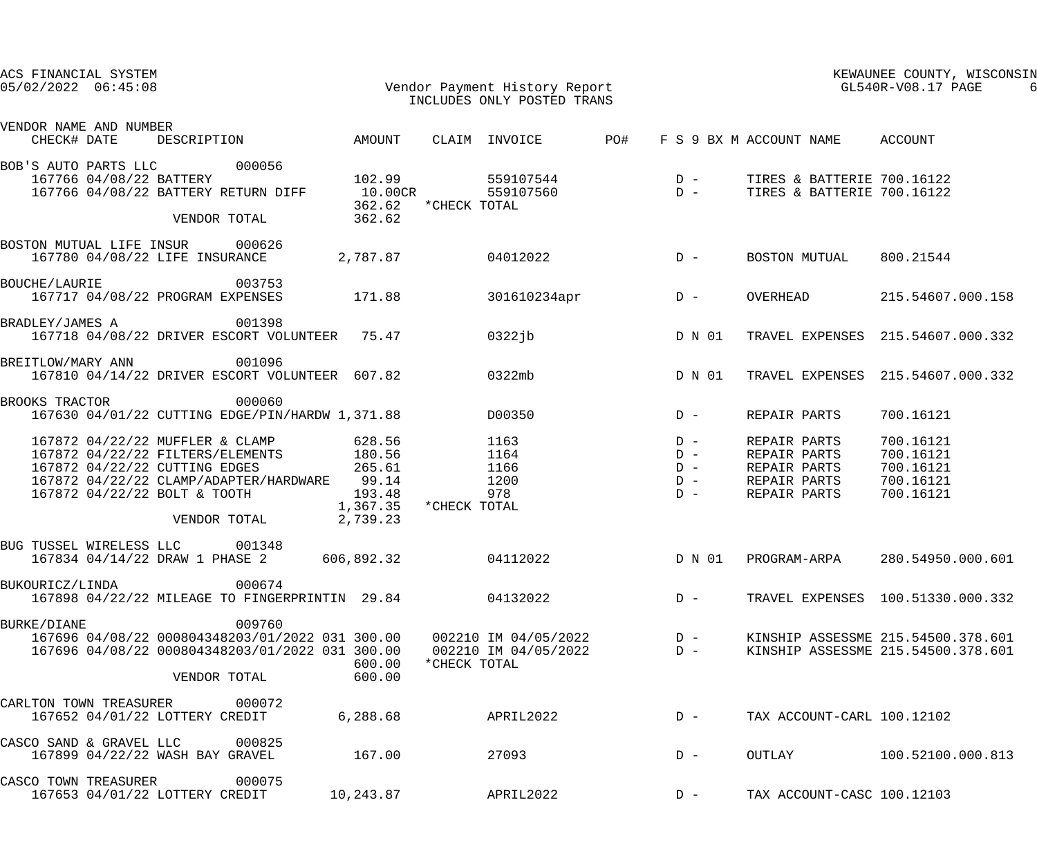ACS FINANCIAL SYSTEM
05/02/2022 06:45:08

Vendor Payment History Report
INCLUDES ONLY POSTED TRANS

KEWAUNEE COUNTY, WISCONSIN
GL540R-V08.17 PAGE 6

| VENDOR NAME AND NUMBER / CHECK# DATE | DESCRIPTION | AMOUNT | CLAIM | INVOICE | PO# | F S 9 BX M | ACCOUNT NAME | ACCOUNT |
|---|---|---|---|---|---|---|---|---|
| BOB'S AUTO PARTS LLC 000056 | | | | | | | | |
| 167766 04/08/22 | BATTERY | 102.99 | | 559107544 | | D - | TIRES & BATTERIE | 700.16122 |
| 167766 04/08/22 | BATTERY RETURN DIFF | 10.00CR | | 559107560 | | D - | TIRES & BATTERIE | 700.16122 |
| | | 362.62 | *CHECK TOTAL | | | | | |
| | VENDOR TOTAL | 362.62 | | | | | | |
| BOSTON MUTUAL LIFE INSUR 000626 | | | | | | | | |
| 167780 04/08/22 | LIFE INSURANCE | 2,787.87 | | 04012022 | | D - | BOSTON MUTUAL | 800.21544 |
| BOUCHE/LAURIE 003753 | | | | | | | | |
| 167717 04/08/22 | PROGRAM EXPENSES | 171.88 | | 301610234apr | | D - | OVERHEAD | 215.54607.000.158 |
| BRADLEY/JAMES A 001398 | | | | | | | | |
| 167718 04/08/22 | DRIVER ESCORT VOLUNTEER | 75.47 | | 0322jb | | D N 01 | TRAVEL EXPENSES | 215.54607.000.332 |
| BREITLOW/MARY ANN 001096 | | | | | | | | |
| 167810 04/14/22 | DRIVER ESCORT VOLUNTEER | 607.82 | | 0322mb | | D N 01 | TRAVEL EXPENSES | 215.54607.000.332 |
| BROOKS TRACTOR 000060 | | | | | | | | |
| 167630 04/01/22 | CUTTING EDGE/PIN/HARDW | 1,371.88 | | D00350 | | D - | REPAIR PARTS | 700.16121 |
| 167872 04/22/22 | MUFFLER & CLAMP | 628.56 | | 1163 | | D - | REPAIR PARTS | 700.16121 |
| 167872 04/22/22 | FILTERS/ELEMENTS | 180.56 | | 1164 | | D - | REPAIR PARTS | 700.16121 |
| 167872 04/22/22 | CUTTING EDGES | 265.61 | | 1166 | | D - | REPAIR PARTS | 700.16121 |
| 167872 04/22/22 | CLAMP/ADAPTER/HARDWARE | 99.14 | | 1200 | | D - | REPAIR PARTS | 700.16121 |
| 167872 04/22/22 | BOLT & TOOTH | 193.48 | | 978 | | D - | REPAIR PARTS | 700.16121 |
| | | 1,367.35 | *CHECK TOTAL | | | | | |
| | VENDOR TOTAL | 2,739.23 | | | | | | |
| BUG TUSSEL WIRELESS LLC 001348 | | | | | | | | |
| 167834 04/14/22 | DRAW 1 PHASE 2 | 606,892.32 | | 04112022 | | D N 01 | PROGRAM-ARPA | 280.54950.000.601 |
| BUKOURICZ/LINDA 000674 | | | | | | | | |
| 167898 04/22/22 | MILEAGE TO FINGERPRINTIN | 29.84 | | 04132022 | | D - | TRAVEL EXPENSES | 100.51330.000.332 |
| BURKE/DIANE 009760 | | | | | | | | |
| 167696 04/08/22 | 000804348203/01/2022 031 | 300.00 | 002210 | IM 04/05/2022 | | D - | KINSHIP ASSESSME | 215.54500.378.601 |
| 167696 04/08/22 | 000804348203/01/2022 031 | 300.00 | 002210 | IM 04/05/2022 | | D - | KINSHIP ASSESSME | 215.54500.378.601 |
| | | 600.00 | *CHECK TOTAL | | | | | |
| | VENDOR TOTAL | 600.00 | | | | | | |
| CARLTON TOWN TREASURER 000072 | | | | | | | | |
| 167652 04/01/22 | LOTTERY CREDIT | 6,288.68 | | APRIL2022 | | D - | TAX ACCOUNT-CARL | 100.12102 |
| CASCO SAND & GRAVEL LLC 000825 | | | | | | | | |
| 167899 04/22/22 | WASH BAY GRAVEL | 167.00 | | 27093 | | D - | OUTLAY | 100.52100.000.813 |
| CASCO TOWN TREASURER 000075 | | | | | | | | |
| 167653 04/01/22 | LOTTERY CREDIT | 10,243.87 | | APRIL2022 | | D - | TAX ACCOUNT-CASC | 100.12103 |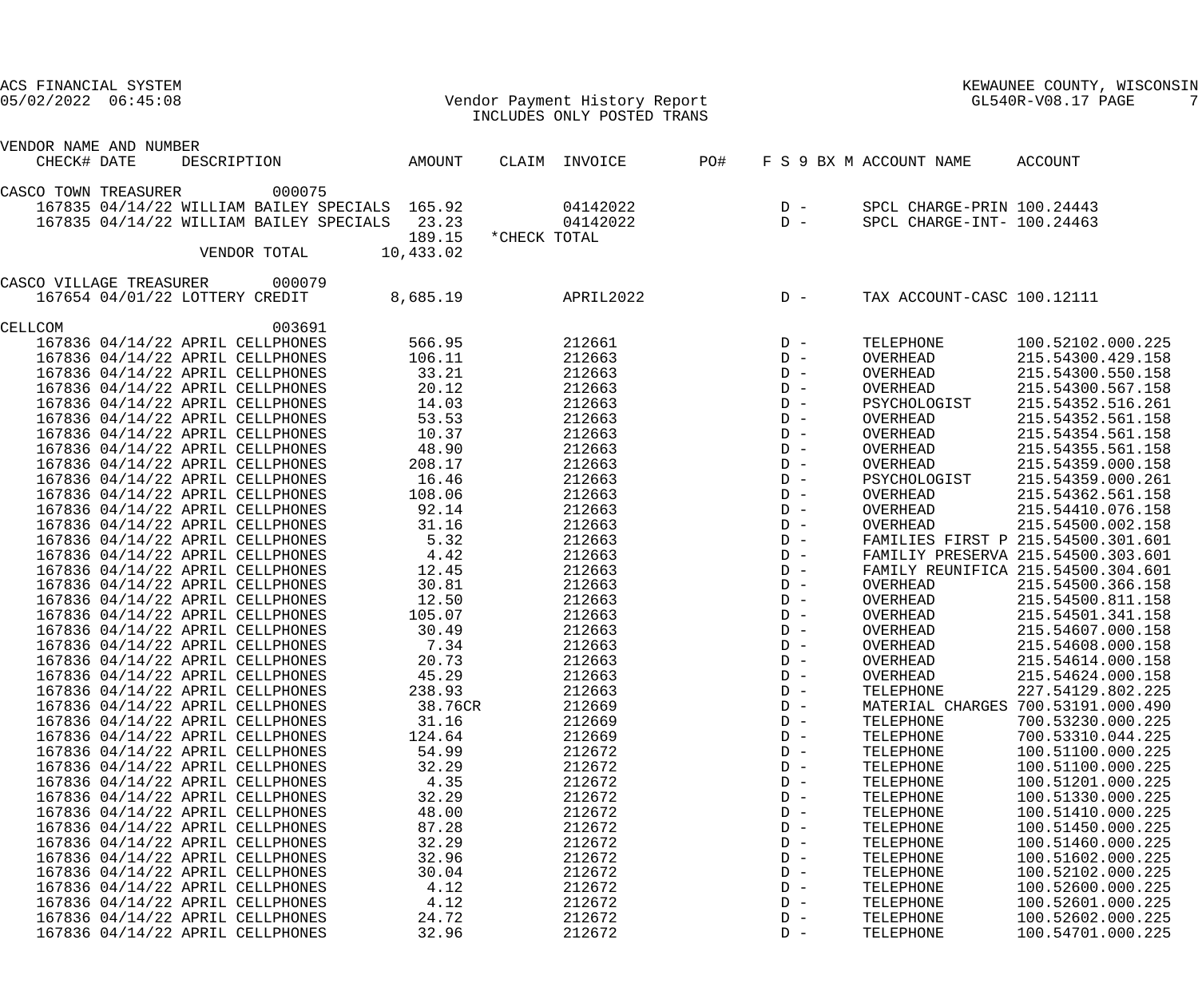ACS FINANCIAL SYSTEM
05/02/2022 06:45:08

Vendor Payment History Report
INCLUDES ONLY POSTED TRANS

KEWAUNEE COUNTY, WISCONSIN
GL540R-V08.17

| VENDOR NAME AND NUMBER | | | | | | | | | |
|---|---|---|---|---|---|---|---|---|---|
| CHECK# | DATE | DESCRIPTION | AMOUNT | CLAIM | INVOICE | PO# | F S 9 BX M | ACCOUNT NAME | ACCOUNT |
| **CASCO TOWN TREASURER 000075** | | | | | | | | | |
| 167835 | 04/14/22 | WILLIAM BAILEY SPECIALS | 165.92 | | 04142022 | | D - | SPCL CHARGE-PRIN | 100.24443 |
| 167835 | 04/14/22 | WILLIAM BAILEY SPECIALS | 23.23 | | 04142022 | | D - | SPCL CHARGE-INT- | 100.24463 |
| | | | 189.15 | *CHECK TOTAL | | | | | |
| | | VENDOR TOTAL | 10,433.02 | | | | | | |
| **CASCO VILLAGE TREASURER 000079** | | | | | | | | | |
| 167654 | 04/01/22 | LOTTERY CREDIT | 8,685.19 | | APRIL2022 | | D - | TAX ACCOUNT-CASC | 100.12111 |
| **CELLCOM 003691** | | | | | | | | | |
| 167836 | 04/14/22 | APRIL CELLPHONES | 566.95 | | 212661 | | D - | TELEPHONE | 100.52102.000.225 |
| 167836 | 04/14/22 | APRIL CELLPHONES | 106.11 | | 212663 | | D - | OVERHEAD | 215.54300.429.158 |
| 167836 | 04/14/22 | APRIL CELLPHONES | 33.21 | | 212663 | | D - | OVERHEAD | 215.54300.550.158 |
| 167836 | 04/14/22 | APRIL CELLPHONES | 20.12 | | 212663 | | D - | OVERHEAD | 215.54300.567.158 |
| 167836 | 04/14/22 | APRIL CELLPHONES | 14.03 | | 212663 | | D - | PSYCHOLOGIST | 215.54352.516.261 |
| 167836 | 04/14/22 | APRIL CELLPHONES | 53.53 | | 212663 | | D - | OVERHEAD | 215.54352.561.158 |
| 167836 | 04/14/22 | APRIL CELLPHONES | 10.37 | | 212663 | | D - | OVERHEAD | 215.54354.561.158 |
| 167836 | 04/14/22 | APRIL CELLPHONES | 48.90 | | 212663 | | D - | OVERHEAD | 215.54355.561.158 |
| 167836 | 04/14/22 | APRIL CELLPHONES | 208.17 | | 212663 | | D - | OVERHEAD | 215.54359.000.158 |
| 167836 | 04/14/22 | APRIL CELLPHONES | 16.46 | | 212663 | | D - | PSYCHOLOGIST | 215.54359.000.261 |
| 167836 | 04/14/22 | APRIL CELLPHONES | 108.06 | | 212663 | | D - | OVERHEAD | 215.54362.561.158 |
| 167836 | 04/14/22 | APRIL CELLPHONES | 92.14 | | 212663 | | D - | OVERHEAD | 215.54410.076.158 |
| 167836 | 04/14/22 | APRIL CELLPHONES | 31.16 | | 212663 | | D - | OVERHEAD | 215.54500.002.158 |
| 167836 | 04/14/22 | APRIL CELLPHONES | 5.32 | | 212663 | | D - | FAMILIES FIRST P | 215.54500.301.601 |
| 167836 | 04/14/22 | APRIL CELLPHONES | 4.42 | | 212663 | | D - | FAMILIY PRESERVA | 215.54500.303.601 |
| 167836 | 04/14/22 | APRIL CELLPHONES | 12.45 | | 212663 | | D - | FAMILY REUNIFICA | 215.54500.304.601 |
| 167836 | 04/14/22 | APRIL CELLPHONES | 30.81 | | 212663 | | D - | OVERHEAD | 215.54500.366.158 |
| 167836 | 04/14/22 | APRIL CELLPHONES | 12.50 | | 212663 | | D - | OVERHEAD | 215.54500.811.158 |
| 167836 | 04/14/22 | APRIL CELLPHONES | 105.07 | | 212663 | | D - | OVERHEAD | 215.54501.341.158 |
| 167836 | 04/14/22 | APRIL CELLPHONES | 30.49 | | 212663 | | D - | OVERHEAD | 215.54607.000.158 |
| 167836 | 04/14/22 | APRIL CELLPHONES | 7.34 | | 212663 | | D - | OVERHEAD | 215.54608.000.158 |
| 167836 | 04/14/22 | APRIL CELLPHONES | 20.73 | | 212663 | | D - | OVERHEAD | 215.54614.000.158 |
| 167836 | 04/14/22 | APRIL CELLPHONES | 45.29 | | 212663 | | D - | OVERHEAD | 215.54624.000.158 |
| 167836 | 04/14/22 | APRIL CELLPHONES | 238.93 | | 212663 | | D - | TELEPHONE | 227.54129.802.225 |
| 167836 | 04/14/22 | APRIL CELLPHONES | 38.76CR | | 212669 | | D - | MATERIAL CHARGES | 700.53191.000.490 |
| 167836 | 04/14/22 | APRIL CELLPHONES | 31.16 | | 212669 | | D - | TELEPHONE | 700.53230.000.225 |
| 167836 | 04/14/22 | APRIL CELLPHONES | 124.64 | | 212669 | | D - | TELEPHONE | 700.53310.044.225 |
| 167836 | 04/14/22 | APRIL CELLPHONES | 54.99 | | 212672 | | D - | TELEPHONE | 100.51100.000.225 |
| 167836 | 04/14/22 | APRIL CELLPHONES | 32.29 | | 212672 | | D - | TELEPHONE | 100.51100.000.225 |
| 167836 | 04/14/22 | APRIL CELLPHONES | 4.35 | | 212672 | | D - | TELEPHONE | 100.51201.000.225 |
| 167836 | 04/14/22 | APRIL CELLPHONES | 32.29 | | 212672 | | D - | TELEPHONE | 100.51330.000.225 |
| 167836 | 04/14/22 | APRIL CELLPHONES | 48.00 | | 212672 | | D - | TELEPHONE | 100.51410.000.225 |
| 167836 | 04/14/22 | APRIL CELLPHONES | 87.28 | | 212672 | | D - | TELEPHONE | 100.51450.000.225 |
| 167836 | 04/14/22 | APRIL CELLPHONES | 32.29 | | 212672 | | D - | TELEPHONE | 100.51460.000.225 |
| 167836 | 04/14/22 | APRIL CELLPHONES | 32.96 | | 212672 | | D - | TELEPHONE | 100.51602.000.225 |
| 167836 | 04/14/22 | APRIL CELLPHONES | 30.04 | | 212672 | | D - | TELEPHONE | 100.52102.000.225 |
| 167836 | 04/14/22 | APRIL CELLPHONES | 4.12 | | 212672 | | D - | TELEPHONE | 100.52600.000.225 |
| 167836 | 04/14/22 | APRIL CELLPHONES | 4.12 | | 212672 | | D - | TELEPHONE | 100.52601.000.225 |
| 167836 | 04/14/22 | APRIL CELLPHONES | 24.72 | | 212672 | | D - | TELEPHONE | 100.52602.000.225 |
| 167836 | 04/14/22 | APRIL CELLPHONES | 32.96 | | 212672 | | D - | TELEPHONE | 100.54701.000.225 |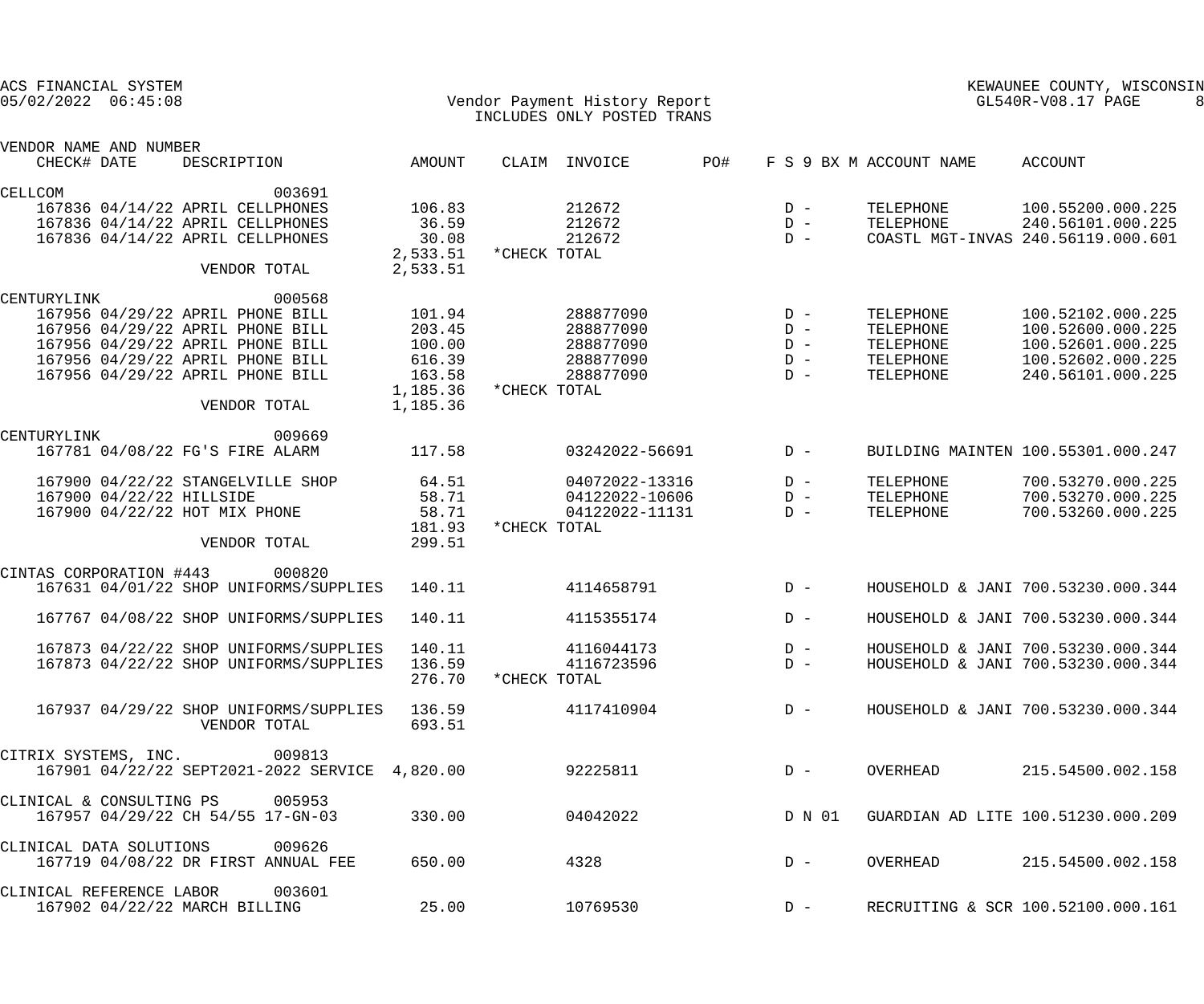| VENDOR NAME AND NUMBER CHECK# | DATE | DESCRIPTION | AMOUNT | CLAIM | INVOICE | PO# | F S 9 BX M | ACCOUNT NAME | ACCOUNT |
|---|---|---|---|---|---|---|---|---|---|
| CELLCOM 003691 | | | | | | | | | |
| 167836 | 04/14/22 | APRIL CELLPHONES | 106.83 | | 212672 | | D - | TELEPHONE | 100.55200.000.225 |
| 167836 | 04/14/22 | APRIL CELLPHONES | 36.59 | | 212672 | | D - | TELEPHONE | 240.56101.000.225 |
| 167836 | 04/14/22 | APRIL CELLPHONES | 30.08 | | 212672 | | D - | COASTL MGT-INVAS | 240.56119.000.601 |
| | | | 2,533.51 | *CHECK TOTAL | | | | | |
| | | VENDOR TOTAL | 2,533.51 | | | | | | |
| CENTURYLINK 000568 | | | | | | | | | |
| 167956 | 04/29/22 | APRIL PHONE BILL | 101.94 | | 288877090 | | D - | TELEPHONE | 100.52102.000.225 |
| 167956 | 04/29/22 | APRIL PHONE BILL | 203.45 | | 288877090 | | D - | TELEPHONE | 100.52600.000.225 |
| 167956 | 04/29/22 | APRIL PHONE BILL | 100.00 | | 288877090 | | D - | TELEPHONE | 100.52601.000.225 |
| 167956 | 04/29/22 | APRIL PHONE BILL | 616.39 | | 288877090 | | D - | TELEPHONE | 100.52602.000.225 |
| 167956 | 04/29/22 | APRIL PHONE BILL | 163.58 | | 288877090 | | D - | TELEPHONE | 240.56101.000.225 |
| | | | 1,185.36 | *CHECK TOTAL | | | | | |
| | | VENDOR TOTAL | 1,185.36 | | | | | | |
| CENTURYLINK 009669 | | | | | | | | | |
| 167781 | 04/08/22 | FG'S FIRE ALARM | 117.58 | | 03242022-56691 | | D - | BUILDING MAINTEN | 100.55301.000.247 |
| 167900 | 04/22/22 | STANGELVILLE SHOP | 64.51 | | 04072022-13316 | | D - | TELEPHONE | 700.53270.000.225 |
| 167900 | 04/22/22 | HILLSIDE | 58.71 | | 04122022-10606 | | D - | TELEPHONE | 700.53270.000.225 |
| 167900 | 04/22/22 | HOT MIX PHONE | 58.71 | | 04122022-11131 | | D - | TELEPHONE | 700.53260.000.225 |
| | | | 181.93 | *CHECK TOTAL | | | | | |
| | | VENDOR TOTAL | 299.51 | | | | | | |
| CINTAS CORPORATION #443 000820 | | | | | | | | | |
| 167631 | 04/01/22 | SHOP UNIFORMS/SUPPLIES | 140.11 | | 4114658791 | | D - | HOUSEHOLD & JANI | 700.53230.000.344 |
| 167767 | 04/08/22 | SHOP UNIFORMS/SUPPLIES | 140.11 | | 4115355174 | | D - | HOUSEHOLD & JANI | 700.53230.000.344 |
| 167873 | 04/22/22 | SHOP UNIFORMS/SUPPLIES | 140.11 | | 4116044173 | | D - | HOUSEHOLD & JANI | 700.53230.000.344 |
| 167873 | 04/22/22 | SHOP UNIFORMS/SUPPLIES | 136.59 | | 4116723596 | | D - | HOUSEHOLD & JANI | 700.53230.000.344 |
| | | | 276.70 | *CHECK TOTAL | | | | | |
| 167937 | 04/29/22 | SHOP UNIFORMS/SUPPLIES | 136.59 | | 4117410904 | | D - | HOUSEHOLD & JANI | 700.53230.000.344 |
| | | VENDOR TOTAL | 693.51 | | | | | | |
| CITRIX SYSTEMS, INC. 009813 | | | | | | | | | |
| 167901 | 04/22/22 | SEPT2021-2022 SERVICE | 4,820.00 | | 92225811 | | D - | OVERHEAD | 215.54500.002.158 |
| CLINICAL & CONSULTING PS 005953 | | | | | | | | | |
| 167957 | 04/29/22 | CH 54/55 17-GN-03 | 330.00 | | 04042022 | | D N 01 | GUARDIAN AD LITE | 100.51230.000.209 |
| CLINICAL DATA SOLUTIONS 009626 | | | | | | | | | |
| 167719 | 04/08/22 | DR FIRST ANNUAL FEE | 650.00 | | 4328 | | D - | OVERHEAD | 215.54500.002.158 |
| CLINICAL REFERENCE LABOR 003601 | | | | | | | | | |
| 167902 | 04/22/22 | MARCH BILLING | 25.00 | | 10769530 | | D - | RECRUITING & SCR | 100.52100.000.161 |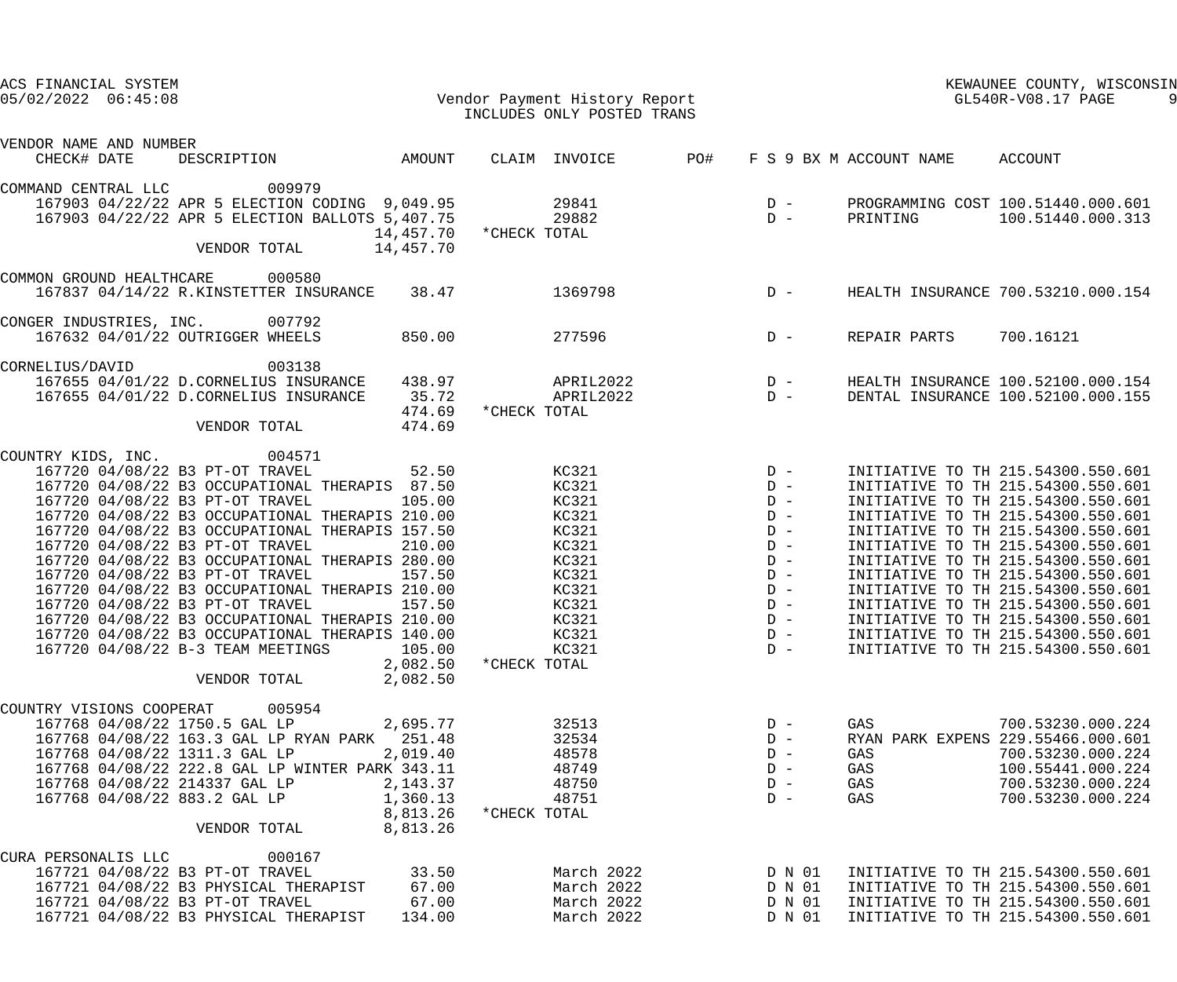ACS FINANCIAL SYSTEM
05/02/2022 06:45:08

Vendor Payment History Report
INCLUDES ONLY POSTED TRANS

KEWAUNEE COUNTY, WISCONSIN
GL540R-V08.17

| VENDOR NAME AND NUMBER / CHECK# | DATE | DESCRIPTION | AMOUNT | CLAIM | INVOICE | PO# | F S 9 BX M | ACCOUNT NAME | ACCOUNT |
|---|---|---|---|---|---|---|---|---|---|
| COMMAND CENTRAL LLC 009979 | | | | | | | | | |
| 167903 | 04/22/22 | APR 5 ELECTION CODING | 9,049.95 | | 29841 | | D - | PROGRAMMING COST | 100.51440.000.601 |
| 167903 | 04/22/22 | APR 5 ELECTION BALLOTS | 5,407.75 | | 29882 | | D - | PRINTING | 100.51440.000.313 |
| | | | 14,457.70 | *CHECK TOTAL | | | | | |
| | | VENDOR TOTAL | 14,457.70 | | | | | | |
| COMMON GROUND HEALTHCARE 000580 | | | | | | | | | |
| 167837 | 04/14/22 | R.KINSTETTER INSURANCE | 38.47 | | 1369798 | | D - | HEALTH INSURANCE | 700.53210.000.154 |
| CONGER INDUSTRIES, INC. 007792 | | | | | | | | | |
| 167632 | 04/01/22 | OUTRIGGER WHEELS | 850.00 | | 277596 | | D - | REPAIR PARTS | 700.16121 |
| CORNELIUS/DAVID 003138 | | | | | | | | | |
| 167655 | 04/01/22 | D.CORNELIUS INSURANCE | 438.97 | | APRIL2022 | | D - | HEALTH INSURANCE | 100.52100.000.154 |
| 167655 | 04/01/22 | D.CORNELIUS INSURANCE | 35.72 | | APRIL2022 | | D - | DENTAL INSURANCE | 100.52100.000.155 |
| | | | 474.69 | *CHECK TOTAL | | | | | |
| | | VENDOR TOTAL | 474.69 | | | | | | |
| COUNTRY KIDS, INC. 004571 | | | | | | | | | |
| 167720 | 04/08/22 | B3 PT-OT TRAVEL | 52.50 | | KC321 | | D - | INITIATIVE TO TH | 215.54300.550.601 |
| 167720 | 04/08/22 | B3 OCCUPATIONAL THERAPIS | 87.50 | | KC321 | | D - | INITIATIVE TO TH | 215.54300.550.601 |
| 167720 | 04/08/22 | B3 PT-OT TRAVEL | 105.00 | | KC321 | | D - | INITIATIVE TO TH | 215.54300.550.601 |
| 167720 | 04/08/22 | B3 OCCUPATIONAL THERAPIS | 210.00 | | KC321 | | D - | INITIATIVE TO TH | 215.54300.550.601 |
| 167720 | 04/08/22 | B3 OCCUPATIONAL THERAPIS | 157.50 | | KC321 | | D - | INITIATIVE TO TH | 215.54300.550.601 |
| 167720 | 04/08/22 | B3 PT-OT TRAVEL | 210.00 | | KC321 | | D - | INITIATIVE TO TH | 215.54300.550.601 |
| 167720 | 04/08/22 | B3 OCCUPATIONAL THERAPIS | 280.00 | | KC321 | | D - | INITIATIVE TO TH | 215.54300.550.601 |
| 167720 | 04/08/22 | B3 PT-OT TRAVEL | 157.50 | | KC321 | | D - | INITIATIVE TO TH | 215.54300.550.601 |
| 167720 | 04/08/22 | B3 OCCUPATIONAL THERAPIS | 210.00 | | KC321 | | D - | INITIATIVE TO TH | 215.54300.550.601 |
| 167720 | 04/08/22 | B3 PT-OT TRAVEL | 157.50 | | KC321 | | D - | INITIATIVE TO TH | 215.54300.550.601 |
| 167720 | 04/08/22 | B3 OCCUPATIONAL THERAPIS | 210.00 | | KC321 | | D - | INITIATIVE TO TH | 215.54300.550.601 |
| 167720 | 04/08/22 | B3 OCCUPATIONAL THERAPIS | 140.00 | | KC321 | | D - | INITIATIVE TO TH | 215.54300.550.601 |
| 167720 | 04/08/22 | B-3 TEAM MEETINGS | 105.00 | | KC321 | | D - | INITIATIVE TO TH | 215.54300.550.601 |
| | | | 2,082.50 | *CHECK TOTAL | | | | | |
| | | VENDOR TOTAL | 2,082.50 | | | | | | |
| COUNTRY VISIONS COOPERAT 005954 | | | | | | | | | |
| 167768 | 04/08/22 | 1750.5 GAL LP | 2,695.77 | | 32513 | | D - | GAS | 700.53230.000.224 |
| 167768 | 04/08/22 | 163.3 GAL LP RYAN PARK | 251.48 | | 32534 | | D - | RYAN PARK EXPENS | 229.55466.000.601 |
| 167768 | 04/08/22 | 1311.3 GAL LP | 2,019.40 | | 48578 | | D - | GAS | 700.53230.000.224 |
| 167768 | 04/08/22 | 222.8 GAL LP WINTER PARK | 343.11 | | 48749 | | D - | GAS | 100.55441.000.224 |
| 167768 | 04/08/22 | 214337 GAL LP | 2,143.37 | | 48750 | | D - | GAS | 700.53230.000.224 |
| 167768 | 04/08/22 | 883.2 GAL LP | 1,360.13 | | 48751 | | D - | GAS | 700.53230.000.224 |
| | | | 8,813.26 | *CHECK TOTAL | | | | | |
| | | VENDOR TOTAL | 8,813.26 | | | | | | |
| CURA PERSONALIS LLC 000167 | | | | | | | | | |
| 167721 | 04/08/22 | B3 PT-OT TRAVEL | 33.50 | | March 2022 | | D N 01 | INITIATIVE TO TH | 215.54300.550.601 |
| 167721 | 04/08/22 | B3 PHYSICAL THERAPIST | 67.00 | | March 2022 | | D N 01 | INITIATIVE TO TH | 215.54300.550.601 |
| 167721 | 04/08/22 | B3 PT-OT TRAVEL | 67.00 | | March 2022 | | D N 01 | INITIATIVE TO TH | 215.54300.550.601 |
| 167721 | 04/08/22 | B3 PHYSICAL THERAPIST | 134.00 | | March 2022 | | D N 01 | INITIATIVE TO TH | 215.54300.550.601 |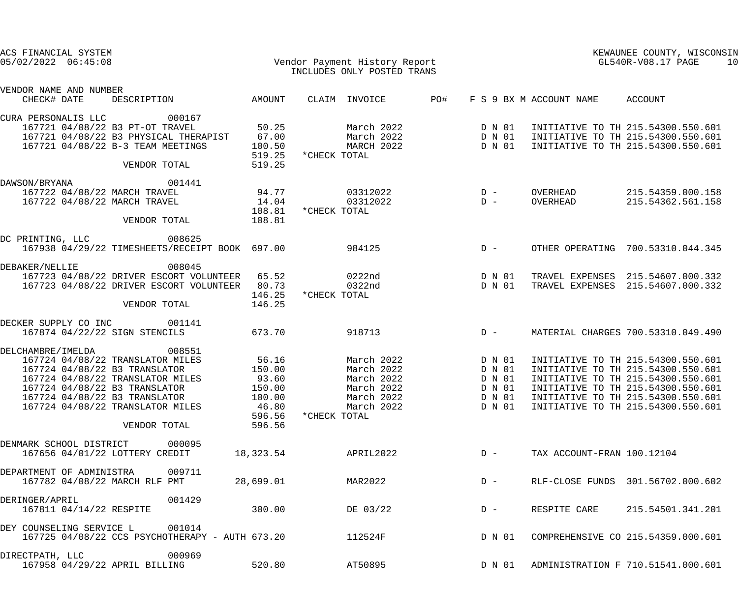ACS FINANCIAL SYSTEM
05/02/2022 06:45:08

Vendor Payment History Report
INCLUDES ONLY POSTED TRANS

KEWAUNEE COUNTY, WISCONSIN
GL540R-V08.17

| VENDOR NAME AND NUMBER / CHECK# DATE | DESCRIPTION | AMOUNT | CLAIM | INVOICE | PO# | F S 9 BX M | ACCOUNT NAME | ACCOUNT |
|---|---|---|---|---|---|---|---|---|
| CURA PERSONALIS LLC 000167 | | | | | | | | |
| 167721 04/08/22 | B3 PT-OT TRAVEL | 50.25 | | March 2022 | | D N 01 | INITIATIVE TO TH | 215.54300.550.601 |
| 167721 04/08/22 | B3 PHYSICAL THERAPIST | 67.00 | | March 2022 | | D N 01 | INITIATIVE TO TH | 215.54300.550.601 |
| 167721 04/08/22 | B-3 TEAM MEETINGS | 100.50 | | MARCH 2022 | | D N 01 | INITIATIVE TO TH | 215.54300.550.601 |
| | | 519.25 | *CHECK TOTAL | | | | | |
| | VENDOR TOTAL | 519.25 | | | | | | |
| DAWSON/BRYANA 001441 | | | | | | | | |
| 167722 04/08/22 | MARCH TRAVEL | 94.77 | | 03312022 | | D - | OVERHEAD | 215.54359.000.158 |
| 167722 04/08/22 | MARCH TRAVEL | 14.04 | | 03312022 | | D - | OVERHEAD | 215.54362.561.158 |
| | | 108.81 | *CHECK TOTAL | | | | | |
| | VENDOR TOTAL | 108.81 | | | | | | |
| DC PRINTING, LLC 008625 | | | | | | | | |
| 167938 04/29/22 | TIMESHEETS/RECEIPT BOOK | 697.00 | | 984125 | | D - | OTHER OPERATING | 700.53310.044.345 |
| DEBAKER/NELLIE 008045 | | | | | | | | |
| 167723 04/08/22 | DRIVER ESCORT VOLUNTEER | 65.52 | | 0222nd | | D N 01 | TRAVEL EXPENSES | 215.54607.000.332 |
| 167723 04/08/22 | DRIVER ESCORT VOLUNTEER | 80.73 | | 0322nd | | D N 01 | TRAVEL EXPENSES | 215.54607.000.332 |
| | | 146.25 | *CHECK TOTAL | | | | | |
| | VENDOR TOTAL | 146.25 | | | | | | |
| DECKER SUPPLY CO INC 001141 | | | | | | | | |
| 167874 04/22/22 | SIGN STENCILS | 673.70 | | 918713 | | D - | MATERIAL CHARGES | 700.53310.049.490 |
| DELCHAMBRE/IMELDA 008551 | | | | | | | | |
| 167724 04/08/22 | TRANSLATOR MILES | 56.16 | | March 2022 | | D N 01 | INITIATIVE TO TH | 215.54300.550.601 |
| 167724 04/08/22 | B3 TRANSLATOR | 150.00 | | March 2022 | | D N 01 | INITIATIVE TO TH | 215.54300.550.601 |
| 167724 04/08/22 | TRANSLATOR MILES | 93.60 | | March 2022 | | D N 01 | INITIATIVE TO TH | 215.54300.550.601 |
| 167724 04/08/22 | B3 TRANSLATOR | 150.00 | | March 2022 | | D N 01 | INITIATIVE TO TH | 215.54300.550.601 |
| 167724 04/08/22 | B3 TRANSLATOR | 100.00 | | March 2022 | | D N 01 | INITIATIVE TO TH | 215.54300.550.601 |
| 167724 04/08/22 | TRANSLATOR MILES | 46.80 | | March 2022 | | D N 01 | INITIATIVE TO TH | 215.54300.550.601 |
| | | 596.56 | *CHECK TOTAL | | | | | |
| | VENDOR TOTAL | 596.56 | | | | | | |
| DENMARK SCHOOL DISTRICT 000095 | | | | | | | | |
| 167656 04/01/22 | LOTTERY CREDIT | 18,323.54 | | APRIL2022 | | D - | TAX ACCOUNT-FRAN | 100.12104 |
| DEPARTMENT OF ADMINISTRA 009711 | | | | | | | | |
| 167782 04/08/22 | MARCH RLF PMT | 28,699.01 | | MAR2022 | | D - | RLF-CLOSE FUNDS | 301.56702.000.602 |
| DERINGER/APRIL 001429 | | | | | | | | |
| 167811 04/14/22 | RESPITE | 300.00 | | DE 03/22 | | D - | RESPITE CARE | 215.54501.341.201 |
| DEY COUNSELING SERVICE L 001014 | | | | | | | | |
| 167725 04/08/22 | CCS PSYCHOTHERAPY - AUTH | 673.20 | | 112524F | | D N 01 | COMPREHENSIVE CO | 215.54359.000.601 |
| DIRECTPATH, LLC 000969 | | | | | | | | |
| 167958 04/29/22 | APRIL BILLING | 520.80 | | AT50895 | | D N 01 | ADMINISTRATION F | 710.51541.000.601 |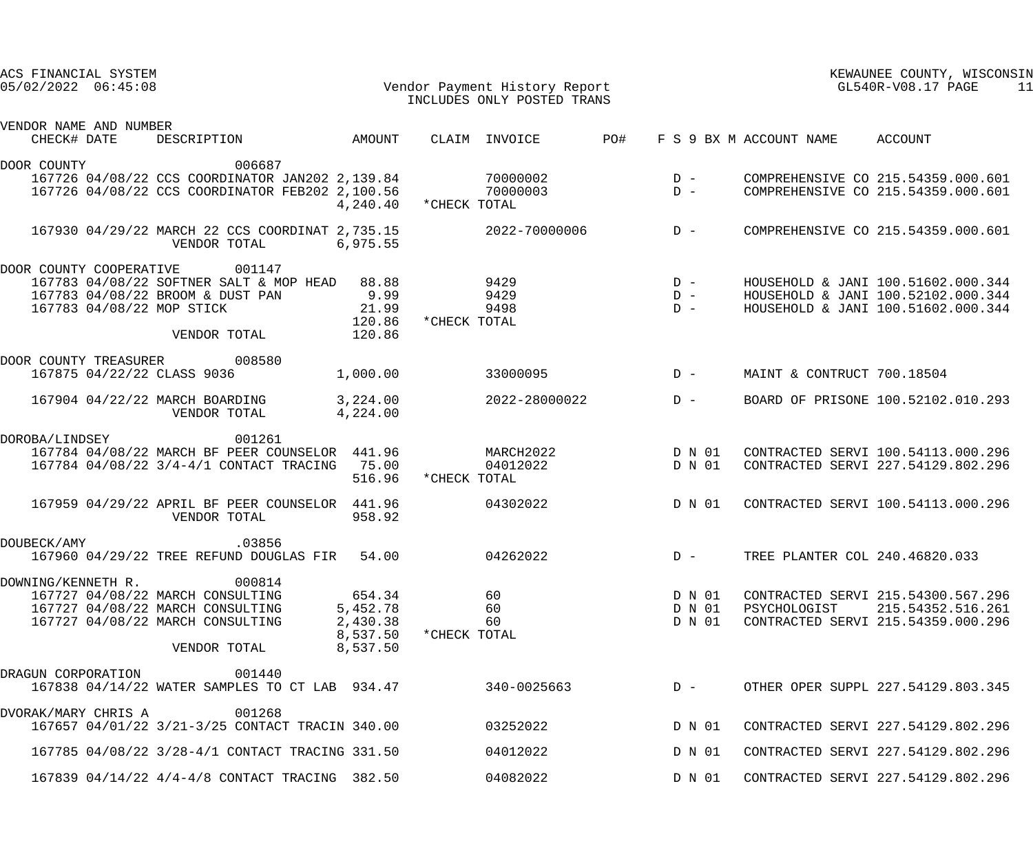ACS FINANCIAL SYSTEM
05/02/2022 06:45:08

Vendor Payment History Report
INCLUDES ONLY POSTED TRANS

KEWAUNEE COUNTY, WISCONSIN
GL540R-V08.17

| VENDOR NAME AND NUMBER / CHECK# | DATE | DESCRIPTION | AMOUNT | CLAIM | INVOICE | PO# | F S 9 BX M | ACCOUNT NAME | ACCOUNT |
|---|---|---|---|---|---|---|---|---|---|
| DOOR COUNTY 006687 | | | | | | | | | |
| 167726 | 04/08/22 | CCS COORDINATOR JAN202 | 2,139.84 | | 70000002 | | D - | COMPREHENSIVE CO | 215.54359.000.601 |
| 167726 | 04/08/22 | CCS COORDINATOR FEB202 | 2,100.56 | | 70000003 | | D - | COMPREHENSIVE CO | 215.54359.000.601 |
| | | | 4,240.40 | *CHECK TOTAL | | | | | |
| 167930 | 04/29/22 | MARCH 22 CCS COORDINAT | 2,735.15 | | 2022-70000006 | | D - | COMPREHENSIVE CO | 215.54359.000.601 |
| | | VENDOR TOTAL | 6,975.55 | | | | | | |
| DOOR COUNTY COOPERATIVE 001147 | | | | | | | | | |
| 167783 | 04/08/22 | SOFTNER SALT & MOP HEAD | 88.88 | | 9429 | | D - | HOUSEHOLD & JANI | 100.51602.000.344 |
| 167783 | 04/08/22 | BROOM & DUST PAN | 9.99 | | 9429 | | D - | HOUSEHOLD & JANI | 100.52102.000.344 |
| 167783 | 04/08/22 | MOP STICK | 21.99 | | 9498 | | D - | HOUSEHOLD & JANI | 100.51602.000.344 |
| | | | 120.86 | *CHECK TOTAL | | | | | |
| | | VENDOR TOTAL | 120.86 | | | | | | |
| DOOR COUNTY TREASURER 008580 | | | | | | | | | |
| 167875 | 04/22/22 | CLASS 9036 | 1,000.00 | | 33000095 | | D - | MAINT & CONTRUCT | 700.18504 |
| 167904 | 04/22/22 | MARCH BOARDING | 3,224.00 | | 2022-28000022 | | D - | BOARD OF PRISONE | 100.52102.010.293 |
| | | VENDOR TOTAL | 4,224.00 | | | | | | |
| DOROBA/LINDSEY 001261 | | | | | | | | | |
| 167784 | 04/08/22 | MARCH BF PEER COUNSELOR | 441.96 | | MARCH2022 | | D N 01 | CONTRACTED SERVI | 100.54113.000.296 |
| 167784 | 04/08/22 | 3/4-4/1 CONTACT TRACING | 75.00 | | 04012022 | | D N 01 | CONTRACTED SERVI | 227.54129.802.296 |
| | | | 516.96 | *CHECK TOTAL | | | | | |
| 167959 | 04/29/22 | APRIL BF PEER COUNSELOR | 441.96 | | 04302022 | | D N 01 | CONTRACTED SERVI | 100.54113.000.296 |
| | | VENDOR TOTAL | 958.92 | | | | | | |
| DOUBECK/AMY .03856 | | | | | | | | | |
| 167960 | 04/29/22 | TREE REFUND DOUGLAS FIR | 54.00 | | 04262022 | | D - | TREE PLANTER COL | 240.46820.033 |
| DOWNING/KENNETH R. 000814 | | | | | | | | | |
| 167727 | 04/08/22 | MARCH CONSULTING | 654.34 | | 60 | | D N 01 | CONTRACTED SERVI | 215.54300.567.296 |
| 167727 | 04/08/22 | MARCH CONSULTING | 5,452.78 | | 60 | | D N 01 | PSYCHOLOGIST | 215.54352.516.261 |
| 167727 | 04/08/22 | MARCH CONSULTING | 2,430.38 | | 60 | | D N 01 | CONTRACTED SERVI | 215.54359.000.296 |
| | | | 8,537.50 | *CHECK TOTAL | | | | | |
| | | VENDOR TOTAL | 8,537.50 | | | | | | |
| DRAGUN CORPORATION 001440 | | | | | | | | | |
| 167838 | 04/14/22 | WATER SAMPLES TO CT LAB | 934.47 | | 340-0025663 | | D - | OTHER OPER SUPPL | 227.54129.803.345 |
| DVORAK/MARY CHRIS A 001268 | | | | | | | | | |
| 167657 | 04/01/22 | 3/21-3/25 CONTACT TRACIN | 340.00 | | 03252022 | | D N 01 | CONTRACTED SERVI | 227.54129.802.296 |
| 167785 | 04/08/22 | 3/28-4/1 CONTACT TRACING | 331.50 | | 04012022 | | D N 01 | CONTRACTED SERVI | 227.54129.802.296 |
| 167839 | 04/14/22 | 4/4-4/8 CONTACT TRACING | 382.50 | | 04082022 | | D N 01 | CONTRACTED SERVI | 227.54129.802.296 |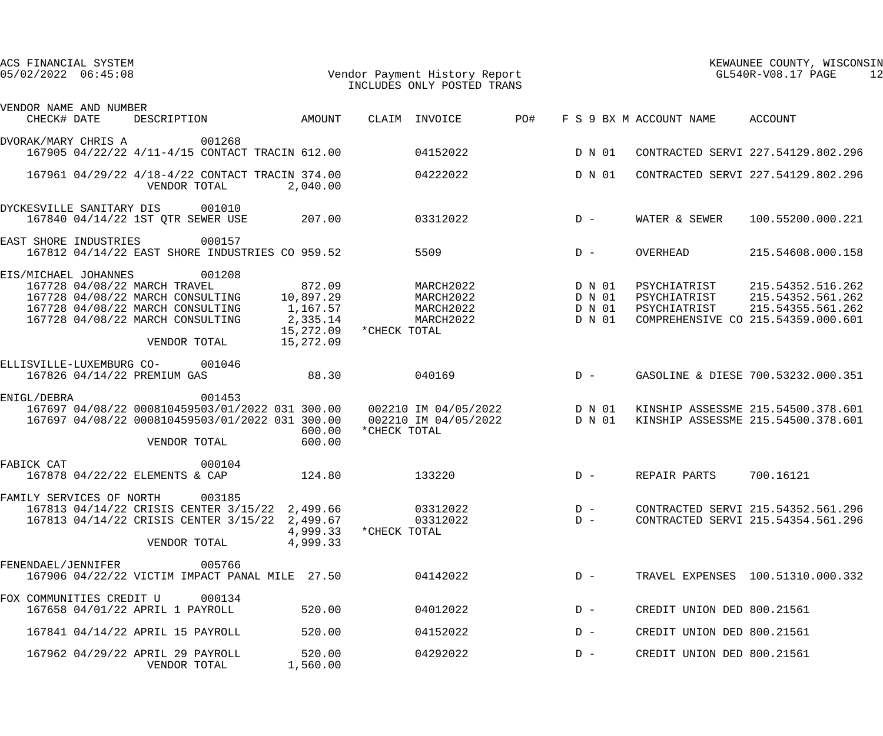ACS FINANCIAL SYSTEM
05/02/2022 06:45:08

Vendor Payment History Report
INCLUDES ONLY POSTED TRANS

KEWAUNEE COUNTY, WISCONSIN
GL540R-V08.17 PAGE 12

| VENDOR NAME AND NUMBER CHECK# DATE | DESCRIPTION | AMOUNT | CLAIM | INVOICE | PO# | F S 9 BX M | ACCOUNT NAME | ACCOUNT |
|---|---|---|---|---|---|---|---|---|
| DVORAK/MARY CHRIS A 001268 | | | | | | | | |
| 167905 04/22/22 | 4/11-4/15 CONTACT TRACIN | 612.00 | | 04152022 | | D N 01 | CONTRACTED SERVI | 227.54129.802.296 |
| 167961 04/29/22 | 4/18-4/22 CONTACT TRACIN | 374.00 | | 04222022 | | D N 01 | CONTRACTED SERVI | 227.54129.802.296 |
| | VENDOR TOTAL | 2,040.00 | | | | | | |
| DYCKESVILLE SANITARY DIS 001010 | | | | | | | | |
| 167840 04/14/22 | 1ST QTR SEWER USE | 207.00 | | 03312022 | | D - | WATER & SEWER | 100.55200.000.221 |
| EAST SHORE INDUSTRIES 000157 | | | | | | | | |
| 167812 04/14/22 | EAST SHORE INDUSTRIES CO | 959.52 | | 5509 | | D - | OVERHEAD | 215.54608.000.158 |
| EIS/MICHAEL JOHANNES 001208 | | | | | | | | |
| 167728 04/08/22 | MARCH TRAVEL | 872.09 | | MARCH2022 | | D N 01 | PSYCHIATRIST | 215.54352.516.262 |
| 167728 04/08/22 | MARCH CONSULTING | 10,897.29 | | MARCH2022 | | D N 01 | PSYCHIATRIST | 215.54352.561.262 |
| 167728 04/08/22 | MARCH CONSULTING | 1,167.57 | | MARCH2022 | | D N 01 | PSYCHIATRIST | 215.54355.561.262 |
| 167728 04/08/22 | MARCH CONSULTING | 2,335.14 | | MARCH2022 | | D N 01 | COMPREHENSIVE CO | 215.54359.000.601 |
| | | 15,272.09 | *CHECK TOTAL | | | | | |
| | VENDOR TOTAL | 15,272.09 | | | | | | |
| ELLISVILLE-LUXEMBURG CO- 001046 | | | | | | | | |
| 167826 04/14/22 | PREMIUM GAS | 88.30 | | 040169 | | D - | GASOLINE & DIESE | 700.53232.000.351 |
| ENIGL/DEBRA 001453 | | | | | | | | |
| 167697 04/08/22 | 000810459503/01/2022 031 | 300.00 | 002210 | IM 04/05/2022 | | D N 01 | KINSHIP ASSESSME | 215.54500.378.601 |
| 167697 04/08/22 | 000810459503/01/2022 031 | 300.00 | 002210 | IM 04/05/2022 | | D N 01 | KINSHIP ASSESSME | 215.54500.378.601 |
| | | 600.00 | *CHECK TOTAL | | | | | |
| | VENDOR TOTAL | 600.00 | | | | | | |
| FABICK CAT 000104 | | | | | | | | |
| 167878 04/22/22 | ELEMENTS & CAP | 124.80 | | 133220 | | D - | REPAIR PARTS | 700.16121 |
| FAMILY SERVICES OF NORTH 003185 | | | | | | | | |
| 167813 04/14/22 | CRISIS CENTER 3/15/22 | 2,499.66 | | 03312022 | | D - | CONTRACTED SERVI | 215.54352.561.296 |
| 167813 04/14/22 | CRISIS CENTER 3/15/22 | 2,499.67 | | 03312022 | | D - | CONTRACTED SERVI | 215.54354.561.296 |
| | | 4,999.33 | *CHECK TOTAL | | | | | |
| | VENDOR TOTAL | 4,999.33 | | | | | | |
| FENENDAEL/JENNIFER 005766 | | | | | | | | |
| 167906 04/22/22 | VICTIM IMPACT PANAL MILE | 27.50 | | 04142022 | | D - | TRAVEL EXPENSES | 100.51310.000.332 |
| FOX COMMUNITIES CREDIT U 000134 | | | | | | | | |
| 167658 04/01/22 | APRIL 1 PAYROLL | 520.00 | | 04012022 | | D - | CREDIT UNION DED | 800.21561 |
| 167841 04/14/22 | APRIL 15 PAYROLL | 520.00 | | 04152022 | | D - | CREDIT UNION DED | 800.21561 |
| 167962 04/29/22 | APRIL 29 PAYROLL | 520.00 | | 04292022 | | D - | CREDIT UNION DED | 800.21561 |
| | VENDOR TOTAL | 1,560.00 | | | | | | |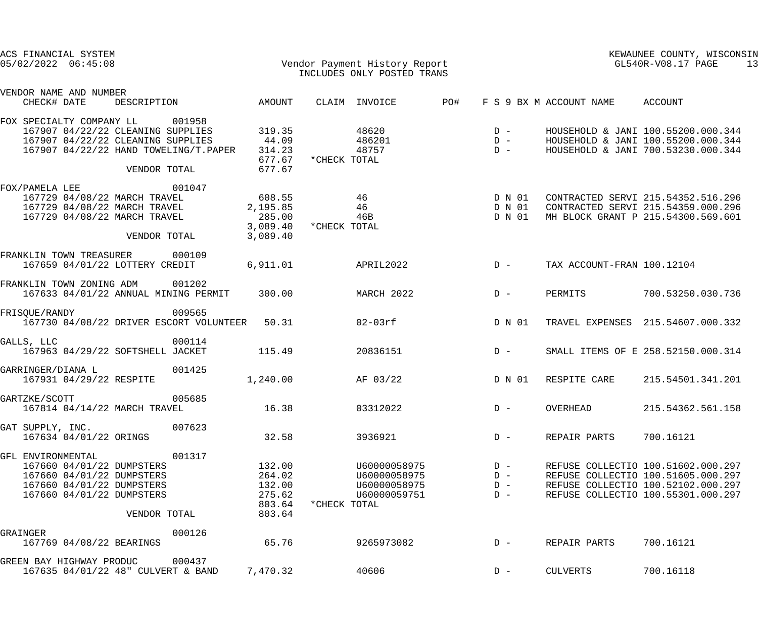ACS FINANCIAL SYSTEM
05/02/2022 06:45:08

Vendor Payment History Report
INCLUDES ONLY POSTED TRANS

KEWAUNEE COUNTY, WISCONSIN
GL540R-V08.17 PAGE 13

| VENDOR NAME AND NUMBER / CHECK# DATE DESCRIPTION | AMOUNT | CLAIM | INVOICE | PO# | F S 9 BX M | ACCOUNT NAME | ACCOUNT |
|---|---|---|---|---|---|---|---|
| FOX SPECIALTY COMPANY LL 001958 | | | | | | | |
| 167907 04/22/22 CLEANING SUPPLIES | 319.35 | | 48620 | | D - | HOUSEHOLD & JANI | 100.55200.000.344 |
| 167907 04/22/22 CLEANING SUPPLIES | 44.09 | | 486201 | | D - | HOUSEHOLD & JANI | 100.55200.000.344 |
| 167907 04/22/22 HAND TOWELING/T.PAPER | 314.23 | | 48757 | | D - | HOUSEHOLD & JANI | 700.53230.000.344 |
| | 677.67 | *CHECK TOTAL | | | | | |
| VENDOR TOTAL | 677.67 | | | | | | |
| FOX/PAMELA LEE 001047 | | | | | | | |
| 167729 04/08/22 MARCH TRAVEL | 608.55 | | 46 | | D N 01 | CONTRACTED SERVI | 215.54352.516.296 |
| 167729 04/08/22 MARCH TRAVEL | 2,195.85 | | 46 | | D N 01 | CONTRACTED SERVI | 215.54359.000.296 |
| 167729 04/08/22 MARCH TRAVEL | 285.00 | | 46B | | D N 01 | MH BLOCK GRANT P | 215.54300.569.601 |
| | 3,089.40 | *CHECK TOTAL | | | | | |
| VENDOR TOTAL | 3,089.40 | | | | | | |
| FRANKLIN TOWN TREASURER 000109 | | | | | | | |
| 167659 04/01/22 LOTTERY CREDIT | 6,911.01 | | APRIL2022 | | D - | TAX ACCOUNT-FRAN | 100.12104 |
| FRANKLIN TOWN ZONING ADM 001202 | | | | | | | |
| 167633 04/01/22 ANNUAL MINING PERMIT | 300.00 | | MARCH 2022 | | D - | PERMITS | 700.53250.030.736 |
| FRISQUE/RANDY 009565 | | | | | | | |
| 167730 04/08/22 DRIVER ESCORT VOLUNTEER | 50.31 | | 02-03rf | | D N 01 | TRAVEL EXPENSES | 215.54607.000.332 |
| GALLS, LLC 000114 | | | | | | | |
| 167963 04/29/22 SOFTSHELL JACKET | 115.49 | | 20836151 | | D - | SMALL ITEMS OF E | 258.52150.000.314 |
| GARRINGER/DIANA L 001425 | | | | | | | |
| 167931 04/29/22 RESPITE | 1,240.00 | | AF 03/22 | | D N 01 | RESPITE CARE | 215.54501.341.201 |
| GARTZKE/SCOTT 005685 | | | | | | | |
| 167814 04/14/22 MARCH TRAVEL | 16.38 | | 03312022 | | D - | OVERHEAD | 215.54362.561.158 |
| GAT SUPPLY, INC. 007623 | | | | | | | |
| 167634 04/01/22 ORINGS | 32.58 | | 3936921 | | D - | REPAIR PARTS | 700.16121 |
| GFL ENVIRONMENTAL 001317 | | | | | | | |
| 167660 04/01/22 DUMPSTERS | 132.00 | | U60000058975 | | D - | REFUSE COLLECTIO | 100.51602.000.297 |
| 167660 04/01/22 DUMPSTERS | 264.02 | | U60000058975 | | D - | REFUSE COLLECTIO | 100.51605.000.297 |
| 167660 04/01/22 DUMPSTERS | 132.00 | | U60000058975 | | D - | REFUSE COLLECTIO | 100.52102.000.297 |
| 167660 04/01/22 DUMPSTERS | 275.62 | | U60000059751 | | D - | REFUSE COLLECTIO | 100.55301.000.297 |
| | 803.64 | *CHECK TOTAL | | | | | |
| VENDOR TOTAL | 803.64 | | | | | | |
| GRAINGER 000126 | | | | | | | |
| 167769 04/08/22 BEARINGS | 65.76 | | 9265973082 | | D - | REPAIR PARTS | 700.16121 |
| GREEN BAY HIGHWAY PRODUC 000437 | | | | | | | |
| 167635 04/01/22 48" CULVERT & BAND | 7,470.32 | | 40606 | | D - | CULVERTS | 700.16118 |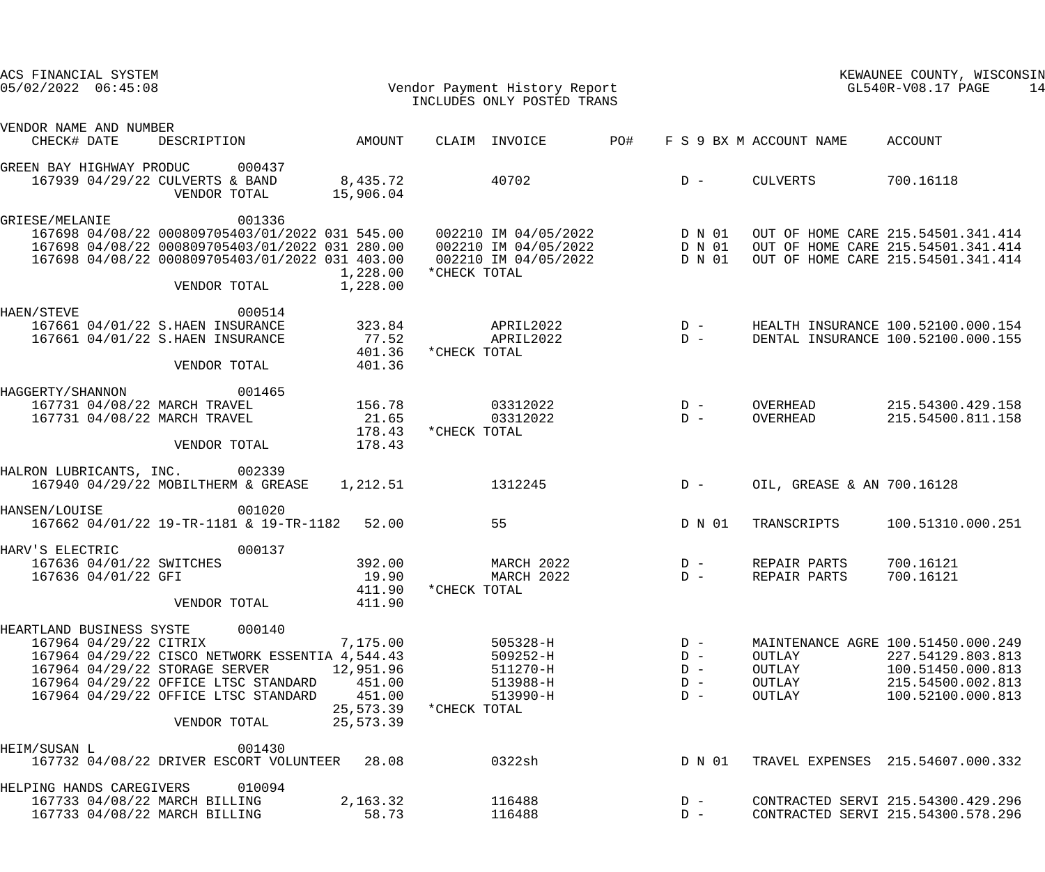ACS FINANCIAL SYSTEM
05/02/2022 06:45:08

Vendor Payment History Report
INCLUDES ONLY POSTED TRANS

KEWAUNEE COUNTY, WISCONSIN
GL540R-V08.17

| VENDOR NAME AND NUMBER CHECK# DATE | DESCRIPTION | AMOUNT | CLAIM | INVOICE | PO# | F S 9 BX M | ACCOUNT NAME | ACCOUNT |
|---|---|---|---|---|---|---|---|---|
| GREEN BAY HIGHWAY PRODUC 000437 | | | | | | | | |
| 167939 04/29/22 | CULVERTS & BAND | 8,435.72 | | 40702 | | D - | CULVERTS | 700.16118 |
| | VENDOR TOTAL | 15,906.04 | | | | | | |
| GRIESE/MELANIE 001336 | | | | | | | | |
| 167698 04/08/22 | 000809705403/01/2022 031 | 545.00 | 002210 | IM 04/05/2022 | | D N 01 | OUT OF HOME CARE | 215.54501.341.414 |
| 167698 04/08/22 | 000809705403/01/2022 031 | 280.00 | 002210 | IM 04/05/2022 | | D N 01 | OUT OF HOME CARE | 215.54501.341.414 |
| 167698 04/08/22 | 000809705403/01/2022 031 | 403.00 | 002210 | IM 04/05/2022 | | D N 01 | OUT OF HOME CARE | 215.54501.341.414 |
| | | 1,228.00 | *CHECK TOTAL | | | | | |
| | VENDOR TOTAL | 1,228.00 | | | | | | |
| HAEN/STEVE 000514 | | | | | | | | |
| 167661 04/01/22 | S.HAEN INSURANCE | 323.84 | | APRIL2022 | | D - | HEALTH INSURANCE | 100.52100.000.154 |
| 167661 04/01/22 | S.HAEN INSURANCE | 77.52 | | APRIL2022 | | D - | DENTAL INSURANCE | 100.52100.000.155 |
| | | 401.36 | *CHECK TOTAL | | | | | |
| | VENDOR TOTAL | 401.36 | | | | | | |
| HAGGERTY/SHANNON 001465 | | | | | | | | |
| 167731 04/08/22 | MARCH TRAVEL | 156.78 | | 03312022 | | D - | OVERHEAD | 215.54300.429.158 |
| 167731 04/08/22 | MARCH TRAVEL | 21.65 | | 03312022 | | D - | OVERHEAD | 215.54500.811.158 |
| | | 178.43 | *CHECK TOTAL | | | | | |
| | VENDOR TOTAL | 178.43 | | | | | | |
| HALRON LUBRICANTS, INC. 002339 | | | | | | | | |
| 167940 04/29/22 | MOBILTHERM & GREASE | 1,212.51 | | 1312245 | | D - | OIL, GREASE & AN | 700.16128 |
| HANSEN/LOUISE 001020 | | | | | | | | |
| 167662 04/01/22 | 19-TR-1181 & 19-TR-1182 | 52.00 | | 55 | | D N 01 | TRANSCRIPTS | 100.51310.000.251 |
| HARV'S ELECTRIC 000137 | | | | | | | | |
| 167636 04/01/22 | SWITCHES | 392.00 | | MARCH 2022 | | D - | REPAIR PARTS | 700.16121 |
| 167636 04/01/22 | GFI | 19.90 | | MARCH 2022 | | D - | REPAIR PARTS | 700.16121 |
| | | 411.90 | *CHECK TOTAL | | | | | |
| | VENDOR TOTAL | 411.90 | | | | | | |
| HEARTLAND BUSINESS SYSTE 000140 | | | | | | | | |
| 167964 04/29/22 | CITRIX | 7,175.00 | | 505328-H | | D - | MAINTENANCE AGRE | 100.51450.000.249 |
| 167964 04/29/22 | CISCO NETWORK ESSENTIA | 4,544.43 | | 509252-H | | D - | OUTLAY | 227.54129.803.813 |
| 167964 04/29/22 | STORAGE SERVER | 12,951.96 | | 511270-H | | D - | OUTLAY | 100.51450.000.813 |
| 167964 04/29/22 | OFFICE LTSC STANDARD | 451.00 | | 513988-H | | D - | OUTLAY | 215.54500.002.813 |
| 167964 04/29/22 | OFFICE LTSC STANDARD | 451.00 | | 513990-H | | D - | OUTLAY | 100.52100.000.813 |
| | | 25,573.39 | *CHECK TOTAL | | | | | |
| | VENDOR TOTAL | 25,573.39 | | | | | | |
| HEIM/SUSAN L 001430 | | | | | | | | |
| 167732 04/08/22 | DRIVER ESCORT VOLUNTEER | 28.08 | | 0322sh | | D N 01 | TRAVEL EXPENSES | 215.54607.000.332 |
| HELPING HANDS CAREGIVERS 010094 | | | | | | | | |
| 167733 04/08/22 | MARCH BILLING | 2,163.32 | | 116488 | | D - | CONTRACTED SERVI | 215.54300.429.296 |
| 167733 04/08/22 | MARCH BILLING | 58.73 | | 116488 | | D - | CONTRACTED SERVI | 215.54300.578.296 |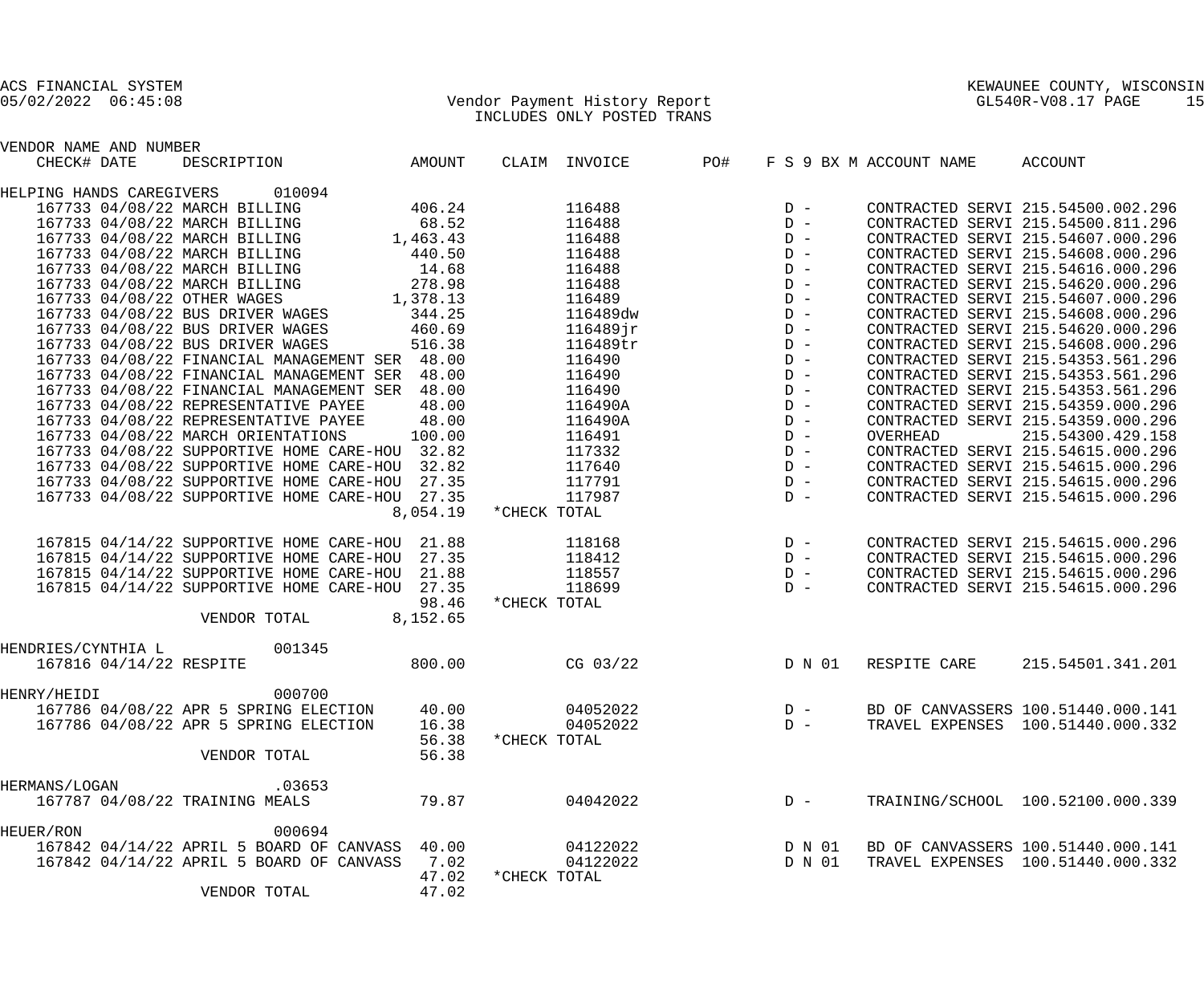ACS FINANCIAL SYSTEM
05/02/2022 06:45:08

KEWAUNEE COUNTY, WISCONSIN
GL540R-V08.17 PAGE 15

# Vendor Payment History Report
INCLUDES ONLY POSTED TRANS

| VENDOR NAME AND NUMBER / CHECK# | DATE | DESCRIPTION | AMOUNT | CLAIM | INVOICE | PO# | F S 9 BX M | ACCOUNT NAME | ACCOUNT |
|---|---|---|---|---|---|---|---|---|---|
| HELPING HANDS CAREGIVERS 010094 | | | | | | | | | |
| 167733 | 04/08/22 | MARCH BILLING | 406.24 | | 116488 | | D - | CONTRACTED SERVI | 215.54500.002.296 |
| 167733 | 04/08/22 | MARCH BILLING | 68.52 | | 116488 | | D - | CONTRACTED SERVI | 215.54500.811.296 |
| 167733 | 04/08/22 | MARCH BILLING | 1,463.43 | | 116488 | | D - | CONTRACTED SERVI | 215.54607.000.296 |
| 167733 | 04/08/22 | MARCH BILLING | 440.50 | | 116488 | | D - | CONTRACTED SERVI | 215.54608.000.296 |
| 167733 | 04/08/22 | MARCH BILLING | 14.68 | | 116488 | | D - | CONTRACTED SERVI | 215.54616.000.296 |
| 167733 | 04/08/22 | MARCH BILLING | 278.98 | | 116488 | | D - | CONTRACTED SERVI | 215.54620.000.296 |
| 167733 | 04/08/22 | OTHER WAGES | 1,378.13 | | 116489 | | D - | CONTRACTED SERVI | 215.54607.000.296 |
| 167733 | 04/08/22 | BUS DRIVER WAGES | 344.25 | | 116489dw | | D - | CONTRACTED SERVI | 215.54608.000.296 |
| 167733 | 04/08/22 | BUS DRIVER WAGES | 460.69 | | 116489jr | | D - | CONTRACTED SERVI | 215.54620.000.296 |
| 167733 | 04/08/22 | BUS DRIVER WAGES | 516.38 | | 116489tr | | D - | CONTRACTED SERVI | 215.54608.000.296 |
| 167733 | 04/08/22 | FINANCIAL MANAGEMENT SER | 48.00 | | 116490 | | D - | CONTRACTED SERVI | 215.54353.561.296 |
| 167733 | 04/08/22 | FINANCIAL MANAGEMENT SER | 48.00 | | 116490 | | D - | CONTRACTED SERVI | 215.54353.561.296 |
| 167733 | 04/08/22 | FINANCIAL MANAGEMENT SER | 48.00 | | 116490 | | D - | CONTRACTED SERVI | 215.54353.561.296 |
| 167733 | 04/08/22 | REPRESENTATIVE PAYEE | 48.00 | | 116490A | | D - | CONTRACTED SERVI | 215.54359.000.296 |
| 167733 | 04/08/22 | REPRESENTATIVE PAYEE | 48.00 | | 116490A | | D - | CONTRACTED SERVI | 215.54359.000.296 |
| 167733 | 04/08/22 | MARCH ORIENTATIONS | 100.00 | | 116491 | | D - | OVERHEAD | 215.54300.429.158 |
| 167733 | 04/08/22 | SUPPORTIVE HOME CARE-HOU | 32.82 | | 117332 | | D - | CONTRACTED SERVI | 215.54615.000.296 |
| 167733 | 04/08/22 | SUPPORTIVE HOME CARE-HOU | 32.82 | | 117640 | | D - | CONTRACTED SERVI | 215.54615.000.296 |
| 167733 | 04/08/22 | SUPPORTIVE HOME CARE-HOU | 27.35 | | 117791 | | D - | CONTRACTED SERVI | 215.54615.000.296 |
| 167733 | 04/08/22 | SUPPORTIVE HOME CARE-HOU | 27.35 | | 117987 | | D - | CONTRACTED SERVI | 215.54615.000.296 |
| | | | 8,054.19 | *CHECK TOTAL | | | | | |
| 167815 | 04/14/22 | SUPPORTIVE HOME CARE-HOU | 21.88 | | 118168 | | D - | CONTRACTED SERVI | 215.54615.000.296 |
| 167815 | 04/14/22 | SUPPORTIVE HOME CARE-HOU | 27.35 | | 118412 | | D - | CONTRACTED SERVI | 215.54615.000.296 |
| 167815 | 04/14/22 | SUPPORTIVE HOME CARE-HOU | 21.88 | | 118557 | | D - | CONTRACTED SERVI | 215.54615.000.296 |
| 167815 | 04/14/22 | SUPPORTIVE HOME CARE-HOU | 27.35 | | 118699 | | D - | CONTRACTED SERVI | 215.54615.000.296 |
| | | | 98.46 | *CHECK TOTAL | | | | | |
| | | VENDOR TOTAL | 8,152.65 | | | | | | |
| HENDRIES/CYNTHIA L 001345 | | | | | | | | | |
| 167816 | 04/14/22 | RESPITE | 800.00 | | CG 03/22 | | D N 01 | RESPITE CARE | 215.54501.341.201 |
| HENRY/HEIDI 000700 | | | | | | | | | |
| 167786 | 04/08/22 | APR 5 SPRING ELECTION | 40.00 | | 04052022 | | D - | BD OF CANVASSERS | 100.51440.000.141 |
| 167786 | 04/08/22 | APR 5 SPRING ELECTION | 16.38 | | 04052022 | | D - | TRAVEL EXPENSES | 100.51440.000.332 |
| | | | 56.38 | *CHECK TOTAL | | | | | |
| | | VENDOR TOTAL | 56.38 | | | | | | |
| HERMANS/LOGAN .03653 | | | | | | | | | |
| 167787 | 04/08/22 | TRAINING MEALS | 79.87 | | 04042022 | | D - | TRAINING/SCHOOL | 100.52100.000.339 |
| HEUER/RON 000694 | | | | | | | | | |
| 167842 | 04/14/22 | APRIL 5 BOARD OF CANVASS | 40.00 | | 04122022 | | D N 01 | BD OF CANVASSERS | 100.51440.000.141 |
| 167842 | 04/14/22 | APRIL 5 BOARD OF CANVASS | 7.02 | | 04122022 | | D N 01 | TRAVEL EXPENSES | 100.51440.000.332 |
| | | | 47.02 | *CHECK TOTAL | | | | | |
| | | VENDOR TOTAL | 47.02 | | | | | | |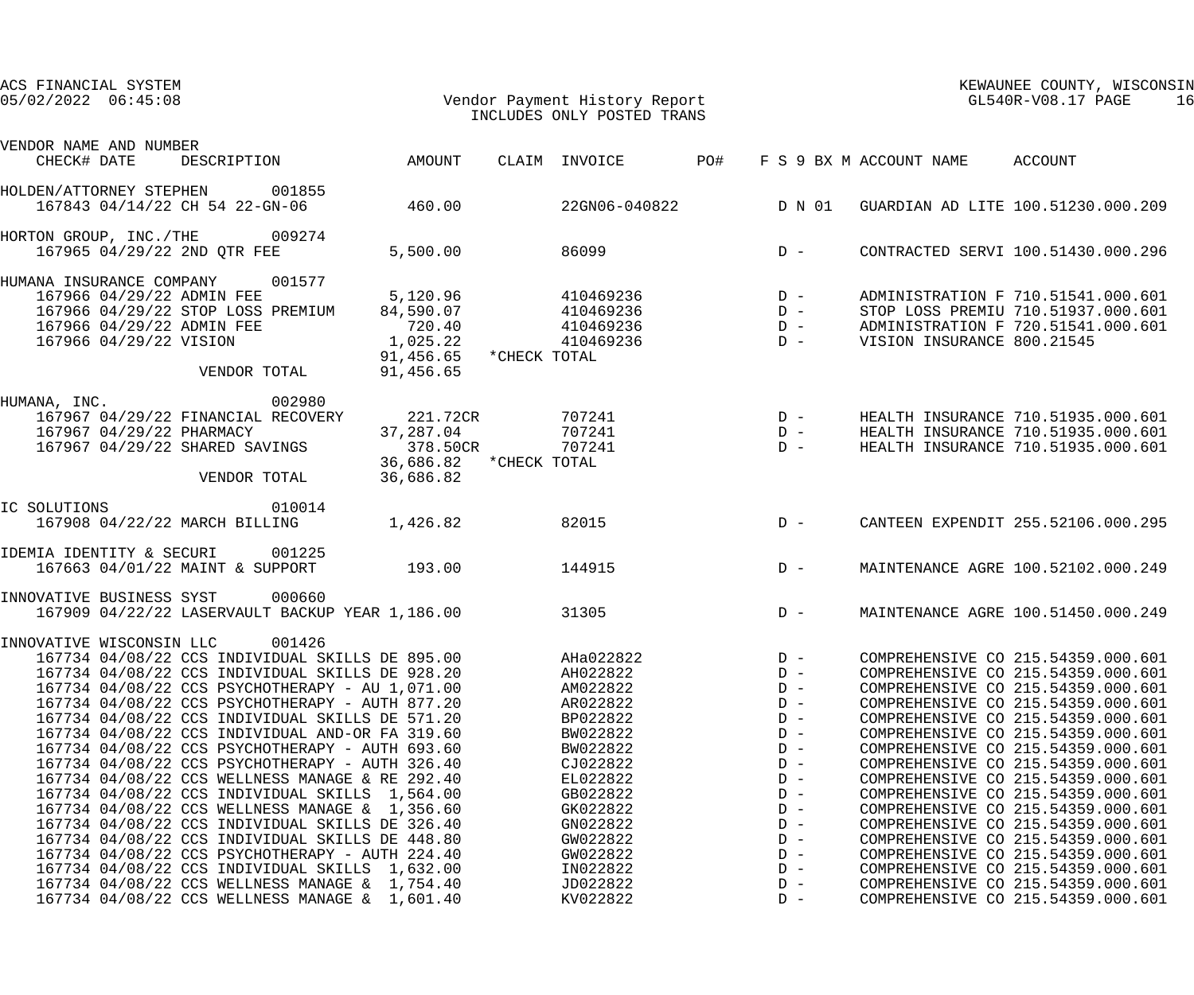ACS FINANCIAL SYSTEM
05/02/2022 06:45:08

Vendor Payment History Report
INCLUDES ONLY POSTED TRANS

KEWAUNEE COUNTY, WISCONSIN
GL540R-V08.17 PAGE 16

| VENDOR NAME AND NUMBER / CHECK# | DATE | DESCRIPTION | AMOUNT | CLAIM | INVOICE | PO# | F S 9 BX M | ACCOUNT NAME | ACCOUNT |
|---|---|---|---|---|---|---|---|---|---|
| HOLDEN/ATTORNEY STEPHEN 001855 | | | | | | | | | |
| 167843 | 04/14/22 | CH 54 22-GN-06 | 460.00 | | 22GN06-040822 | | D N 01 | GUARDIAN AD LITE | 100.51230.000.209 |
| HORTON GROUP, INC./THE 009274 | | | | | | | | | |
| 167965 | 04/29/22 | 2ND QTR FEE | 5,500.00 | | 86099 | | D - | CONTRACTED SERVI | 100.51430.000.296 |
| HUMANA INSURANCE COMPANY 001577 | | | | | | | | | |
| 167966 | 04/29/22 | ADMIN FEE | 5,120.96 | | 410469236 | | D - | ADMINISTRATION F | 710.51541.000.601 |
| 167966 | 04/29/22 | STOP LOSS PREMIUM | 84,590.07 | | 410469236 | | D - | STOP LOSS PREMIU | 710.51937.000.601 |
| 167966 | 04/29/22 | ADMIN FEE | 720.40 | | 410469236 | | D - | ADMINISTRATION F | 720.51541.000.601 |
| 167966 | 04/29/22 | VISION | 1,025.22 | | 410469236 | | D - | VISION INSURANCE | 800.21545 |
| | | | 91,456.65 | *CHECK TOTAL | | | | | |
| | | VENDOR TOTAL | 91,456.65 | | | | | | |
| HUMANA, INC. 002980 | | | | | | | | | |
| 167967 | 04/29/22 | FINANCIAL RECOVERY | 221.72CR | | 707241 | | D - | HEALTH INSURANCE | 710.51935.000.601 |
| 167967 | 04/29/22 | PHARMACY | 37,287.04 | | 707241 | | D - | HEALTH INSURANCE | 710.51935.000.601 |
| 167967 | 04/29/22 | SHARED SAVINGS | 378.50CR | | 707241 | | D - | HEALTH INSURANCE | 710.51935.000.601 |
| | | | 36,686.82 | *CHECK TOTAL | | | | | |
| | | VENDOR TOTAL | 36,686.82 | | | | | | |
| IC SOLUTIONS 010014 | | | | | | | | | |
| 167908 | 04/22/22 | MARCH BILLING | 1,426.82 | | 82015 | | D - | CANTEEN EXPENDIT | 255.52106.000.295 |
| IDEMIA IDENTITY & SECURI 001225 | | | | | | | | | |
| 167663 | 04/01/22 | MAINT & SUPPORT | 193.00 | | 144915 | | D - | MAINTENANCE AGRE | 100.52102.000.249 |
| INNOVATIVE BUSINESS SYST 000660 | | | | | | | | | |
| 167909 | 04/22/22 | LASERVAULT BACKUP YEAR | 1,186.00 | | 31305 | | D - | MAINTENANCE AGRE | 100.51450.000.249 |
| INNOVATIVE WISCONSIN LLC 001426 | | | | | | | | | |
| 167734 | 04/08/22 | CCS INDIVIDUAL SKILLS DE | 895.00 | | AHa022822 | | D - | COMPREHENSIVE CO | 215.54359.000.601 |
| 167734 | 04/08/22 | CCS INDIVIDUAL SKILLS DE | 928.20 | | AH022822 | | D - | COMPREHENSIVE CO | 215.54359.000.601 |
| 167734 | 04/08/22 | CCS PSYCHOTHERAPY - AU | 1,071.00 | | AM022822 | | D - | COMPREHENSIVE CO | 215.54359.000.601 |
| 167734 | 04/08/22 | CCS PSYCHOTHERAPY - AUTH | 877.20 | | AR022822 | | D - | COMPREHENSIVE CO | 215.54359.000.601 |
| 167734 | 04/08/22 | CCS INDIVIDUAL SKILLS DE | 571.20 | | BP022822 | | D - | COMPREHENSIVE CO | 215.54359.000.601 |
| 167734 | 04/08/22 | CCS INDIVIDUAL AND-OR FA | 319.60 | | BW022822 | | D - | COMPREHENSIVE CO | 215.54359.000.601 |
| 167734 | 04/08/22 | CCS PSYCHOTHERAPY - AUTH | 693.60 | | BW022822 | | D - | COMPREHENSIVE CO | 215.54359.000.601 |
| 167734 | 04/08/22 | CCS PSYCHOTHERAPY - AUTH | 326.40 | | CJ022822 | | D - | COMPREHENSIVE CO | 215.54359.000.601 |
| 167734 | 04/08/22 | CCS WELLNESS MANAGE & RE | 292.40 | | EL022822 | | D - | COMPREHENSIVE CO | 215.54359.000.601 |
| 167734 | 04/08/22 | CCS INDIVIDUAL SKILLS | 1,564.00 | | GB022822 | | D - | COMPREHENSIVE CO | 215.54359.000.601 |
| 167734 | 04/08/22 | CCS WELLNESS MANAGE & | 1,356.60 | | GK022822 | | D - | COMPREHENSIVE CO | 215.54359.000.601 |
| 167734 | 04/08/22 | CCS INDIVIDUAL SKILLS DE | 326.40 | | GN022822 | | D - | COMPREHENSIVE CO | 215.54359.000.601 |
| 167734 | 04/08/22 | CCS INDIVIDUAL SKILLS DE | 448.80 | | GW022822 | | D - | COMPREHENSIVE CO | 215.54359.000.601 |
| 167734 | 04/08/22 | CCS PSYCHOTHERAPY - AUTH | 224.40 | | GW022822 | | D - | COMPREHENSIVE CO | 215.54359.000.601 |
| 167734 | 04/08/22 | CCS INDIVIDUAL SKILLS | 1,632.00 | | IN022822 | | D - | COMPREHENSIVE CO | 215.54359.000.601 |
| 167734 | 04/08/22 | CCS WELLNESS MANAGE & | 1,754.40 | | JD022822 | | D - | COMPREHENSIVE CO | 215.54359.000.601 |
| 167734 | 04/08/22 | CCS WELLNESS MANAGE & | 1,601.40 | | KV022822 | | D - | COMPREHENSIVE CO | 215.54359.000.601 |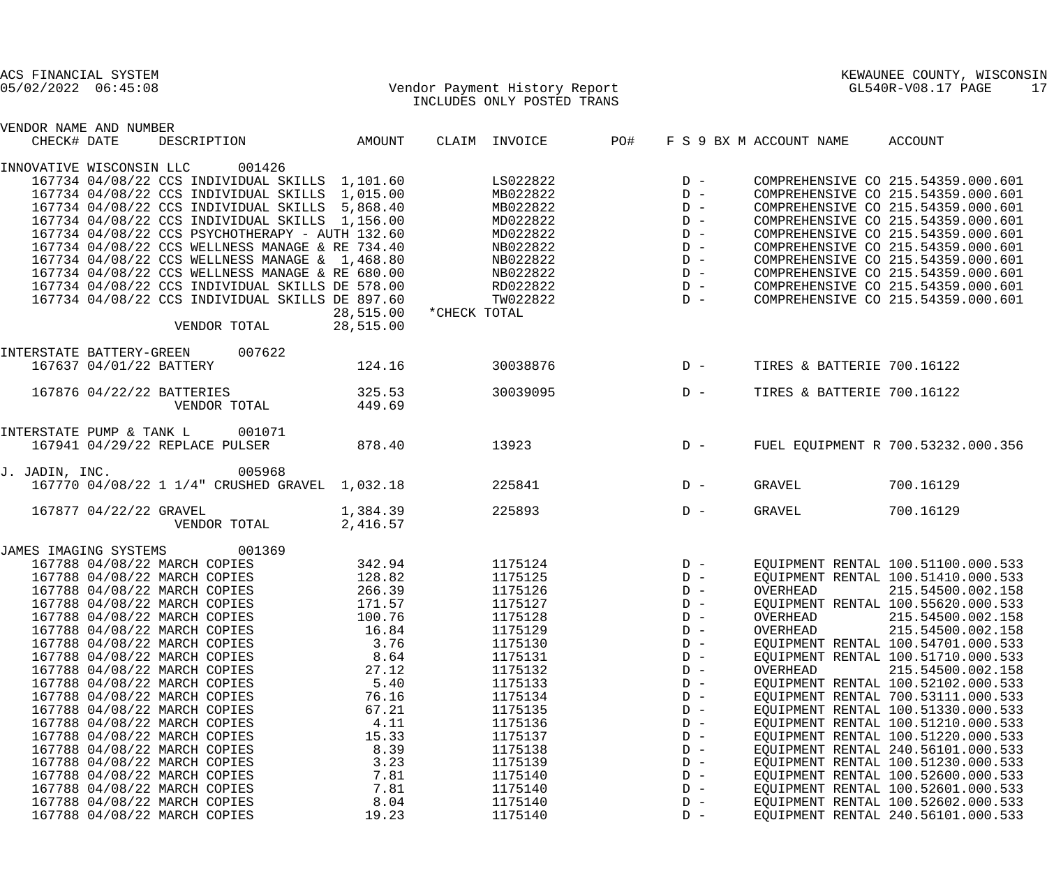| VENDOR NAME AND NUMBER | | | | | | | | | |
|---|---|---|---|---|---|---|---|---|---|
| CHECK# | DATE | DESCRIPTION | AMOUNT | CLAIM | INVOICE | PO# | F S 9 BX M | ACCOUNT NAME | ACCOUNT |
| INNOVATIVE WISCONSIN LLC 001426 | | | | | | | | | |
| 167734 | 04/08/22 | CCS INDIVIDUAL SKILLS | 1,101.60 | | LS022822 | | D - | COMPREHENSIVE CO | 215.54359.000.601 |
| 167734 | 04/08/22 | CCS INDIVIDUAL SKILLS | 1,015.00 | | MB022822 | | D - | COMPREHENSIVE CO | 215.54359.000.601 |
| 167734 | 04/08/22 | CCS INDIVIDUAL SKILLS | 5,868.40 | | MB022822 | | D - | COMPREHENSIVE CO | 215.54359.000.601 |
| 167734 | 04/08/22 | CCS INDIVIDUAL SKILLS | 1,156.00 | | MD022822 | | D - | COMPREHENSIVE CO | 215.54359.000.601 |
| 167734 | 04/08/22 | CCS PSYCHOTHERAPY - AUTH | 132.60 | | MD022822 | | D - | COMPREHENSIVE CO | 215.54359.000.601 |
| 167734 | 04/08/22 | CCS WELLNESS MANAGE & RE | 734.40 | | NB022822 | | D - | COMPREHENSIVE CO | 215.54359.000.601 |
| 167734 | 04/08/22 | CCS WELLNESS MANAGE & | 1,468.80 | | NB022822 | | D - | COMPREHENSIVE CO | 215.54359.000.601 |
| 167734 | 04/08/22 | CCS WELLNESS MANAGE & RE | 680.00 | | NB022822 | | D - | COMPREHENSIVE CO | 215.54359.000.601 |
| 167734 | 04/08/22 | CCS INDIVIDUAL SKILLS DE | 578.00 | | RD022822 | | D - | COMPREHENSIVE CO | 215.54359.000.601 |
| 167734 | 04/08/22 | CCS INDIVIDUAL SKILLS DE | 897.60 | | TW022822 | | D - | COMPREHENSIVE CO | 215.54359.000.601 |
| | | | 28,515.00 | *CHECK TOTAL | | | | | |
| | | VENDOR TOTAL | 28,515.00 | | | | | | |
| INTERSTATE BATTERY-GREEN 007622 | | | | | | | | | |
| 167637 | 04/01/22 | BATTERY | 124.16 | | 30038876 | | D - | TIRES & BATTERIE | 700.16122 |
| 167876 | 04/22/22 | BATTERIES | 325.53 | | 30039095 | | D - | TIRES & BATTERIE | 700.16122 |
| | | VENDOR TOTAL | 449.69 | | | | | | |
| INTERSTATE PUMP & TANK L 001071 | | | | | | | | | |
| 167941 | 04/29/22 | REPLACE PULSER | 878.40 | | 13923 | | D - | FUEL EQUIPMENT R | 700.53232.000.356 |
| J. JADIN, INC. 005968 | | | | | | | | | |
| 167770 | 04/08/22 | 1 1/4" CRUSHED GRAVEL | 1,032.18 | | 225841 | | D - | GRAVEL | 700.16129 |
| 167877 | 04/22/22 | GRAVEL | 1,384.39 | | 225893 | | D - | GRAVEL | 700.16129 |
| | | VENDOR TOTAL | 2,416.57 | | | | | | |
| JAMES IMAGING SYSTEMS 001369 | | | | | | | | | |
| 167788 | 04/08/22 | MARCH COPIES | 342.94 | | 1175124 | | D - | EQUIPMENT RENTAL | 100.51100.000.533 |
| 167788 | 04/08/22 | MARCH COPIES | 128.82 | | 1175125 | | D - | EQUIPMENT RENTAL | 100.51410.000.533 |
| 167788 | 04/08/22 | MARCH COPIES | 266.39 | | 1175126 | | D - | OVERHEAD | 215.54500.002.158 |
| 167788 | 04/08/22 | MARCH COPIES | 171.57 | | 1175127 | | D - | EQUIPMENT RENTAL | 100.55620.000.533 |
| 167788 | 04/08/22 | MARCH COPIES | 100.76 | | 1175128 | | D - | OVERHEAD | 215.54500.002.158 |
| 167788 | 04/08/22 | MARCH COPIES | 16.84 | | 1175129 | | D - | OVERHEAD | 215.54500.002.158 |
| 167788 | 04/08/22 | MARCH COPIES | 3.76 | | 1175130 | | D - | EQUIPMENT RENTAL | 100.54701.000.533 |
| 167788 | 04/08/22 | MARCH COPIES | 8.64 | | 1175131 | | D - | EQUIPMENT RENTAL | 100.51710.000.533 |
| 167788 | 04/08/22 | MARCH COPIES | 27.12 | | 1175132 | | D - | OVERHEAD | 215.54500.002.158 |
| 167788 | 04/08/22 | MARCH COPIES | 5.40 | | 1175133 | | D - | EQUIPMENT RENTAL | 100.52102.000.533 |
| 167788 | 04/08/22 | MARCH COPIES | 76.16 | | 1175134 | | D - | EQUIPMENT RENTAL | 700.53111.000.533 |
| 167788 | 04/08/22 | MARCH COPIES | 67.21 | | 1175135 | | D - | EQUIPMENT RENTAL | 100.51330.000.533 |
| 167788 | 04/08/22 | MARCH COPIES | 4.11 | | 1175136 | | D - | EQUIPMENT RENTAL | 100.51210.000.533 |
| 167788 | 04/08/22 | MARCH COPIES | 15.33 | | 1175137 | | D - | EQUIPMENT RENTAL | 100.51220.000.533 |
| 167788 | 04/08/22 | MARCH COPIES | 8.39 | | 1175138 | | D - | EQUIPMENT RENTAL | 240.56101.000.533 |
| 167788 | 04/08/22 | MARCH COPIES | 3.23 | | 1175139 | | D - | EQUIPMENT RENTAL | 100.51230.000.533 |
| 167788 | 04/08/22 | MARCH COPIES | 7.81 | | 1175140 | | D - | EQUIPMENT RENTAL | 100.52600.000.533 |
| 167788 | 04/08/22 | MARCH COPIES | 7.81 | | 1175140 | | D - | EQUIPMENT RENTAL | 100.52601.000.533 |
| 167788 | 04/08/22 | MARCH COPIES | 8.04 | | 1175140 | | D - | EQUIPMENT RENTAL | 100.52602.000.533 |
| 167788 | 04/08/22 | MARCH COPIES | 19.23 | | 1175140 | | D - | EQUIPMENT RENTAL | 240.56101.000.533 |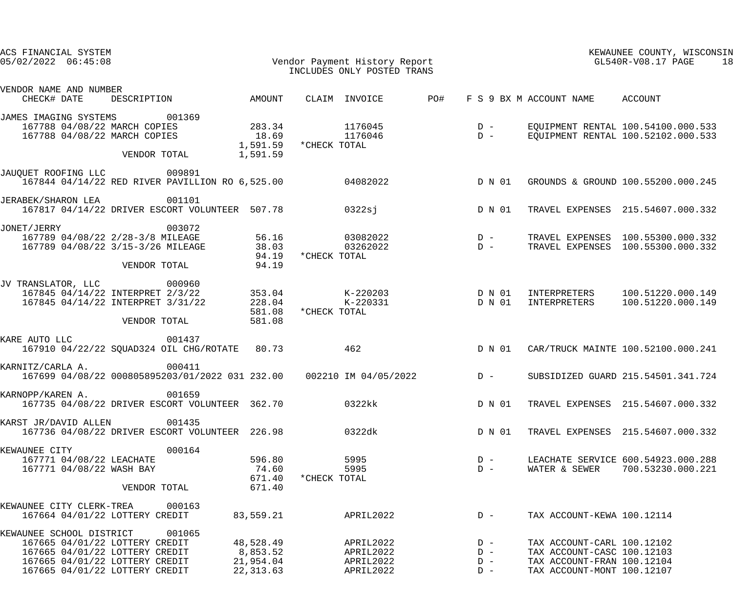ACS FINANCIAL SYSTEM
05/02/2022 06:45:08

Vendor Payment History Report
INCLUDES ONLY POSTED TRANS

KEWAUNEE COUNTY, WISCONSIN
GL540R-V08.17

| VENDOR NAME AND NUMBER CHECK# DATE | DESCRIPTION | AMOUNT | CLAIM | INVOICE | PO# | F S 9 BX M | ACCOUNT NAME | ACCOUNT |
|---|---|---|---|---|---|---|---|---|
| JAMES IMAGING SYSTEMS 001369 | | | | | | | | |
| 167788 04/08/22 | MARCH COPIES | 283.34 | | 1176045 | | D - | EQUIPMENT RENTAL | 100.54100.000.533 |
| 167788 04/08/22 | MARCH COPIES | 18.69 | | 1176046 | | D - | EQUIPMENT RENTAL | 100.52102.000.533 |
| | | 1,591.59 | *CHECK TOTAL | | | | | |
| | VENDOR TOTAL | 1,591.59 | | | | | | |
| JAUQUET ROOFING LLC 009891 | | | | | | | | |
| 167844 04/14/22 | RED RIVER PAVILLION RO | 6,525.00 | | 04082022 | | D N 01 | GROUNDS & GROUND | 100.55200.000.245 |
| JERABEK/SHARON LEA 001101 | | | | | | | | |
| 167817 04/14/22 | DRIVER ESCORT VOLUNTEER | 507.78 | | 0322sj | | D N 01 | TRAVEL EXPENSES | 215.54607.000.332 |
| JONET/JERRY 003072 | | | | | | | | |
| 167789 04/08/22 | 2/28-3/8 MILEAGE | 56.16 | | 03082022 | | D - | TRAVEL EXPENSES | 100.55300.000.332 |
| 167789 04/08/22 | 3/15-3/26 MILEAGE | 38.03 | | 03262022 | | D - | TRAVEL EXPENSES | 100.55300.000.332 |
| | | 94.19 | *CHECK TOTAL | | | | | |
| | VENDOR TOTAL | 94.19 | | | | | | |
| JV TRANSLATOR, LLC 000960 | | | | | | | | |
| 167845 04/14/22 | INTERPRET 2/3/22 | 353.04 | | K-220203 | | D N 01 | INTERPRETERS | 100.51220.000.149 |
| 167845 04/14/22 | INTERPRET 3/31/22 | 228.04 | | K-220331 | | D N 01 | INTERPRETERS | 100.51220.000.149 |
| | | 581.08 | *CHECK TOTAL | | | | | |
| | VENDOR TOTAL | 581.08 | | | | | | |
| KARE AUTO LLC 001437 | | | | | | | | |
| 167910 04/22/22 | SQUAD324 OIL CHG/ROTATE | 80.73 | | 462 | | D N 01 | CAR/TRUCK MAINTE | 100.52100.000.241 |
| KARNITZ/CARLA A. 000411 | | | | | | | | |
| 167699 04/08/22 | 000805895203/01/2022 031 | 232.00 | 002210 | IM 04/05/2022 | | D - | SUBSIDIZED GUARD | 215.54501.341.724 |
| KARNOPP/KAREN A. 001659 | | | | | | | | |
| 167735 04/08/22 | DRIVER ESCORT VOLUNTEER | 362.70 | | 0322kk | | D N 01 | TRAVEL EXPENSES | 215.54607.000.332 |
| KARST JR/DAVID ALLEN 001435 | | | | | | | | |
| 167736 04/08/22 | DRIVER ESCORT VOLUNTEER | 226.98 | | 0322dk | | D N 01 | TRAVEL EXPENSES | 215.54607.000.332 |
| KEWAUNEE CITY 000164 | | | | | | | | |
| 167771 04/08/22 | LEACHATE | 596.80 | | 5995 | | D - | LEACHATE SERVICE | 600.54923.000.288 |
| 167771 04/08/22 | WASH BAY | 74.60 | | 5995 | | D - | WATER & SEWER | 700.53230.000.221 |
| | | 671.40 | *CHECK TOTAL | | | | | |
| | VENDOR TOTAL | 671.40 | | | | | | |
| KEWAUNEE CITY CLERK-TREA 000163 | | | | | | | | |
| 167664 04/01/22 | LOTTERY CREDIT | 83,559.21 | | APRIL2022 | | D - | TAX ACCOUNT-KEWA | 100.12114 |
| KEWAUNEE SCHOOL DISTRICT 001065 | | | | | | | | |
| 167665 04/01/22 | LOTTERY CREDIT | 48,528.49 | | APRIL2022 | | D - | TAX ACCOUNT-CARL | 100.12102 |
| 167665 04/01/22 | LOTTERY CREDIT | 8,853.52 | | APRIL2022 | | D - | TAX ACCOUNT-CASC | 100.12103 |
| 167665 04/01/22 | LOTTERY CREDIT | 21,954.04 | | APRIL2022 | | D - | TAX ACCOUNT-FRAN | 100.12104 |
| 167665 04/01/22 | LOTTERY CREDIT | 22,313.63 | | APRIL2022 | | D - | TAX ACCOUNT-MONT | 100.12107 |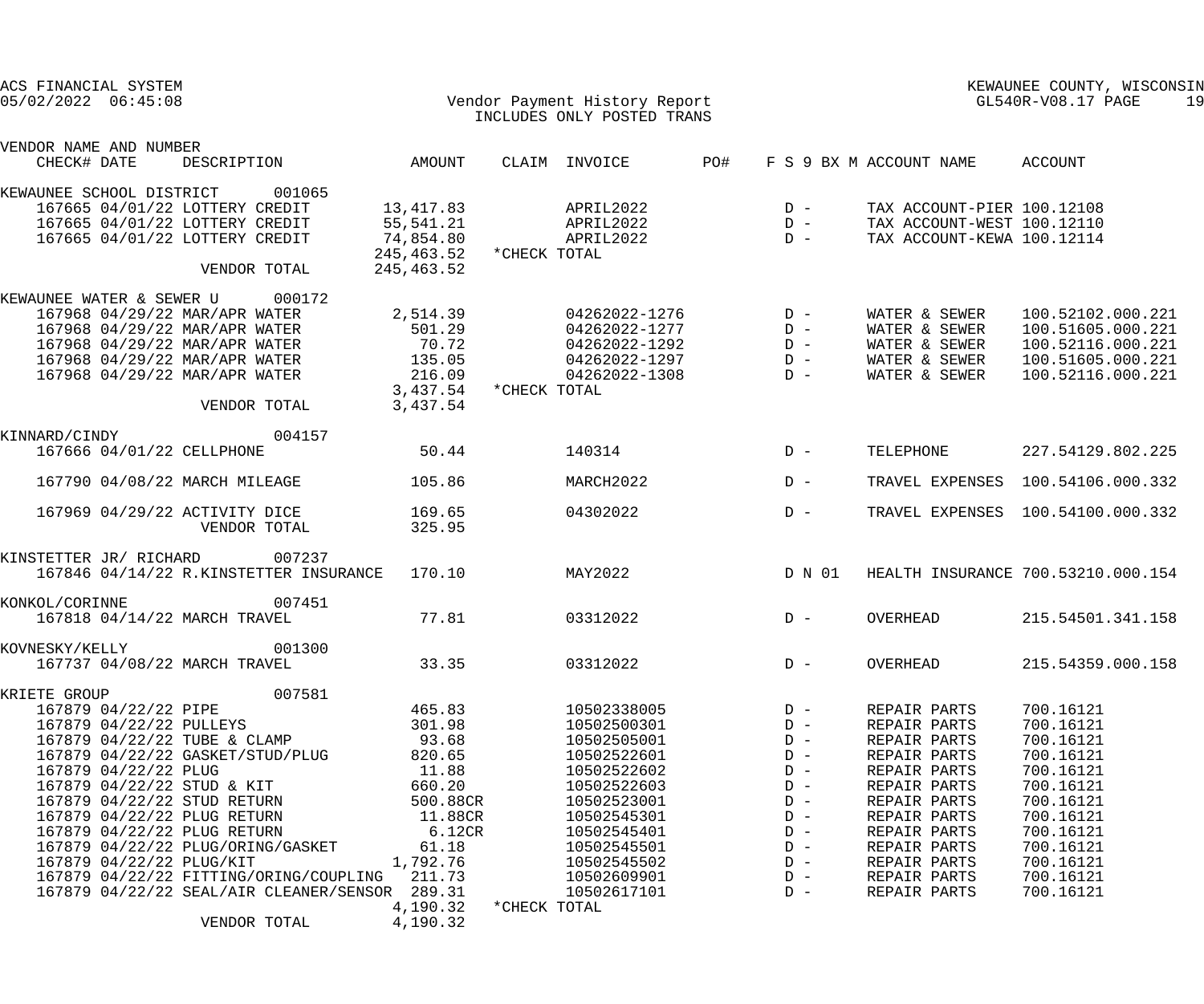ACS FINANCIAL SYSTEM
05/02/2022 06:45:08

Vendor Payment History Report
INCLUDES ONLY POSTED TRANS

KEWAUNEE COUNTY, WISCONSIN
GL540R-V08.17

| VENDOR NAME AND NUMBER / CHECK# | DATE | DESCRIPTION | AMOUNT | CLAIM | INVOICE | PO# | F S 9 BX M | ACCOUNT NAME | ACCOUNT |
|---|---|---|---|---|---|---|---|---|---|
| KEWAUNEE SCHOOL DISTRICT 001065 | | | | | | | | | |
| 167665 | 04/01/22 | LOTTERY CREDIT | 13,417.83 | | APRIL2022 | | D - | TAX ACCOUNT-PIER | 100.12108 |
| 167665 | 04/01/22 | LOTTERY CREDIT | 55,541.21 | | APRIL2022 | | D - | TAX ACCOUNT-WEST | 100.12110 |
| 167665 | 04/01/22 | LOTTERY CREDIT | 74,854.80 | | APRIL2022 | | D - | TAX ACCOUNT-KEWA | 100.12114 |
| | | | 245,463.52 | *CHECK TOTAL | | | | | |
| | | VENDOR TOTAL | 245,463.52 | | | | | | |
| KEWAUNEE WATER & SEWER U 000172 | | | | | | | | | |
| 167968 | 04/29/22 | MAR/APR WATER | 2,514.39 | | 04262022-1276 | | D - | WATER & SEWER | 100.52102.000.221 |
| 167968 | 04/29/22 | MAR/APR WATER | 501.29 | | 04262022-1277 | | D - | WATER & SEWER | 100.51605.000.221 |
| 167968 | 04/29/22 | MAR/APR WATER | 70.72 | | 04262022-1292 | | D - | WATER & SEWER | 100.52116.000.221 |
| 167968 | 04/29/22 | MAR/APR WATER | 135.05 | | 04262022-1297 | | D - | WATER & SEWER | 100.51605.000.221 |
| 167968 | 04/29/22 | MAR/APR WATER | 216.09 | | 04262022-1308 | | D - | WATER & SEWER | 100.52116.000.221 |
| | | | 3,437.54 | *CHECK TOTAL | | | | | |
| | | VENDOR TOTAL | 3,437.54 | | | | | | |
| KINNARD/CINDY 004157 | | | | | | | | | |
| 167666 | 04/01/22 | CELLPHONE | 50.44 | | 140314 | | D - | TELEPHONE | 227.54129.802.225 |
| 167790 | 04/08/22 | MARCH MILEAGE | 105.86 | | MARCH2022 | | D - | TRAVEL EXPENSES | 100.54106.000.332 |
| 167969 | 04/29/22 | ACTIVITY DICE | 169.65 | | 04302022 | | D - | TRAVEL EXPENSES | 100.54100.000.332 |
| | | VENDOR TOTAL | 325.95 | | | | | | |
| KINSTETTER JR/ RICHARD 007237 | | | | | | | | | |
| 167846 | 04/14/22 | R.KINSTETTER INSURANCE | 170.10 | | MAY2022 | | D N 01 | HEALTH INSURANCE | 700.53210.000.154 |
| KONKOL/CORINNE 007451 | | | | | | | | | |
| 167818 | 04/14/22 | MARCH TRAVEL | 77.81 | | 03312022 | | D - | OVERHEAD | 215.54501.341.158 |
| KOVNESKY/KELLY 001300 | | | | | | | | | |
| 167737 | 04/08/22 | MARCH TRAVEL | 33.35 | | 03312022 | | D - | OVERHEAD | 215.54359.000.158 |
| KRIETE GROUP 007581 | | | | | | | | | |
| 167879 | 04/22/22 | PIPE | 465.83 | | 10502338005 | | D - | REPAIR PARTS | 700.16121 |
| 167879 | 04/22/22 | PULLEYS | 301.98 | | 10502500301 | | D - | REPAIR PARTS | 700.16121 |
| 167879 | 04/22/22 | TUBE & CLAMP | 93.68 | | 10502505001 | | D - | REPAIR PARTS | 700.16121 |
| 167879 | 04/22/22 | GASKET/STUD/PLUG | 820.65 | | 10502522601 | | D - | REPAIR PARTS | 700.16121 |
| 167879 | 04/22/22 | PLUG | 11.88 | | 10502522602 | | D - | REPAIR PARTS | 700.16121 |
| 167879 | 04/22/22 | STUD & KIT | 660.20 | | 10502522603 | | D - | REPAIR PARTS | 700.16121 |
| 167879 | 04/22/22 | STUD RETURN | 500.88CR | | 10502523001 | | D - | REPAIR PARTS | 700.16121 |
| 167879 | 04/22/22 | PLUG RETURN | 11.88CR | | 10502545301 | | D - | REPAIR PARTS | 700.16121 |
| 167879 | 04/22/22 | PLUG RETURN | 6.12CR | | 10502545401 | | D - | REPAIR PARTS | 700.16121 |
| 167879 | 04/22/22 | PLUG/ORING/GASKET | 61.18 | | 10502545501 | | D - | REPAIR PARTS | 700.16121 |
| 167879 | 04/22/22 | PLUG/KIT | 1,792.76 | | 10502545502 | | D - | REPAIR PARTS | 700.16121 |
| 167879 | 04/22/22 | FITTING/ORING/COUPLING | 211.73 | | 10502609901 | | D - | REPAIR PARTS | 700.16121 |
| 167879 | 04/22/22 | SEAL/AIR CLEANER/SENSOR | 289.31 | | 10502617101 | | D - | REPAIR PARTS | 700.16121 |
| | | | 4,190.32 | *CHECK TOTAL | | | | | |
| | | VENDOR TOTAL | 4,190.32 | | | | | | |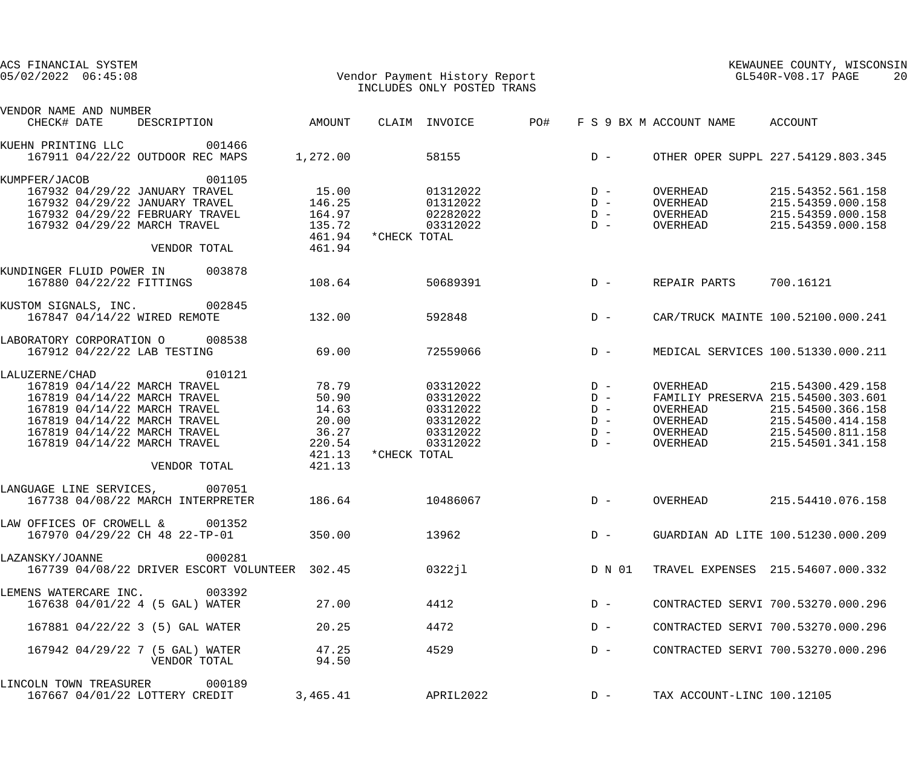ACS FINANCIAL SYSTEM
05/02/2022 06:45:08

Vendor Payment History Report
INCLUDES ONLY POSTED TRANS

KEWAUNEE COUNTY, WISCONSIN
GL540R-V08.17 PAGE 20

| VENDOR NAME AND NUMBER CHECK# DATE DESCRIPTION | AMOUNT | CLAIM | INVOICE | PO# | F S 9 BX M | ACCOUNT NAME | ACCOUNT |
|---|---|---|---|---|---|---|---|
| KUEHN PRINTING LLC 001466 | | | | | | | |
| 167911 04/22/22 OUTDOOR REC MAPS | 1,272.00 | | 58155 | | D - | OTHER OPER SUPPL | 227.54129.803.345 |
| KUMPFER/JACOB 001105 | | | | | | | |
| 167932 04/29/22 JANUARY TRAVEL | 15.00 | | 01312022 | | D - | OVERHEAD | 215.54352.561.158 |
| 167932 04/29/22 JANUARY TRAVEL | 146.25 | | 01312022 | | D - | OVERHEAD | 215.54359.000.158 |
| 167932 04/29/22 FEBRUARY TRAVEL | 164.97 | | 02282022 | | D - | OVERHEAD | 215.54359.000.158 |
| 167932 04/29/22 MARCH TRAVEL | 135.72 | | 03312022 | | D - | OVERHEAD | 215.54359.000.158 |
| | 461.94 | *CHECK TOTAL | | | | | |
| VENDOR TOTAL | 461.94 | | | | | | |
| KUNDINGER FLUID POWER IN 003878 | | | | | | | |
| 167880 04/22/22 FITTINGS | 108.64 | | 50689391 | | D - | REPAIR PARTS | 700.16121 |
| KUSTOM SIGNALS, INC. 002845 | | | | | | | |
| 167847 04/14/22 WIRED REMOTE | 132.00 | | 592848 | | D - | CAR/TRUCK MAINTE | 100.52100.000.241 |
| LABORATORY CORPORATION O 008538 | | | | | | | |
| 167912 04/22/22 LAB TESTING | 69.00 | | 72559066 | | D - | MEDICAL SERVICES | 100.51330.000.211 |
| LALUZERNE/CHAD 010121 | | | | | | | |
| 167819 04/14/22 MARCH TRAVEL | 78.79 | | 03312022 | | D - | OVERHEAD | 215.54300.429.158 |
| 167819 04/14/22 MARCH TRAVEL | 50.90 | | 03312022 | | D - | FAMILIY PRESERVA | 215.54500.303.601 |
| 167819 04/14/22 MARCH TRAVEL | 14.63 | | 03312022 | | D - | OVERHEAD | 215.54500.366.158 |
| 167819 04/14/22 MARCH TRAVEL | 20.00 | | 03312022 | | D - | OVERHEAD | 215.54500.414.158 |
| 167819 04/14/22 MARCH TRAVEL | 36.27 | | 03312022 | | D - | OVERHEAD | 215.54500.811.158 |
| 167819 04/14/22 MARCH TRAVEL | 220.54 | | 03312022 | | D - | OVERHEAD | 215.54501.341.158 |
| | 421.13 | *CHECK TOTAL | | | | | |
| VENDOR TOTAL | 421.13 | | | | | | |
| LANGUAGE LINE SERVICES, 007051 | | | | | | | |
| 167738 04/08/22 MARCH INTERPRETER | 186.64 | | 10486067 | | D - | OVERHEAD | 215.54410.076.158 |
| LAW OFFICES OF CROWELL & 001352 | | | | | | | |
| 167970 04/29/22 CH 48 22-TP-01 | 350.00 | | 13962 | | D - | GUARDIAN AD LITE | 100.51230.000.209 |
| LAZANSKY/JOANNE 000281 | | | | | | | |
| 167739 04/08/22 DRIVER ESCORT VOLUNTEER | 302.45 | | 0322jl | | D N 01 | TRAVEL EXPENSES | 215.54607.000.332 |
| LEMENS WATERCARE INC. 003392 | | | | | | | |
| 167638 04/01/22 4 (5 GAL) WATER | 27.00 | | 4412 | | D - | CONTRACTED SERVI | 700.53270.000.296 |
| 167881 04/22/22 3 (5) GAL WATER | 20.25 | | 4472 | | D - | CONTRACTED SERVI | 700.53270.000.296 |
| 167942 04/29/22 7 (5 GAL) WATER | 47.25 | | 4529 | | D - | CONTRACTED SERVI | 700.53270.000.296 |
| VENDOR TOTAL | 94.50 | | | | | | |
| LINCOLN TOWN TREASURER 000189 | | | | | | | |
| 167667 04/01/22 LOTTERY CREDIT | 3,465.41 | | APRIL2022 | | D - | TAX ACCOUNT-LINC | 100.12105 |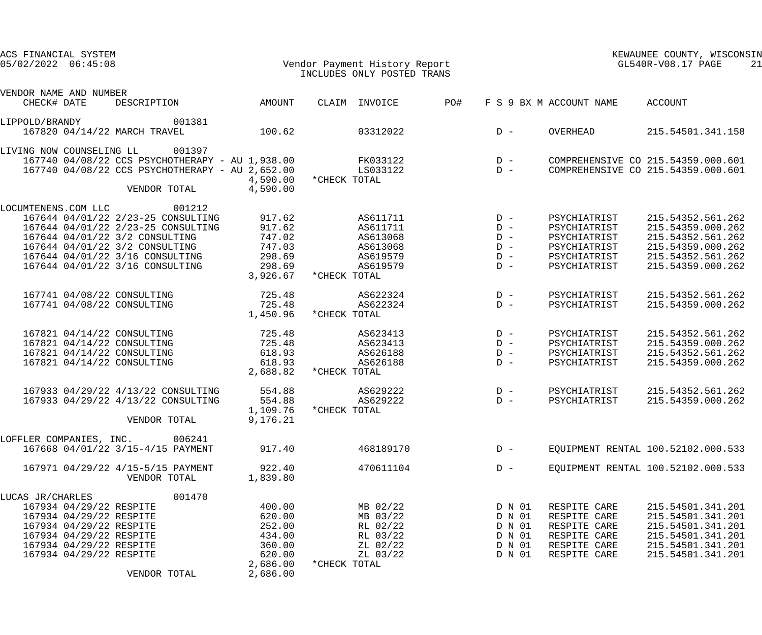ACS FINANCIAL SYSTEM
05/02/2022 06:45:08

KEWAUNEE COUNTY, WISCONSIN
GL540R-V08.17

# Vendor Payment History Report

INCLUDES ONLY POSTED TRANS

| VENDOR NAME AND NUMBER / CHECK# DATE | DESCRIPTION | AMOUNT | CLAIM | INVOICE | PO# | F S 9 BX M | ACCOUNT NAME | ACCOUNT |
|---|---|---|---|---|---|---|---|---|
| LIPPOLD/BRANDY 001381 | | | | | | | | |
| 167820 04/14/22 | MARCH TRAVEL | 100.62 | | 03312022 | | D - | OVERHEAD | 215.54501.341.158 |
| LIVING NOW COUNSELING LL 001397 | | | | | | | | |
| 167740 04/08/22 | CCS PSYCHOTHERAPY - AU | 1,938.00 | | FK033122 | | D - | COMPREHENSIVE CO | 215.54359.000.601 |
| 167740 04/08/22 | CCS PSYCHOTHERAPY - AU | 2,652.00 | | LS033122 | | D - | COMPREHENSIVE CO | 215.54359.000.601 |
| | | 4,590.00 | *CHECK TOTAL | | | | | |
| | VENDOR TOTAL | 4,590.00 | | | | | | |
| LOCUMTENENS.COM LLC 001212 | | | | | | | | |
| 167644 04/01/22 | 2/23-25 CONSULTING | 917.62 | | AS611711 | | D - | PSYCHIATRIST | 215.54352.561.262 |
| 167644 04/01/22 | 2/23-25 CONSULTING | 917.62 | | AS611711 | | D - | PSYCHIATRIST | 215.54359.000.262 |
| 167644 04/01/22 | 3/2 CONSULTING | 747.02 | | AS613068 | | D - | PSYCHIATRIST | 215.54352.561.262 |
| 167644 04/01/22 | 3/2 CONSULTING | 747.03 | | AS613068 | | D - | PSYCHIATRIST | 215.54359.000.262 |
| 167644 04/01/22 | 3/16 CONSULTING | 298.69 | | AS619579 | | D - | PSYCHIATRIST | 215.54352.561.262 |
| 167644 04/01/22 | 3/16 CONSULTING | 298.69 | | AS619579 | | D - | PSYCHIATRIST | 215.54359.000.262 |
| | | 3,926.67 | *CHECK TOTAL | | | | | |
| 167741 04/08/22 | CONSULTING | 725.48 | | AS622324 | | D - | PSYCHIATRIST | 215.54352.561.262 |
| 167741 04/08/22 | CONSULTING | 725.48 | | AS622324 | | D - | PSYCHIATRIST | 215.54359.000.262 |
| | | 1,450.96 | *CHECK TOTAL | | | | | |
| 167821 04/14/22 | CONSULTING | 725.48 | | AS623413 | | D - | PSYCHIATRIST | 215.54352.561.262 |
| 167821 04/14/22 | CONSULTING | 725.48 | | AS623413 | | D - | PSYCHIATRIST | 215.54359.000.262 |
| 167821 04/14/22 | CONSULTING | 618.93 | | AS626188 | | D - | PSYCHIATRIST | 215.54352.561.262 |
| 167821 04/14/22 | CONSULTING | 618.93 | | AS626188 | | D - | PSYCHIATRIST | 215.54359.000.262 |
| | | 2,688.82 | *CHECK TOTAL | | | | | |
| 167933 04/29/22 | 4/13/22 CONSULTING | 554.88 | | AS629222 | | D - | PSYCHIATRIST | 215.54352.561.262 |
| 167933 04/29/22 | 4/13/22 CONSULTING | 554.88 | | AS629222 | | D - | PSYCHIATRIST | 215.54359.000.262 |
| | | 1,109.76 | *CHECK TOTAL | | | | | |
| | VENDOR TOTAL | 9,176.21 | | | | | | |
| LOFFLER COMPANIES, INC. 006241 | | | | | | | | |
| 167668 04/01/22 | 3/15-4/15 PAYMENT | 917.40 | | 468189170 | | D - | EQUIPMENT RENTAL | 100.52102.000.533 |
| 167971 04/29/22 | 4/15-5/15 PAYMENT | 922.40 | | 470611104 | | D - | EQUIPMENT RENTAL | 100.52102.000.533 |
| | VENDOR TOTAL | 1,839.80 | | | | | | |
| LUCAS JR/CHARLES 001470 | | | | | | | | |
| 167934 04/29/22 | RESPITE | 400.00 | | MB 02/22 | | D N 01 | RESPITE CARE | 215.54501.341.201 |
| 167934 04/29/22 | RESPITE | 620.00 | | MB 03/22 | | D N 01 | RESPITE CARE | 215.54501.341.201 |
| 167934 04/29/22 | RESPITE | 252.00 | | RL 02/22 | | D N 01 | RESPITE CARE | 215.54501.341.201 |
| 167934 04/29/22 | RESPITE | 434.00 | | RL 03/22 | | D N 01 | RESPITE CARE | 215.54501.341.201 |
| 167934 04/29/22 | RESPITE | 360.00 | | ZL 02/22 | | D N 01 | RESPITE CARE | 215.54501.341.201 |
| 167934 04/29/22 | RESPITE | 620.00 | | ZL 03/22 | | D N 01 | RESPITE CARE | 215.54501.341.201 |
| | | 2,686.00 | *CHECK TOTAL | | | | | |
| | VENDOR TOTAL | 2,686.00 | | | | | | |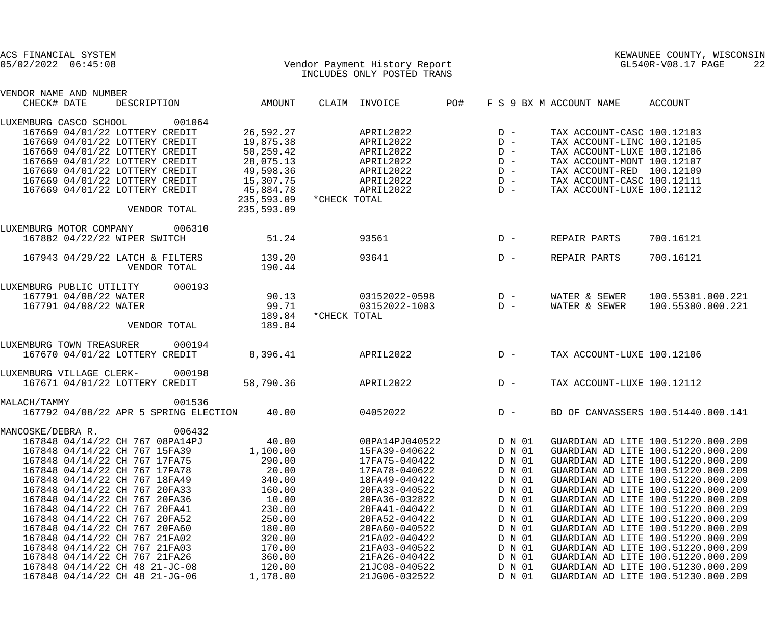ACS FINANCIAL SYSTEM
05/02/2022 06:45:08

Vendor Payment History Report
INCLUDES ONLY POSTED TRANS

KEWAUNEE COUNTY, WISCONSIN
GL540R-V08.17 PAGE 22

| VENDOR NAME AND NUMBER / CHECK# DATE | DESCRIPTION | AMOUNT | CLAIM | INVOICE | PO# | F S 9 BX M | ACCOUNT NAME | ACCOUNT |
|---|---|---|---|---|---|---|---|---|
| LUXEMBURG CASCO SCHOOL 001064 | | | | | | | | |
| 167669 04/01/22 | LOTTERY CREDIT | 26,592.27 | | APRIL2022 | | D - | TAX ACCOUNT-CASC | 100.12103 |
| 167669 04/01/22 | LOTTERY CREDIT | 19,875.38 | | APRIL2022 | | D - | TAX ACCOUNT-LINC | 100.12105 |
| 167669 04/01/22 | LOTTERY CREDIT | 50,259.42 | | APRIL2022 | | D - | TAX ACCOUNT-LUXE | 100.12106 |
| 167669 04/01/22 | LOTTERY CREDIT | 28,075.13 | | APRIL2022 | | D - | TAX ACCOUNT-MONT | 100.12107 |
| 167669 04/01/22 | LOTTERY CREDIT | 49,598.36 | | APRIL2022 | | D - | TAX ACCOUNT-RED | 100.12109 |
| 167669 04/01/22 | LOTTERY CREDIT | 15,307.75 | | APRIL2022 | | D - | TAX ACCOUNT-CASC | 100.12111 |
| 167669 04/01/22 | LOTTERY CREDIT | 45,884.78 | | APRIL2022 | | D - | TAX ACCOUNT-LUXE | 100.12112 |
| | | 235,593.09 | *CHECK TOTAL | | | | | |
| | VENDOR TOTAL | 235,593.09 | | | | | | |
| LUXEMBURG MOTOR COMPANY 006310 | | | | | | | | |
| 167882 04/22/22 | WIPER SWITCH | 51.24 | | 93561 | | D - | REPAIR PARTS | 700.16121 |
| 167943 04/29/22 | LATCH & FILTERS | 139.20 | | 93641 | | D - | REPAIR PARTS | 700.16121 |
| | VENDOR TOTAL | 190.44 | | | | | | |
| LUXEMBURG PUBLIC UTILITY 000193 | | | | | | | | |
| 167791 04/08/22 | WATER | 90.13 | | 03152022-0598 | | D - | WATER & SEWER | 100.55301.000.221 |
| 167791 04/08/22 | WATER | 99.71 | | 03152022-1003 | | D - | WATER & SEWER | 100.55300.000.221 |
| | | 189.84 | *CHECK TOTAL | | | | | |
| | VENDOR TOTAL | 189.84 | | | | | | |
| LUXEMBURG TOWN TREASURER 000194 | | | | | | | | |
| 167670 04/01/22 | LOTTERY CREDIT | 8,396.41 | | APRIL2022 | | D - | TAX ACCOUNT-LUXE | 100.12106 |
| LUXEMBURG VILLAGE CLERK- 000198 | | | | | | | | |
| 167671 04/01/22 | LOTTERY CREDIT | 58,790.36 | | APRIL2022 | | D - | TAX ACCOUNT-LUXE | 100.12112 |
| MALACH/TAMMY 001536 | | | | | | | | |
| 167792 04/08/22 | APR 5 SPRING ELECTION | 40.00 | | 04052022 | | D - | BD OF CANVASSERS | 100.51440.000.141 |
| MANCOSKE/DEBRA R. 006432 | | | | | | | | |
| 167848 04/14/22 | CH 767 08PA14PJ | 40.00 | | 08PA14PJ040522 | | D N 01 | GUARDIAN AD LITE | 100.51220.000.209 |
| 167848 04/14/22 | CH 767 15FA39 | 1,100.00 | | 15FA39-040622 | | D N 01 | GUARDIAN AD LITE | 100.51220.000.209 |
| 167848 04/14/22 | CH 767 17FA75 | 290.00 | | 17FA75-040422 | | D N 01 | GUARDIAN AD LITE | 100.51220.000.209 |
| 167848 04/14/22 | CH 767 17FA78 | 20.00 | | 17FA78-040622 | | D N 01 | GUARDIAN AD LITE | 100.51220.000.209 |
| 167848 04/14/22 | CH 767 18FA49 | 340.00 | | 18FA49-040422 | | D N 01 | GUARDIAN AD LITE | 100.51220.000.209 |
| 167848 04/14/22 | CH 767 20FA33 | 160.00 | | 20FA33-040522 | | D N 01 | GUARDIAN AD LITE | 100.51220.000.209 |
| 167848 04/14/22 | CH 767 20FA36 | 10.00 | | 20FA36-032822 | | D N 01 | GUARDIAN AD LITE | 100.51220.000.209 |
| 167848 04/14/22 | CH 767 20FA41 | 230.00 | | 20FA41-040422 | | D N 01 | GUARDIAN AD LITE | 100.51220.000.209 |
| 167848 04/14/22 | CH 767 20FA52 | 250.00 | | 20FA52-040422 | | D N 01 | GUARDIAN AD LITE | 100.51220.000.209 |
| 167848 04/14/22 | CH 767 20FA60 | 180.00 | | 20FA60-040522 | | D N 01 | GUARDIAN AD LITE | 100.51220.000.209 |
| 167848 04/14/22 | CH 767 21FA02 | 320.00 | | 21FA02-040422 | | D N 01 | GUARDIAN AD LITE | 100.51220.000.209 |
| 167848 04/14/22 | CH 767 21FA03 | 170.00 | | 21FA03-040522 | | D N 01 | GUARDIAN AD LITE | 100.51220.000.209 |
| 167848 04/14/22 | CH 767 21FA26 | 360.00 | | 21FA26-040422 | | D N 01 | GUARDIAN AD LITE | 100.51220.000.209 |
| 167848 04/14/22 | CH 48 21-JC-08 | 120.00 | | 21JC08-040522 | | D N 01 | GUARDIAN AD LITE | 100.51230.000.209 |
| 167848 04/14/22 | CH 48 21-JG-06 | 1,178.00 | | 21JG06-032522 | | D N 01 | GUARDIAN AD LITE | 100.51230.000.209 |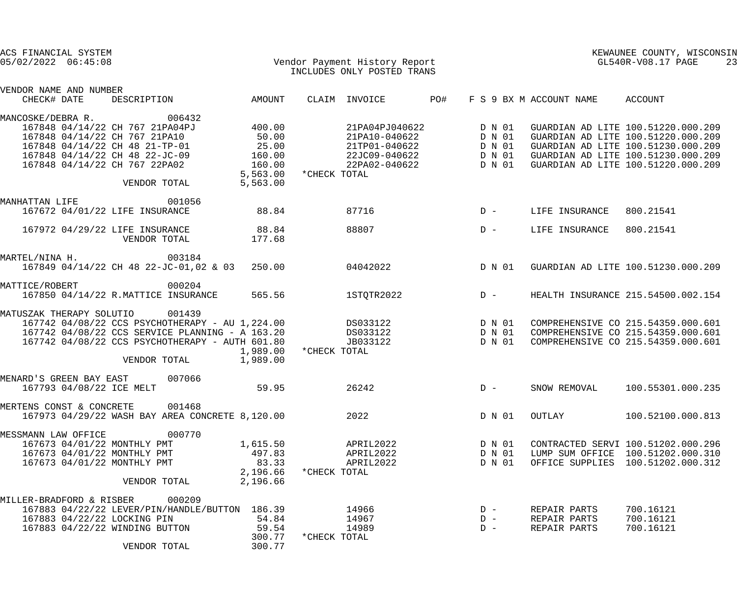ACS FINANCIAL SYSTEM
05/02/2022 06:45:08

KEWAUNEE COUNTY, WISCONSIN
GL540R-V08.17

Vendor Payment History Report
INCLUDES ONLY POSTED TRANS

| VENDOR NAME AND NUMBER / CHECK# | DATE | DESCRIPTION | AMOUNT | CLAIM | INVOICE | PO# | F S 9 BX M | ACCOUNT NAME | ACCOUNT |
|---|---|---|---|---|---|---|---|---|---|
| MANCOSKE/DEBRA R. 006432 | | | | | | | | | |
| 167848 | 04/14/22 | CH 767 21PA04PJ | 400.00 | | 21PA04PJ040622 | | D N 01 | GUARDIAN AD LITE | 100.51220.000.209 |
| 167848 | 04/14/22 | CH 767 21PA10 | 50.00 | | 21PA10-040622 | | D N 01 | GUARDIAN AD LITE | 100.51220.000.209 |
| 167848 | 04/14/22 | CH 48 21-TP-01 | 25.00 | | 21TP01-040622 | | D N 01 | GUARDIAN AD LITE | 100.51230.000.209 |
| 167848 | 04/14/22 | CH 48 22-JC-09 | 160.00 | | 22JC09-040622 | | D N 01 | GUARDIAN AD LITE | 100.51230.000.209 |
| 167848 | 04/14/22 | CH 767 22PA02 | 160.00 | | 22PA02-040622 | | D N 01 | GUARDIAN AD LITE | 100.51220.000.209 |
| | | | 5,563.00 | *CHECK TOTAL | | | | | |
| | | VENDOR TOTAL | 5,563.00 | | | | | | |
| MANHATTAN LIFE 001056 | | | | | | | | | |
| 167672 | 04/01/22 | LIFE INSURANCE | 88.84 | | 87716 | | D - | LIFE INSURANCE | 800.21541 |
| 167972 | 04/29/22 | LIFE INSURANCE | 88.84 | | 88807 | | D - | LIFE INSURANCE | 800.21541 |
| | | VENDOR TOTAL | 177.68 | | | | | | |
| MARTEL/NINA H. 003184 | | | | | | | | | |
| 167849 | 04/14/22 | CH 48 22-JC-01,02 & 03 | 250.00 | | 04042022 | | D N 01 | GUARDIAN AD LITE | 100.51230.000.209 |
| MATTICE/ROBERT 000204 | | | | | | | | | |
| 167850 | 04/14/22 | R.MATTICE INSURANCE | 565.56 | | 1STQTR2022 | | D - | HEALTH INSURANCE | 215.54500.002.154 |
| MATUSZAK THERAPY SOLUTIO 001439 | | | | | | | | | |
| 167742 | 04/08/22 | CCS PSYCHOTHERAPY - AU | 1,224.00 | | DS033122 | | D N 01 | COMPREHENSIVE CO | 215.54359.000.601 |
| 167742 | 04/08/22 | CCS SERVICE PLANNING - A | 163.20 | | DS033122 | | D N 01 | COMPREHENSIVE CO | 215.54359.000.601 |
| 167742 | 04/08/22 | CCS PSYCHOTHERAPY - AUTH | 601.80 | | JB033122 | | D N 01 | COMPREHENSIVE CO | 215.54359.000.601 |
| | | | 1,989.00 | *CHECK TOTAL | | | | | |
| | | VENDOR TOTAL | 1,989.00 | | | | | | |
| MENARD'S GREEN BAY EAST 007066 | | | | | | | | | |
| 167793 | 04/08/22 | ICE MELT | 59.95 | | 26242 | | D - | SNOW REMOVAL | 100.55301.000.235 |
| MERTENS CONST & CONCRETE 001468 | | | | | | | | | |
| 167973 | 04/29/22 | WASH BAY AREA CONCRETE | 8,120.00 | | 2022 | | D N 01 | OUTLAY | 100.52100.000.813 |
| MESSMANN LAW OFFICE 000770 | | | | | | | | | |
| 167673 | 04/01/22 | MONTHLY PMT | 1,615.50 | | APRIL2022 | | D N 01 | CONTRACTED SERVI | 100.51202.000.296 |
| 167673 | 04/01/22 | MONTHLY PMT | 497.83 | | APRIL2022 | | D N 01 | LUMP SUM OFFICE | 100.51202.000.310 |
| 167673 | 04/01/22 | MONTHLY PMT | 83.33 | | APRIL2022 | | D N 01 | OFFICE SUPPLIES | 100.51202.000.312 |
| | | | 2,196.66 | *CHECK TOTAL | | | | | |
| | | VENDOR TOTAL | 2,196.66 | | | | | | |
| MILLER-BRADFORD & RISBER 000209 | | | | | | | | | |
| 167883 | 04/22/22 | LEVER/PIN/HANDLE/BUTTON | 186.39 | | 14966 | | D - | REPAIR PARTS | 700.16121 |
| 167883 | 04/22/22 | LOCKING PIN | 54.84 | | 14967 | | D - | REPAIR PARTS | 700.16121 |
| 167883 | 04/22/22 | WINDING BUTTON | 59.54 | | 14989 | | D - | REPAIR PARTS | 700.16121 |
| | | | 300.77 | *CHECK TOTAL | | | | | |
| | | VENDOR TOTAL | 300.77 | | | | | | |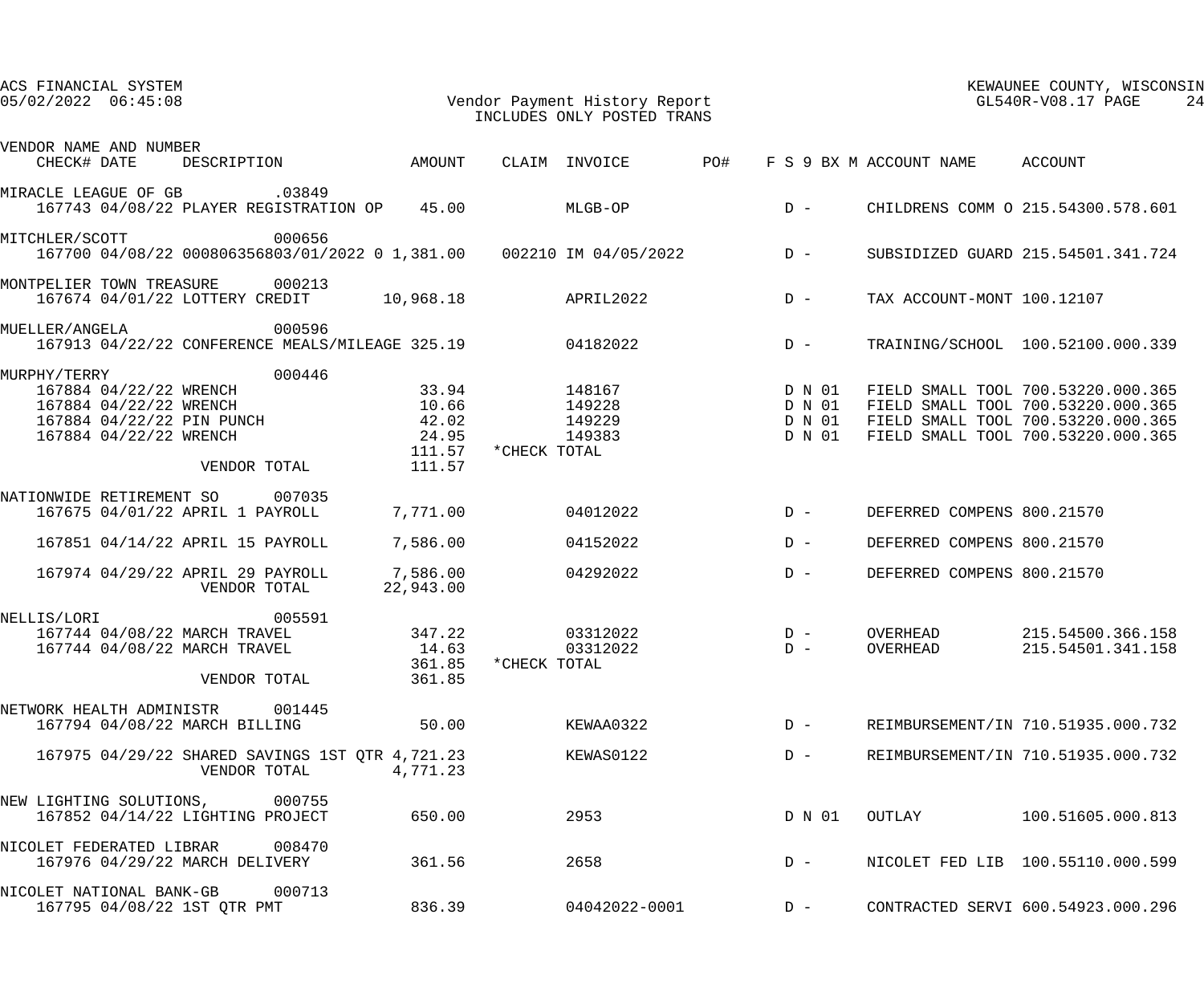ACS FINANCIAL SYSTEM
05/02/2022 06:45:08

Vendor Payment History Report
INCLUDES ONLY POSTED TRANS

KEWAUNEE COUNTY, WISCONSIN
GL540R-V08.17

| VENDOR NAME AND NUMBER / CHECK# | DATE | DESCRIPTION | AMOUNT | CLAIM | INVOICE | PO# | F S 9 BX M | ACCOUNT NAME | ACCOUNT |
|---|---|---|---|---|---|---|---|---|---|
| MIRACLE LEAGUE OF GB .03849 | | | | | | | | | |
| 167743 | 04/08/22 | PLAYER REGISTRATION OP | 45.00 | | MLGB-OP | | D - | CHILDRENS COMM O | 215.54300.578.601 |
| MITCHLER/SCOTT 000656 | | | | | | | | | |
| 167700 | 04/08/22 | 000806356803/01/2022 0 | 1,381.00 | 002210 | IM 04/05/2022 | | D - | SUBSIDIZED GUARD | 215.54501.341.724 |
| MONTPELIER TOWN TREASURE 000213 | | | | | | | | | |
| 167674 | 04/01/22 | LOTTERY CREDIT | 10,968.18 | | APRIL2022 | | D - | TAX ACCOUNT-MONT | 100.12107 |
| MUELLER/ANGELA 000596 | | | | | | | | | |
| 167913 | 04/22/22 | CONFERENCE MEALS/MILEAGE | 325.19 | | 04182022 | | D - | TRAINING/SCHOOL | 100.52100.000.339 |
| MURPHY/TERRY 000446 | | | | | | | | | |
| 167884 | 04/22/22 | WRENCH | 33.94 | | 148167 | | D N 01 | FIELD SMALL TOOL | 700.53220.000.365 |
| 167884 | 04/22/22 | WRENCH | 10.66 | | 149228 | | D N 01 | FIELD SMALL TOOL | 700.53220.000.365 |
| 167884 | 04/22/22 | PIN PUNCH | 42.02 | | 149229 | | D N 01 | FIELD SMALL TOOL | 700.53220.000.365 |
| 167884 | 04/22/22 | WRENCH | 24.95 | | 149383 | | D N 01 | FIELD SMALL TOOL | 700.53220.000.365 |
| | | | 111.57 | *CHECK TOTAL | | | | | |
| | | VENDOR TOTAL | 111.57 | | | | | | |
| NATIONWIDE RETIREMENT SO 007035 | | | | | | | | | |
| 167675 | 04/01/22 | APRIL 1 PAYROLL | 7,771.00 | | 04012022 | | D - | DEFERRED COMPENS | 800.21570 |
| 167851 | 04/14/22 | APRIL 15 PAYROLL | 7,586.00 | | 04152022 | | D - | DEFERRED COMPENS | 800.21570 |
| 167974 | 04/29/22 | APRIL 29 PAYROLL | 7,586.00 | | 04292022 | | D - | DEFERRED COMPENS | 800.21570 |
| | | VENDOR TOTAL | 22,943.00 | | | | | | |
| NELLIS/LORI 005591 | | | | | | | | | |
| 167744 | 04/08/22 | MARCH TRAVEL | 347.22 | | 03312022 | | D - | OVERHEAD | 215.54500.366.158 |
| 167744 | 04/08/22 | MARCH TRAVEL | 14.63 | | 03312022 | | D - | OVERHEAD | 215.54501.341.158 |
| | | | 361.85 | *CHECK TOTAL | | | | | |
| | | VENDOR TOTAL | 361.85 | | | | | | |
| NETWORK HEALTH ADMINISTR 001445 | | | | | | | | | |
| 167794 | 04/08/22 | MARCH BILLING | 50.00 | | KEWAA0322 | | D - | REIMBURSEMENT/IN | 710.51935.000.732 |
| 167975 | 04/29/22 | SHARED SAVINGS 1ST QTR | 4,721.23 | | KEWAS0122 | | D - | REIMBURSEMENT/IN | 710.51935.000.732 |
| | | VENDOR TOTAL | 4,771.23 | | | | | | |
| NEW LIGHTING SOLUTIONS, 000755 | | | | | | | | | |
| 167852 | 04/14/22 | LIGHTING PROJECT | 650.00 | | 2953 | | D N 01 | OUTLAY | 100.51605.000.813 |
| NICOLET FEDERATED LIBRAR 008470 | | | | | | | | | |
| 167976 | 04/29/22 | MARCH DELIVERY | 361.56 | | 2658 | | D - | NICOLET FED LIB | 100.55110.000.599 |
| NICOLET NATIONAL BANK-GB 000713 | | | | | | | | | |
| 167795 | 04/08/22 | 1ST QTR PMT | 836.39 | | 04042022-0001 | | D - | CONTRACTED SERVI | 600.54923.000.296 |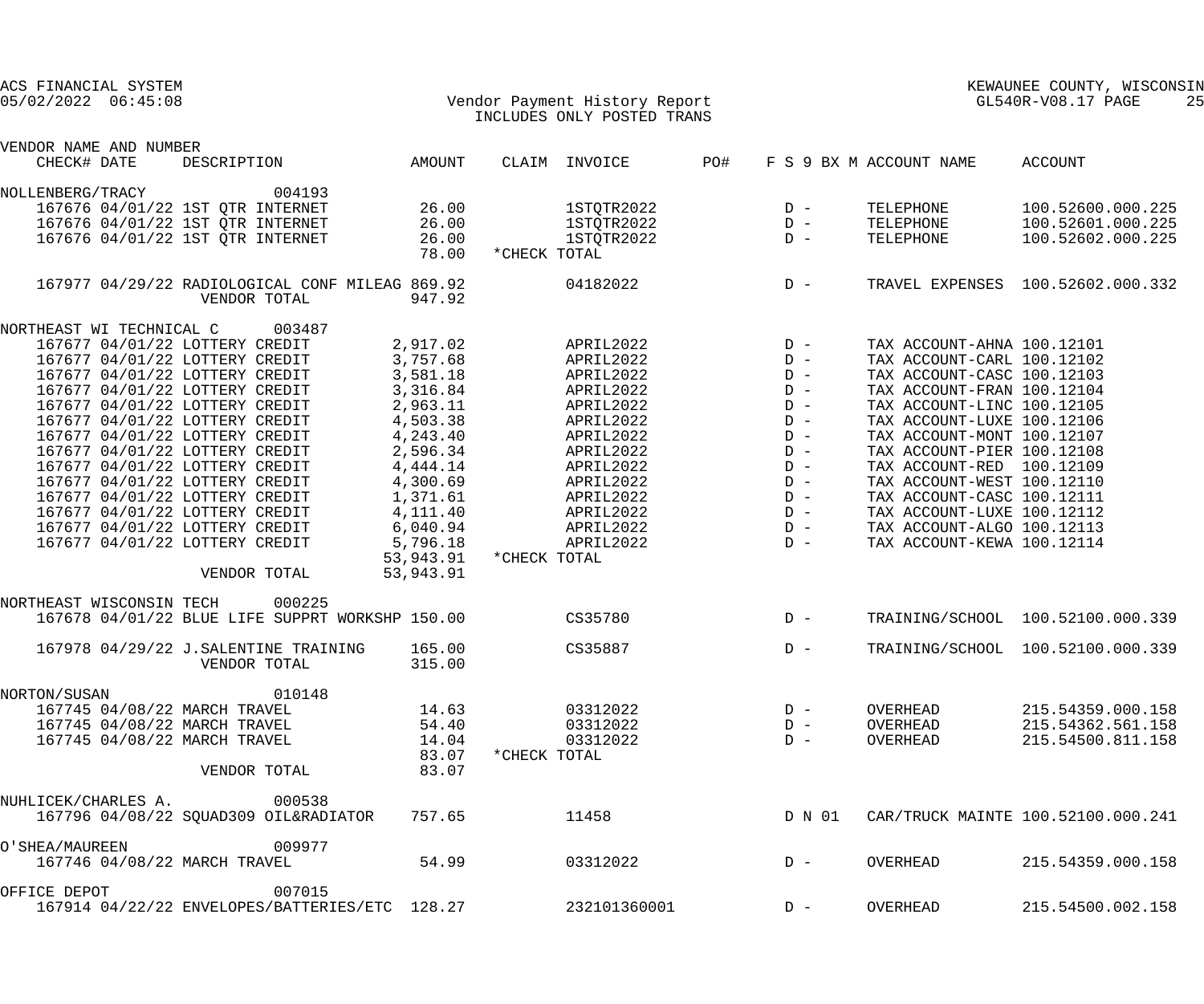ACS FINANCIAL SYSTEM
05/02/2022 06:45:08

Vendor Payment History Report
INCLUDES ONLY POSTED TRANS

KEWAUNEE COUNTY, WISCONSIN
GL540R-V08.17 PAGE 25

| VENDOR NAME AND NUMBER CHECK# DATE | DESCRIPTION | AMOUNT | CLAIM | INVOICE | PO# | F S 9 BX M | ACCOUNT NAME | ACCOUNT |
|---|---|---|---|---|---|---|---|---|
| NOLLENBERG/TRACY 004193 | | | | | | | | |
| 167676 04/01/22 | 1ST QTR INTERNET | 26.00 | | 1STQTR2022 | | D - | TELEPHONE | 100.52600.000.225 |
| 167676 04/01/22 | 1ST QTR INTERNET | 26.00 | | 1STQTR2022 | | D - | TELEPHONE | 100.52601.000.225 |
| 167676 04/01/22 | 1ST QTR INTERNET | 26.00 | | 1STQTR2022 | | D - | TELEPHONE | 100.52602.000.225 |
| | | 78.00 | *CHECK TOTAL | | | | | |
| 167977 04/29/22 | RADIOLOGICAL CONF MILEAG | 869.92 | | 04182022 | | D - | TRAVEL EXPENSES | 100.52602.000.332 |
| | VENDOR TOTAL | 947.92 | | | | | | |
| NORTHEAST WI TECHNICAL C 003487 | | | | | | | | |
| 167677 04/01/22 | LOTTERY CREDIT | 2,917.02 | | APRIL2022 | | D - | TAX ACCOUNT-AHNA | 100.12101 |
| 167677 04/01/22 | LOTTERY CREDIT | 3,757.68 | | APRIL2022 | | D - | TAX ACCOUNT-CARL | 100.12102 |
| 167677 04/01/22 | LOTTERY CREDIT | 3,581.18 | | APRIL2022 | | D - | TAX ACCOUNT-CASC | 100.12103 |
| 167677 04/01/22 | LOTTERY CREDIT | 3,316.84 | | APRIL2022 | | D - | TAX ACCOUNT-FRAN | 100.12104 |
| 167677 04/01/22 | LOTTERY CREDIT | 2,963.11 | | APRIL2022 | | D - | TAX ACCOUNT-LINC | 100.12105 |
| 167677 04/01/22 | LOTTERY CREDIT | 4,503.38 | | APRIL2022 | | D - | TAX ACCOUNT-LUXE | 100.12106 |
| 167677 04/01/22 | LOTTERY CREDIT | 4,243.40 | | APRIL2022 | | D - | TAX ACCOUNT-MONT | 100.12107 |
| 167677 04/01/22 | LOTTERY CREDIT | 2,596.34 | | APRIL2022 | | D - | TAX ACCOUNT-PIER | 100.12108 |
| 167677 04/01/22 | LOTTERY CREDIT | 4,444.14 | | APRIL2022 | | D - | TAX ACCOUNT-RED | 100.12109 |
| 167677 04/01/22 | LOTTERY CREDIT | 4,300.69 | | APRIL2022 | | D - | TAX ACCOUNT-WEST | 100.12110 |
| 167677 04/01/22 | LOTTERY CREDIT | 1,371.61 | | APRIL2022 | | D - | TAX ACCOUNT-CASC | 100.12111 |
| 167677 04/01/22 | LOTTERY CREDIT | 4,111.40 | | APRIL2022 | | D - | TAX ACCOUNT-LUXE | 100.12112 |
| 167677 04/01/22 | LOTTERY CREDIT | 6,040.94 | | APRIL2022 | | D - | TAX ACCOUNT-ALGO | 100.12113 |
| 167677 04/01/22 | LOTTERY CREDIT | 5,796.18 | | APRIL2022 | | D - | TAX ACCOUNT-KEWA | 100.12114 |
| | | 53,943.91 | *CHECK TOTAL | | | | | |
| | VENDOR TOTAL | 53,943.91 | | | | | | |
| NORTHEAST WISCONSIN TECH 000225 | | | | | | | | |
| 167678 04/01/22 | BLUE LIFE SUPPRT WORKSHP | 150.00 | | CS35780 | | D - | TRAINING/SCHOOL | 100.52100.000.339 |
| 167978 04/29/22 | J.SALENTINE TRAINING | 165.00 | | CS35887 | | D - | TRAINING/SCHOOL | 100.52100.000.339 |
| | VENDOR TOTAL | 315.00 | | | | | | |
| NORTON/SUSAN 010148 | | | | | | | | |
| 167745 04/08/22 | MARCH TRAVEL | 14.63 | | 03312022 | | D - | OVERHEAD | 215.54359.000.158 |
| 167745 04/08/22 | MARCH TRAVEL | 54.40 | | 03312022 | | D - | OVERHEAD | 215.54362.561.158 |
| 167745 04/08/22 | MARCH TRAVEL | 14.04 | | 03312022 | | D - | OVERHEAD | 215.54500.811.158 |
| | | 83.07 | *CHECK TOTAL | | | | | |
| | VENDOR TOTAL | 83.07 | | | | | | |
| NUHLICEK/CHARLES A. 000538 | | | | | | | | |
| 167796 04/08/22 | SQUAD309 OIL&RADIATOR | 757.65 | | 11458 | | D N 01 | CAR/TRUCK MAINTE | 100.52100.000.241 |
| O'SHEA/MAUREEN 009977 | | | | | | | | |
| 167746 04/08/22 | MARCH TRAVEL | 54.99 | | 03312022 | | D - | OVERHEAD | 215.54359.000.158 |
| OFFICE DEPOT 007015 | | | | | | | | |
| 167914 04/22/22 | ENVELOPES/BATTERIES/ETC | 128.27 | | 232101360001 | | D - | OVERHEAD | 215.54500.002.158 |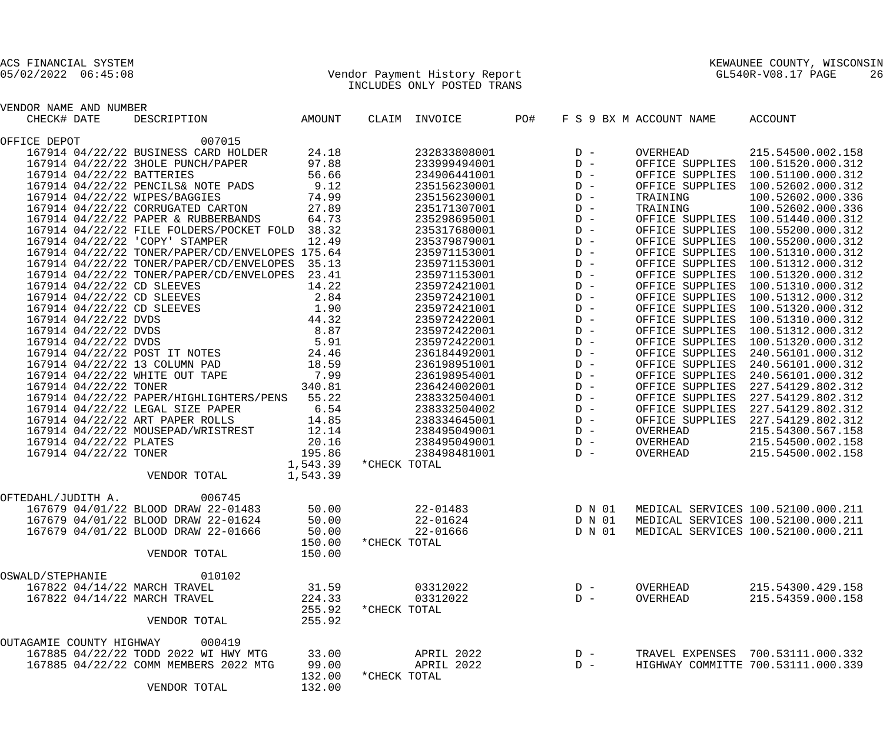ACS FINANCIAL SYSTEM
05/02/2022 06:45:08

Vendor Payment History Report
INCLUDES ONLY POSTED TRANS

KEWAUNEE COUNTY, WISCONSIN
GL540R-V08.17 PAGE 26

| VENDOR NAME AND NUMBER CHECK# | DATE | DESCRIPTION | AMOUNT | CLAIM | INVOICE | PO# | F S 9 BX M | ACCOUNT NAME | ACCOUNT |
|---|---|---|---|---|---|---|---|---|---|
| OFFICE DEPOT | | 007015 | | | | | | | |
| 167914 | 04/22/22 | BUSINESS CARD HOLDER | 24.18 | | 232833808001 | | D - | OVERHEAD | 215.54500.002.158 |
| 167914 | 04/22/22 | 3HOLE PUNCH/PAPER | 97.88 | | 233999494001 | | D - | OFFICE SUPPLIES | 100.51520.000.312 |
| 167914 | 04/22/22 | BATTERIES | 56.66 | | 234906441001 | | D - | OFFICE SUPPLIES | 100.51100.000.312 |
| 167914 | 04/22/22 | PENCILS& NOTE PADS | 9.12 | | 235156230001 | | D - | OFFICE SUPPLIES | 100.52602.000.312 |
| 167914 | 04/22/22 | WIPES/BAGGIES | 74.99 | | 235156230001 | | D - | TRAINING | 100.52602.000.336 |
| 167914 | 04/22/22 | CORRUGATED CARTON | 27.89 | | 235171307001 | | D - | TRAINING | 100.52602.000.336 |
| 167914 | 04/22/22 | PAPER & RUBBERBANDS | 64.73 | | 235298695001 | | D - | OFFICE SUPPLIES | 100.51440.000.312 |
| 167914 | 04/22/22 | FILE FOLDERS/POCKET FOLD | 38.32 | | 235317680001 | | D - | OFFICE SUPPLIES | 100.55200.000.312 |
| 167914 | 04/22/22 | 'COPY' STAMPER | 12.49 | | 235379879001 | | D - | OFFICE SUPPLIES | 100.55200.000.312 |
| 167914 | 04/22/22 | TONER/PAPER/CD/ENVELOPES | 175.64 | | 235971153001 | | D - | OFFICE SUPPLIES | 100.51310.000.312 |
| 167914 | 04/22/22 | TONER/PAPER/CD/ENVELOPES | 35.13 | | 235971153001 | | D - | OFFICE SUPPLIES | 100.51312.000.312 |
| 167914 | 04/22/22 | TONER/PAPER/CD/ENVELOPES | 23.41 | | 235971153001 | | D - | OFFICE SUPPLIES | 100.51320.000.312 |
| 167914 | 04/22/22 | CD SLEEVES | 14.22 | | 235972421001 | | D - | OFFICE SUPPLIES | 100.51310.000.312 |
| 167914 | 04/22/22 | CD SLEEVES | 2.84 | | 235972421001 | | D - | OFFICE SUPPLIES | 100.51312.000.312 |
| 167914 | 04/22/22 | CD SLEEVES | 1.90 | | 235972421001 | | D - | OFFICE SUPPLIES | 100.51320.000.312 |
| 167914 | 04/22/22 | DVDS | 44.32 | | 235972422001 | | D - | OFFICE SUPPLIES | 100.51310.000.312 |
| 167914 | 04/22/22 | DVDS | 8.87 | | 235972422001 | | D - | OFFICE SUPPLIES | 100.51312.000.312 |
| 167914 | 04/22/22 | DVDS | 5.91 | | 235972422001 | | D - | OFFICE SUPPLIES | 100.51320.000.312 |
| 167914 | 04/22/22 | POST IT NOTES | 24.46 | | 236184492001 | | D - | OFFICE SUPPLIES | 240.56101.000.312 |
| 167914 | 04/22/22 | 13 COLUMN PAD | 18.59 | | 236198951001 | | D - | OFFICE SUPPLIES | 240.56101.000.312 |
| 167914 | 04/22/22 | WHITE OUT TAPE | 7.99 | | 236198954001 | | D - | OFFICE SUPPLIES | 240.56101.000.312 |
| 167914 | 04/22/22 | TONER | 340.81 | | 236424002001 | | D - | OFFICE SUPPLIES | 227.54129.802.312 |
| 167914 | 04/22/22 | PAPER/HIGHLIGHTERS/PENS | 55.22 | | 238332504001 | | D - | OFFICE SUPPLIES | 227.54129.802.312 |
| 167914 | 04/22/22 | LEGAL SIZE PAPER | 6.54 | | 238332504002 | | D - | OFFICE SUPPLIES | 227.54129.802.312 |
| 167914 | 04/22/22 | ART PAPER ROLLS | 14.85 | | 238334645001 | | D - | OFFICE SUPPLIES | 227.54129.802.312 |
| 167914 | 04/22/22 | MOUSEPAD/WRISTREST | 12.14 | | 238495049001 | | D - | OVERHEAD | 215.54300.567.158 |
| 167914 | 04/22/22 | PLATES | 20.16 | | 238495049001 | | D - | OVERHEAD | 215.54500.002.158 |
| 167914 | 04/22/22 | TONER | 195.86 | | 238498481001 | | D - | OVERHEAD | 215.54500.002.158 |
| | | | 1,543.39 | *CHECK TOTAL | | | | | |
| | | VENDOR TOTAL | 1,543.39 | | | | | | |
| OFTEDAHL/JUDITH A. | | 006745 | | | | | | | |
| 167679 | 04/01/22 | BLOOD DRAW 22-01483 | 50.00 | | 22-01483 | | D N 01 | MEDICAL SERVICES | 100.52100.000.211 |
| 167679 | 04/01/22 | BLOOD DRAW 22-01624 | 50.00 | | 22-01624 | | D N 01 | MEDICAL SERVICES | 100.52100.000.211 |
| 167679 | 04/01/22 | BLOOD DRAW 22-01666 | 50.00 | | 22-01666 | | D N 01 | MEDICAL SERVICES | 100.52100.000.211 |
| | | | 150.00 | *CHECK TOTAL | | | | | |
| | | VENDOR TOTAL | 150.00 | | | | | | |
| OSWALD/STEPHANIE | | 010102 | | | | | | | |
| 167822 | 04/14/22 | MARCH TRAVEL | 31.59 | | 03312022 | | D - | OVERHEAD | 215.54300.429.158 |
| 167822 | 04/14/22 | MARCH TRAVEL | 224.33 | | 03312022 | | D - | OVERHEAD | 215.54359.000.158 |
| | | | 255.92 | *CHECK TOTAL | | | | | |
| | | VENDOR TOTAL | 255.92 | | | | | | |
| OUTAGAMIE COUNTY HIGHWAY | | 000419 | | | | | | | |
| 167885 | 04/22/22 | TODD 2022 WI HWY MTG | 33.00 | | APRIL 2022 | | D - | TRAVEL EXPENSES | 700.53111.000.332 |
| 167885 | 04/22/22 | COMM MEMBERS 2022 MTG | 99.00 | | APRIL 2022 | | D - | HIGHWAY COMMITTE | 700.53111.000.339 |
| | | | 132.00 | *CHECK TOTAL | | | | | |
| | | VENDOR TOTAL | 132.00 | | | | | | |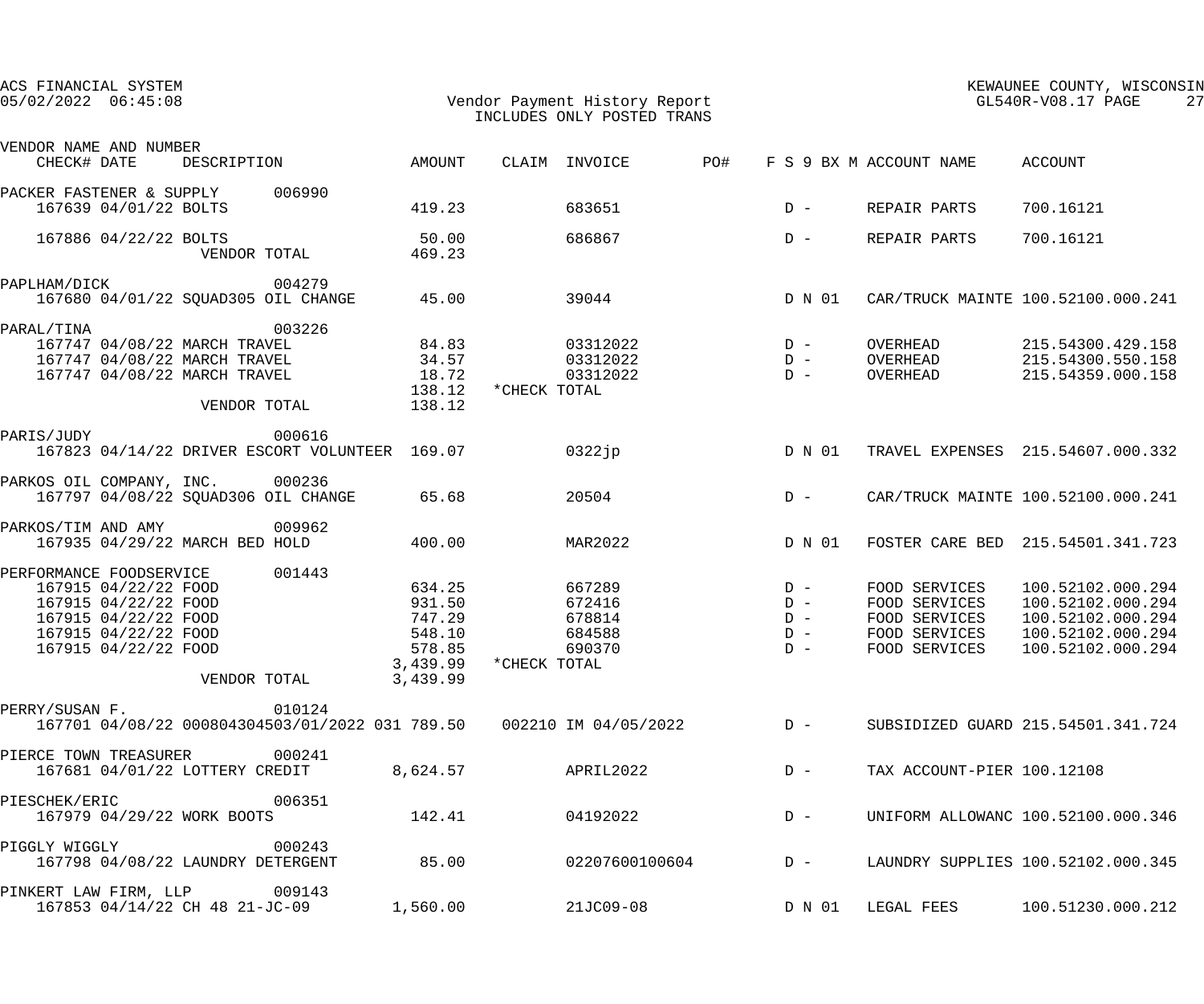ACS FINANCIAL SYSTEM
05/02/2022 06:45:08

Vendor Payment History Report
INCLUDES ONLY POSTED TRANS

KEWAUNEE COUNTY, WISCONSIN
GL540R-V08.17

| VENDOR NAME AND NUMBER / CHECK# DATE | DESCRIPTION | AMOUNT | CLAIM | INVOICE | PO# | F S 9 BX M | ACCOUNT NAME | ACCOUNT |
|---|---|---|---|---|---|---|---|---|
| PACKER FASTENER & SUPPLY 006990 | | | | | | | | |
| 167639 04/01/22 | BOLTS | 419.23 | | 683651 | | D - | REPAIR PARTS | 700.16121 |
| 167886 04/22/22 | BOLTS | 50.00 | | 686867 | | D - | REPAIR PARTS | 700.16121 |
| | VENDOR TOTAL | 469.23 | | | | | | |
| PAPLHAM/DICK 004279 | | | | | | | | |
| 167680 04/01/22 | SQUAD305 OIL CHANGE | 45.00 | | 39044 | | D N 01 | CAR/TRUCK MAINTE | 100.52100.000.241 |
| PARAL/TINA 003226 | | | | | | | | |
| 167747 04/08/22 | MARCH TRAVEL | 84.83 | | 03312022 | | D - | OVERHEAD | 215.54300.429.158 |
| 167747 04/08/22 | MARCH TRAVEL | 34.57 | | 03312022 | | D - | OVERHEAD | 215.54300.550.158 |
| 167747 04/08/22 | MARCH TRAVEL | 18.72 | | 03312022 | | D - | OVERHEAD | 215.54359.000.158 |
| | | 138.12 | *CHECK TOTAL | | | | | |
| | VENDOR TOTAL | 138.12 | | | | | | |
| PARIS/JUDY 000616 | | | | | | | | |
| 167823 04/14/22 | DRIVER ESCORT VOLUNTEER | 169.07 | | 0322jp | | D N 01 | TRAVEL EXPENSES | 215.54607.000.332 |
| PARKOS OIL COMPANY, INC. 000236 | | | | | | | | |
| 167797 04/08/22 | SQUAD306 OIL CHANGE | 65.68 | | 20504 | | D - | CAR/TRUCK MAINTE | 100.52100.000.241 |
| PARKOS/TIM AND AMY 009962 | | | | | | | | |
| 167935 04/29/22 | MARCH BED HOLD | 400.00 | | MAR2022 | | D N 01 | FOSTER CARE BED | 215.54501.341.723 |
| PERFORMANCE FOODSERVICE 001443 | | | | | | | | |
| 167915 04/22/22 | FOOD | 634.25 | | 667289 | | D - | FOOD SERVICES | 100.52102.000.294 |
| 167915 04/22/22 | FOOD | 931.50 | | 672416 | | D - | FOOD SERVICES | 100.52102.000.294 |
| 167915 04/22/22 | FOOD | 747.29 | | 678814 | | D - | FOOD SERVICES | 100.52102.000.294 |
| 167915 04/22/22 | FOOD | 548.10 | | 684588 | | D - | FOOD SERVICES | 100.52102.000.294 |
| 167915 04/22/22 | FOOD | 578.85 | | 690370 | | D - | FOOD SERVICES | 100.52102.000.294 |
| | | 3,439.99 | *CHECK TOTAL | | | | | |
| | VENDOR TOTAL | 3,439.99 | | | | | | |
| PERRY/SUSAN F. 010124 | | | | | | | | |
| 167701 04/08/22 | 000804304503/01/2022 031 | 789.50 | 002210 | IM 04/05/2022 | | D - | SUBSIDIZED GUARD | 215.54501.341.724 |
| PIERCE TOWN TREASURER 000241 | | | | | | | | |
| 167681 04/01/22 | LOTTERY CREDIT | 8,624.57 | | APRIL2022 | | D - | TAX ACCOUNT-PIER | 100.12108 |
| PIESCHEK/ERIC 006351 | | | | | | | | |
| 167979 04/29/22 | WORK BOOTS | 142.41 | | 04192022 | | D - | UNIFORM ALLOWANC | 100.52100.000.346 |
| PIGGLY WIGGLY 000243 | | | | | | | | |
| 167798 04/08/22 | LAUNDRY DETERGENT | 85.00 | | 02207600100604 | | D - | LAUNDRY SUPPLIES | 100.52102.000.345 |
| PINKERT LAW FIRM, LLP 009143 | | | | | | | | |
| 167853 04/14/22 | CH 48 21-JC-09 | 1,560.00 | | 21JC09-08 | | D N 01 | LEGAL FEES | 100.51230.000.212 |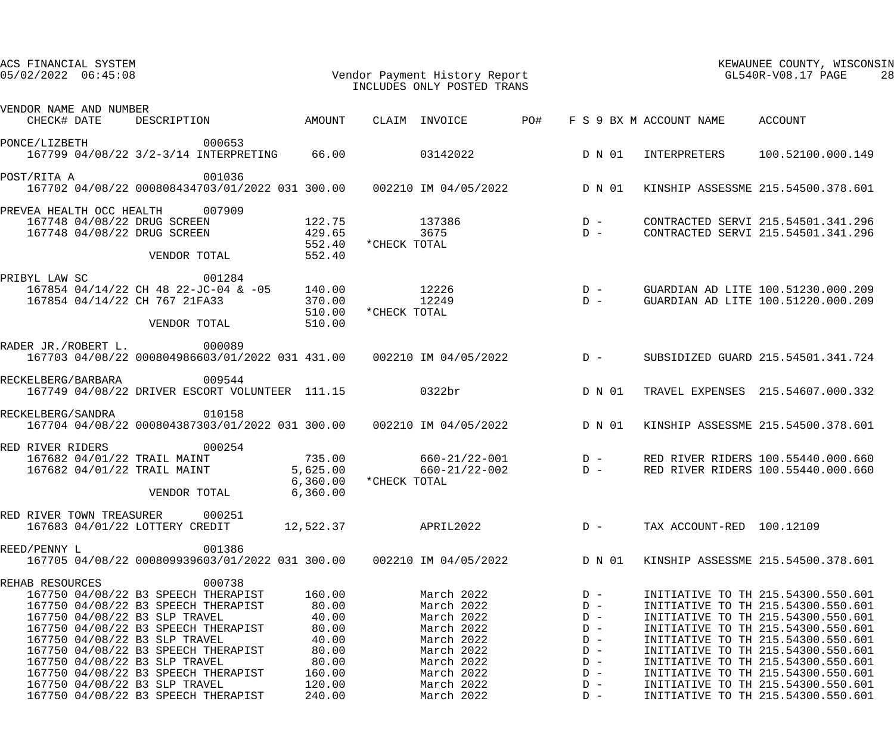ACS FINANCIAL SYSTEM
05/02/2022 06:45:08

KEWAUNEE COUNTY, WISCONSIN
GL540R-V08.17

# Vendor Payment History Report
INCLUDES ONLY POSTED TRANS

| VENDOR NAME AND NUMBER / CHECK# | DATE | DESCRIPTION | AMOUNT | CLAIM | INVOICE | PO# | F S 9 BX M | ACCOUNT NAME | ACCOUNT |
|---|---|---|---|---|---|---|---|---|---|
| PONCE/LIZBETH 000653 | | | | | | | | | |
| 167799 | 04/08/22 | 3/2-3/14 INTERPRETING | 66.00 | | 03142022 | | D N 01 | INTERPRETERS | 100.52100.000.149 |
| POST/RITA A 001036 | | | | | | | | | |
| 167702 | 04/08/22 | 000808434703/01/2022 031 | 300.00 | 002210 | IM 04/05/2022 | | D N 01 | KINSHIP ASSESSME | 215.54500.378.601 |
| PREVEA HEALTH OCC HEALTH 007909 | | | | | | | | | |
| 167748 | 04/08/22 | DRUG SCREEN | 122.75 | | 137386 | | D - | CONTRACTED SERVI | 215.54501.341.296 |
| 167748 | 04/08/22 | DRUG SCREEN | 429.65 | | 3675 | | D - | CONTRACTED SERVI | 215.54501.341.296 |
| | | | 552.40 | *CHECK TOTAL | | | | | |
| | | VENDOR TOTAL | 552.40 | | | | | | |
| PRIBYL LAW SC 001284 | | | | | | | | | |
| 167854 | 04/14/22 | CH 48 22-JC-04 & -05 | 140.00 | | 12226 | | D - | GUARDIAN AD LITE | 100.51230.000.209 |
| 167854 | 04/14/22 | CH 767 21FA33 | 370.00 | | 12249 | | D - | GUARDIAN AD LITE | 100.51220.000.209 |
| | | | 510.00 | *CHECK TOTAL | | | | | |
| | | VENDOR TOTAL | 510.00 | | | | | | |
| RADER JR./ROBERT L. 000089 | | | | | | | | | |
| 167703 | 04/08/22 | 000804986603/01/2022 031 | 431.00 | 002210 | IM 04/05/2022 | | D - | SUBSIDIZED GUARD | 215.54501.341.724 |
| RECKELBERG/BARBARA 009544 | | | | | | | | | |
| 167749 | 04/08/22 | DRIVER ESCORT VOLUNTEER | 111.15 | | 0322br | | D N 01 | TRAVEL EXPENSES | 215.54607.000.332 |
| RECKELBERG/SANDRA 010158 | | | | | | | | | |
| 167704 | 04/08/22 | 000804387303/01/2022 031 | 300.00 | 002210 | IM 04/05/2022 | | D N 01 | KINSHIP ASSESSME | 215.54500.378.601 |
| RED RIVER RIDERS 000254 | | | | | | | | | |
| 167682 | 04/01/22 | TRAIL MAINT | 735.00 | | 660-21/22-001 | | D - | RED RIVER RIDERS | 100.55440.000.660 |
| 167682 | 04/01/22 | TRAIL MAINT | 5,625.00 | | 660-21/22-002 | | D - | RED RIVER RIDERS | 100.55440.000.660 |
| | | | 6,360.00 | *CHECK TOTAL | | | | | |
| | | VENDOR TOTAL | 6,360.00 | | | | | | |
| RED RIVER TOWN TREASURER 000251 | | | | | | | | | |
| 167683 | 04/01/22 | LOTTERY CREDIT | 12,522.37 | | APRIL2022 | | D - | TAX ACCOUNT-RED | 100.12109 |
| REED/PENNY L 001386 | | | | | | | | | |
| 167705 | 04/08/22 | 000809939603/01/2022 031 | 300.00 | 002210 | IM 04/05/2022 | | D N 01 | KINSHIP ASSESSME | 215.54500.378.601 |
| REHAB RESOURCES 000738 | | | | | | | | | |
| 167750 | 04/08/22 | B3 SPEECH THERAPIST | 160.00 | | March 2022 | | D - | INITIATIVE TO TH | 215.54300.550.601 |
| 167750 | 04/08/22 | B3 SPEECH THERAPIST | 80.00 | | March 2022 | | D - | INITIATIVE TO TH | 215.54300.550.601 |
| 167750 | 04/08/22 | B3 SLP TRAVEL | 40.00 | | March 2022 | | D - | INITIATIVE TO TH | 215.54300.550.601 |
| 167750 | 04/08/22 | B3 SPEECH THERAPIST | 80.00 | | March 2022 | | D - | INITIATIVE TO TH | 215.54300.550.601 |
| 167750 | 04/08/22 | B3 SLP TRAVEL | 40.00 | | March 2022 | | D - | INITIATIVE TO TH | 215.54300.550.601 |
| 167750 | 04/08/22 | B3 SPEECH THERAPIST | 80.00 | | March 2022 | | D - | INITIATIVE TO TH | 215.54300.550.601 |
| 167750 | 04/08/22 | B3 SLP TRAVEL | 80.00 | | March 2022 | | D - | INITIATIVE TO TH | 215.54300.550.601 |
| 167750 | 04/08/22 | B3 SPEECH THERAPIST | 160.00 | | March 2022 | | D - | INITIATIVE TO TH | 215.54300.550.601 |
| 167750 | 04/08/22 | B3 SLP TRAVEL | 120.00 | | March 2022 | | D - | INITIATIVE TO TH | 215.54300.550.601 |
| 167750 | 04/08/22 | B3 SPEECH THERAPIST | 240.00 | | March 2022 | | D - | INITIATIVE TO TH | 215.54300.550.601 |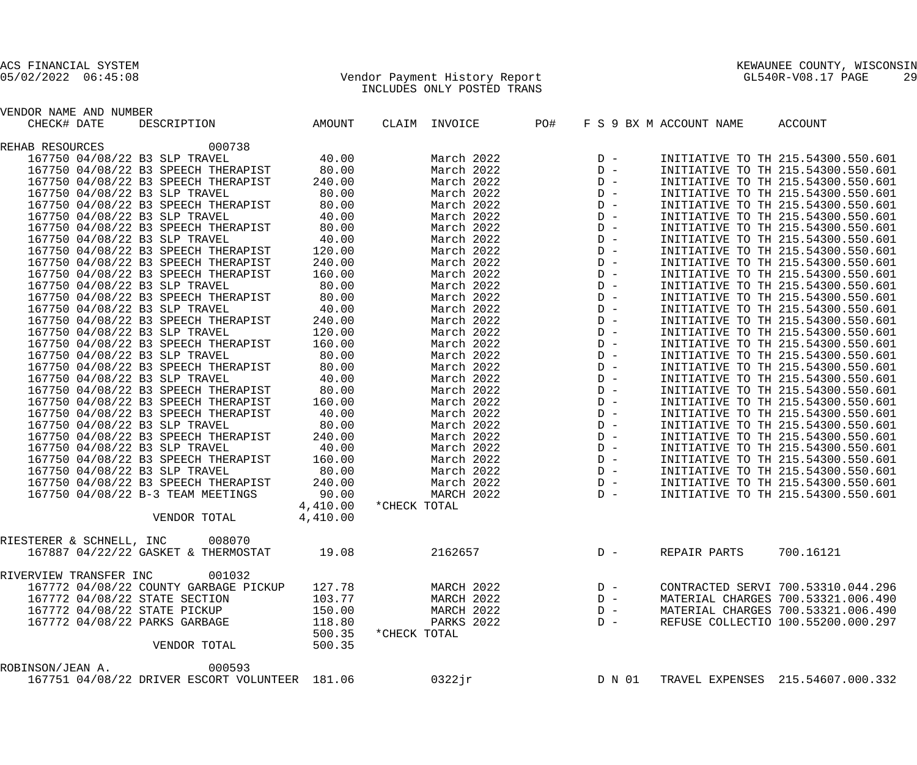ACS FINANCIAL SYSTEM
05/02/2022 06:45:08

KEWAUNEE COUNTY, WISCONSIN
GL540R-V08.17

Vendor Payment History Report
INCLUDES ONLY POSTED TRANS

| VENDOR NAME AND NUMBER | | | | | | | | |
|---|---|---|---|---|---|---|---|---|
| CHECK# DATE | DESCRIPTION | AMOUNT | CLAIM | INVOICE | PO# | F S 9 BX M | ACCOUNT NAME | ACCOUNT |
| **REHAB RESOURCES 000738** | | | | | | | | |
| 167750 04/08/22 | B3 SLP TRAVEL | 40.00 | | March 2022 | | D - | INITIATIVE TO TH | 215.54300.550.601 |
| 167750 04/08/22 | B3 SPEECH THERAPIST | 80.00 | | March 2022 | | D - | INITIATIVE TO TH | 215.54300.550.601 |
| 167750 04/08/22 | B3 SPEECH THERAPIST | 240.00 | | March 2022 | | D - | INITIATIVE TO TH | 215.54300.550.601 |
| 167750 04/08/22 | B3 SLP TRAVEL | 80.00 | | March 2022 | | D - | INITIATIVE TO TH | 215.54300.550.601 |
| 167750 04/08/22 | B3 SPEECH THERAPIST | 80.00 | | March 2022 | | D - | INITIATIVE TO TH | 215.54300.550.601 |
| 167750 04/08/22 | B3 SLP TRAVEL | 40.00 | | March 2022 | | D - | INITIATIVE TO TH | 215.54300.550.601 |
| 167750 04/08/22 | B3 SPEECH THERAPIST | 80.00 | | March 2022 | | D - | INITIATIVE TO TH | 215.54300.550.601 |
| 167750 04/08/22 | B3 SLP TRAVEL | 40.00 | | March 2022 | | D - | INITIATIVE TO TH | 215.54300.550.601 |
| 167750 04/08/22 | B3 SPEECH THERAPIST | 120.00 | | March 2022 | | D - | INITIATIVE TO TH | 215.54300.550.601 |
| 167750 04/08/22 | B3 SPEECH THERAPIST | 240.00 | | March 2022 | | D - | INITIATIVE TO TH | 215.54300.550.601 |
| 167750 04/08/22 | B3 SPEECH THERAPIST | 160.00 | | March 2022 | | D - | INITIATIVE TO TH | 215.54300.550.601 |
| 167750 04/08/22 | B3 SLP TRAVEL | 80.00 | | March 2022 | | D - | INITIATIVE TO TH | 215.54300.550.601 |
| 167750 04/08/22 | B3 SPEECH THERAPIST | 80.00 | | March 2022 | | D - | INITIATIVE TO TH | 215.54300.550.601 |
| 167750 04/08/22 | B3 SLP TRAVEL | 40.00 | | March 2022 | | D - | INITIATIVE TO TH | 215.54300.550.601 |
| 167750 04/08/22 | B3 SPEECH THERAPIST | 240.00 | | March 2022 | | D - | INITIATIVE TO TH | 215.54300.550.601 |
| 167750 04/08/22 | B3 SLP TRAVEL | 120.00 | | March 2022 | | D - | INITIATIVE TO TH | 215.54300.550.601 |
| 167750 04/08/22 | B3 SPEECH THERAPIST | 160.00 | | March 2022 | | D - | INITIATIVE TO TH | 215.54300.550.601 |
| 167750 04/08/22 | B3 SLP TRAVEL | 80.00 | | March 2022 | | D - | INITIATIVE TO TH | 215.54300.550.601 |
| 167750 04/08/22 | B3 SPEECH THERAPIST | 80.00 | | March 2022 | | D - | INITIATIVE TO TH | 215.54300.550.601 |
| 167750 04/08/22 | B3 SLP TRAVEL | 40.00 | | March 2022 | | D - | INITIATIVE TO TH | 215.54300.550.601 |
| 167750 04/08/22 | B3 SPEECH THERAPIST | 80.00 | | March 2022 | | D - | INITIATIVE TO TH | 215.54300.550.601 |
| 167750 04/08/22 | B3 SPEECH THERAPIST | 160.00 | | March 2022 | | D - | INITIATIVE TO TH | 215.54300.550.601 |
| 167750 04/08/22 | B3 SPEECH THERAPIST | 40.00 | | March 2022 | | D - | INITIATIVE TO TH | 215.54300.550.601 |
| 167750 04/08/22 | B3 SLP TRAVEL | 80.00 | | March 2022 | | D - | INITIATIVE TO TH | 215.54300.550.601 |
| 167750 04/08/22 | B3 SPEECH THERAPIST | 240.00 | | March 2022 | | D - | INITIATIVE TO TH | 215.54300.550.601 |
| 167750 04/08/22 | B3 SLP TRAVEL | 40.00 | | March 2022 | | D - | INITIATIVE TO TH | 215.54300.550.601 |
| 167750 04/08/22 | B3 SPEECH THERAPIST | 160.00 | | March 2022 | | D - | INITIATIVE TO TH | 215.54300.550.601 |
| 167750 04/08/22 | B3 SLP TRAVEL | 80.00 | | March 2022 | | D - | INITIATIVE TO TH | 215.54300.550.601 |
| 167750 04/08/22 | B3 SPEECH THERAPIST | 240.00 | | March 2022 | | D - | INITIATIVE TO TH | 215.54300.550.601 |
| 167750 04/08/22 | B-3 TEAM MEETINGS | 90.00 | | MARCH 2022 | | D - | INITIATIVE TO TH | 215.54300.550.601 |
| | | 4,410.00 | *CHECK TOTAL | | | | | |
| | VENDOR TOTAL | 4,410.00 | | | | | | |
| **RIESTERER & SCHNELL, INC 008070** | | | | | | | | |
| 167887 04/22/22 | GASKET & THERMOSTAT | 19.08 | | 2162657 | | D - | REPAIR PARTS | 700.16121 |
| **RIVERVIEW TRANSFER INC 001032** | | | | | | | | |
| 167772 04/08/22 | COUNTY GARBAGE PICKUP | 127.78 | | MARCH 2022 | | D - | CONTRACTED SERVI | 700.53310.044.296 |
| 167772 04/08/22 | STATE SECTION | 103.77 | | MARCH 2022 | | D - | MATERIAL CHARGES | 700.53321.006.490 |
| 167772 04/08/22 | STATE PICKUP | 150.00 | | MARCH 2022 | | D - | MATERIAL CHARGES | 700.53321.006.490 |
| 167772 04/08/22 | PARKS GARBAGE | 118.80 | | PARKS 2022 | | D - | REFUSE COLLECTIO | 100.55200.000.297 |
| | | 500.35 | *CHECK TOTAL | | | | | |
| | VENDOR TOTAL | 500.35 | | | | | | |
| **ROBINSON/JEAN A. 000593** | | | | | | | | |
| 167751 04/08/22 | DRIVER ESCORT VOLUNTEER | 181.06 | | 0322jr | | D N 01 | TRAVEL EXPENSES | 215.54607.000.332 |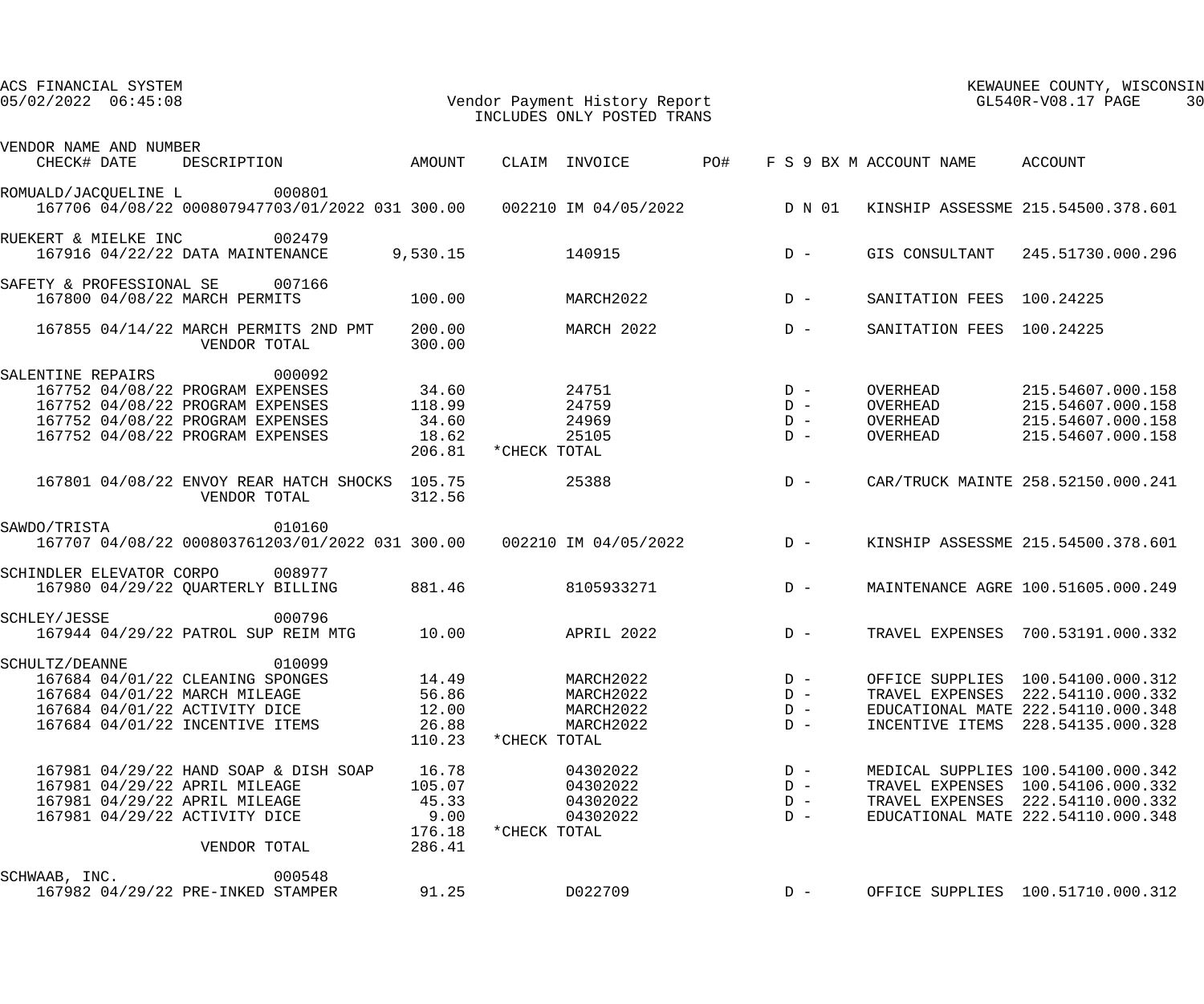ACS FINANCIAL SYSTEM
05/02/2022 06:45:08

Vendor Payment History Report
INCLUDES ONLY POSTED TRANS

KEWAUNEE COUNTY, WISCONSIN
GL540R-V08.17

| VENDOR NAME AND NUMBER / CHECK# | DATE | DESCRIPTION | AMOUNT | CLAIM | INVOICE | PO# | F S 9 BX M | ACCOUNT NAME | ACCOUNT |
|---|---|---|---|---|---|---|---|---|---|
| ROMUALD/JACQUELINE L 000801 | | | | | | | | | |
| 167706 | 04/08/22 | 000807947703/01/2022 031 | 300.00 | 002210 | IM 04/05/2022 | | D N 01 | KINSHIP ASSESSME | 215.54500.378.601 |
| RUEKERT & MIELKE INC 002479 | | | | | | | | | |
| 167916 | 04/22/22 | DATA MAINTENANCE | 9,530.15 | | 140915 | | D - | GIS CONSULTANT | 245.51730.000.296 |
| SAFETY & PROFESSIONAL SE 007166 | | | | | | | | | |
| 167800 | 04/08/22 | MARCH PERMITS | 100.00 | | MARCH2022 | | D - | SANITATION FEES | 100.24225 |
| 167855 | 04/14/22 | MARCH PERMITS 2ND PMT | 200.00 | | MARCH 2022 | | D - | SANITATION FEES | 100.24225 |
| | | VENDOR TOTAL | 300.00 | | | | | | |
| SALENTINE REPAIRS 000092 | | | | | | | | | |
| 167752 | 04/08/22 | PROGRAM EXPENSES | 34.60 | | 24751 | | D - | OVERHEAD | 215.54607.000.158 |
| 167752 | 04/08/22 | PROGRAM EXPENSES | 118.99 | | 24759 | | D - | OVERHEAD | 215.54607.000.158 |
| 167752 | 04/08/22 | PROGRAM EXPENSES | 34.60 | | 24969 | | D - | OVERHEAD | 215.54607.000.158 |
| 167752 | 04/08/22 | PROGRAM EXPENSES | 18.62 | | 25105 | | D - | OVERHEAD | 215.54607.000.158 |
| | | | 206.81 | *CHECK TOTAL | | | | | |
| 167801 | 04/08/22 | ENVOY REAR HATCH SHOCKS | 105.75 | | 25388 | | D - | CAR/TRUCK MAINTE | 258.52150.000.241 |
| | | VENDOR TOTAL | 312.56 | | | | | | |
| SAWDO/TRISTA 010160 | | | | | | | | | |
| 167707 | 04/08/22 | 000803761203/01/2022 031 | 300.00 | 002210 | IM 04/05/2022 | | D - | KINSHIP ASSESSME | 215.54500.378.601 |
| SCHINDLER ELEVATOR CORPO 008977 | | | | | | | | | |
| 167980 | 04/29/22 | QUARTERLY BILLING | 881.46 | | 8105933271 | | D - | MAINTENANCE AGRE | 100.51605.000.249 |
| SCHLEY/JESSE 000796 | | | | | | | | | |
| 167944 | 04/29/22 | PATROL SUP REIM MTG | 10.00 | | APRIL 2022 | | D - | TRAVEL EXPENSES | 700.53191.000.332 |
| SCHULTZ/DEANNE 010099 | | | | | | | | | |
| 167684 | 04/01/22 | CLEANING SPONGES | 14.49 | | MARCH2022 | | D - | OFFICE SUPPLIES | 100.54100.000.312 |
| 167684 | 04/01/22 | MARCH MILEAGE | 56.86 | | MARCH2022 | | D - | TRAVEL EXPENSES | 222.54110.000.332 |
| 167684 | 04/01/22 | ACTIVITY DICE | 12.00 | | MARCH2022 | | D - | EDUCATIONAL MATE | 222.54110.000.348 |
| 167684 | 04/01/22 | INCENTIVE ITEMS | 26.88 | | MARCH2022 | | D - | INCENTIVE ITEMS | 228.54135.000.328 |
| | | | 110.23 | *CHECK TOTAL | | | | | |
| 167981 | 04/29/22 | HAND SOAP & DISH SOAP | 16.78 | | 04302022 | | D - | MEDICAL SUPPLIES | 100.54100.000.342 |
| 167981 | 04/29/22 | APRIL MILEAGE | 105.07 | | 04302022 | | D - | TRAVEL EXPENSES | 100.54106.000.332 |
| 167981 | 04/29/22 | APRIL MILEAGE | 45.33 | | 04302022 | | D - | TRAVEL EXPENSES | 222.54110.000.332 |
| 167981 | 04/29/22 | ACTIVITY DICE | 9.00 | | 04302022 | | D - | EDUCATIONAL MATE | 222.54110.000.348 |
| | | | 176.18 | *CHECK TOTAL | | | | | |
| | | VENDOR TOTAL | 286.41 | | | | | | |
| SCHWAAB, INC. 000548 | | | | | | | | | |
| 167982 | 04/29/22 | PRE-INKED STAMPER | 91.25 | | D022709 | | D - | OFFICE SUPPLIES | 100.51710.000.312 |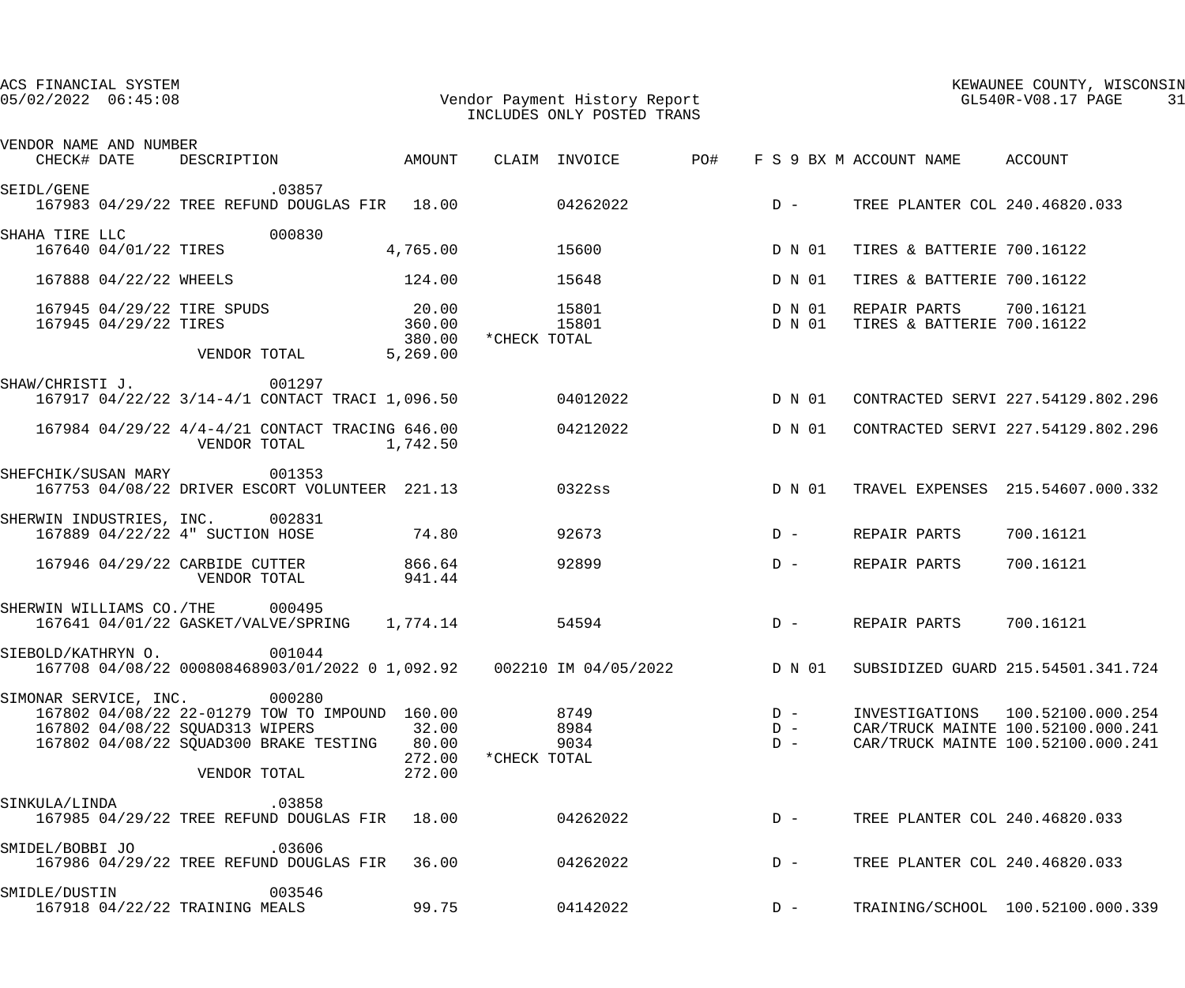ACS FINANCIAL SYSTEM
05/02/2022 06:45:08

Vendor Payment History Report
INCLUDES ONLY POSTED TRANS

KEWAUNEE COUNTY, WISCONSIN
GL540R-V08.17

| VENDOR NAME AND NUMBER / CHECK# | DATE | DESCRIPTION | AMOUNT | CLAIM | INVOICE | PO# | F S 9 BX M | ACCOUNT NAME | ACCOUNT |
|---|---|---|---|---|---|---|---|---|---|
| SEIDL/GENE .03857 | | | | | | | | | |
| 167983 | 04/29/22 | TREE REFUND DOUGLAS FIR | 18.00 | | 04262022 | | D - | TREE PLANTER COL | 240.46820.033 |
| SHAHA TIRE LLC 000830 | | | | | | | | | |
| 167640 | 04/01/22 | TIRES | 4,765.00 | | 15600 | | D N 01 | TIRES & BATTERIE | 700.16122 |
| 167888 | 04/22/22 | WHEELS | 124.00 | | 15648 | | D N 01 | TIRES & BATTERIE | 700.16122 |
| 167945 | 04/29/22 | TIRE SPUDS | 20.00 | | 15801 | | D N 01 | REPAIR PARTS | 700.16121 |
| 167945 | 04/29/22 | TIRES | 360.00 | | 15801 | | D N 01 | TIRES & BATTERIE | 700.16122 |
| | | | 380.00 | *CHECK TOTAL | | | | | |
| | | VENDOR TOTAL | 5,269.00 | | | | | | |
| SHAW/CHRISTI J. 001297 | | | | | | | | | |
| 167917 | 04/22/22 | 3/14-4/1 CONTACT TRACI | 1,096.50 | | 04012022 | | D N 01 | CONTRACTED SERVI | 227.54129.802.296 |
| 167984 | 04/29/22 | 4/4-4/21 CONTACT TRACING | 646.00 | | 04212022 | | D N 01 | CONTRACTED SERVI | 227.54129.802.296 |
| | | VENDOR TOTAL | 1,742.50 | | | | | | |
| SHEFCHIK/SUSAN MARY 001353 | | | | | | | | | |
| 167753 | 04/08/22 | DRIVER ESCORT VOLUNTEER | 221.13 | | 0322ss | | D N 01 | TRAVEL EXPENSES | 215.54607.000.332 |
| SHERWIN INDUSTRIES, INC. 002831 | | | | | | | | | |
| 167889 | 04/22/22 | 4" SUCTION HOSE | 74.80 | | 92673 | | D - | REPAIR PARTS | 700.16121 |
| 167946 | 04/29/22 | CARBIDE CUTTER | 866.64 | | 92899 | | D - | REPAIR PARTS | 700.16121 |
| | | VENDOR TOTAL | 941.44 | | | | | | |
| SHERWIN WILLIAMS CO./THE 000495 | | | | | | | | | |
| 167641 | 04/01/22 | GASKET/VALVE/SPRING | 1,774.14 | | 54594 | | D - | REPAIR PARTS | 700.16121 |
| SIEBOLD/KATHRYN O. 001044 | | | | | | | | | |
| 167708 | 04/08/22 | 000808468903/01/2022 0 | 1,092.92 | 002210 | IM 04/05/2022 | | D N 01 | SUBSIDIZED GUARD | 215.54501.341.724 |
| SIMONAR SERVICE, INC. 000280 | | | | | | | | | |
| 167802 | 04/08/22 | 22-01279 TOW TO IMPOUND | 160.00 | | 8749 | | D - | INVESTIGATIONS | 100.52100.000.254 |
| 167802 | 04/08/22 | SQUAD313 WIPERS | 32.00 | | 8984 | | D - | CAR/TRUCK MAINTE | 100.52100.000.241 |
| 167802 | 04/08/22 | SQUAD300 BRAKE TESTING | 80.00 | | 9034 | | D - | CAR/TRUCK MAINTE | 100.52100.000.241 |
| | | | 272.00 | *CHECK TOTAL | | | | | |
| | | VENDOR TOTAL | 272.00 | | | | | | |
| SINKULA/LINDA .03858 | | | | | | | | | |
| 167985 | 04/29/22 | TREE REFUND DOUGLAS FIR | 18.00 | | 04262022 | | D - | TREE PLANTER COL | 240.46820.033 |
| SMIDEL/BOBBI JO .03606 | | | | | | | | | |
| 167986 | 04/29/22 | TREE REFUND DOUGLAS FIR | 36.00 | | 04262022 | | D - | TREE PLANTER COL | 240.46820.033 |
| SMIDLE/DUSTIN 003546 | | | | | | | | | |
| 167918 | 04/22/22 | TRAINING MEALS | 99.75 | | 04142022 | | D - | TRAINING/SCHOOL | 100.52100.000.339 |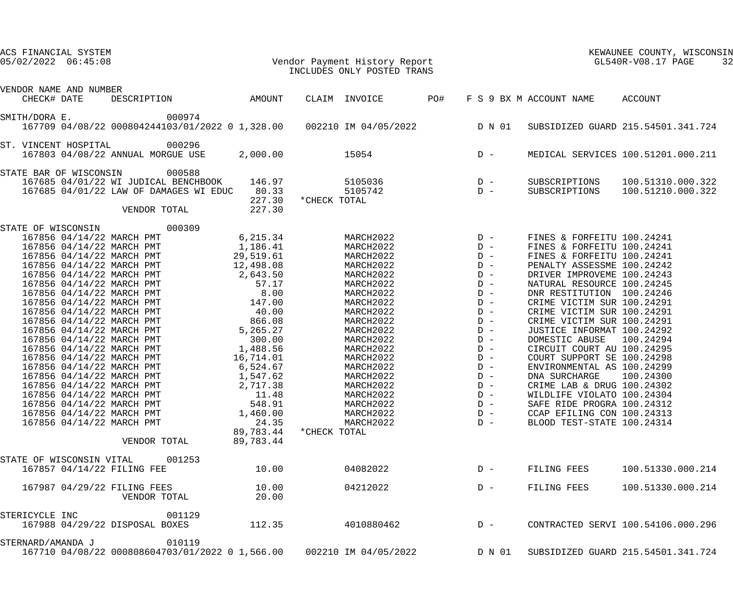ACS FINANCIAL SYSTEM
05/02/2022 06:45:08

Vendor Payment History Report
INCLUDES ONLY POSTED TRANS

KEWAUNEE COUNTY, WISCONSIN
GL540R-V08.17

| VENDOR NAME AND NUMBER CHECK# DATE | DESCRIPTION | AMOUNT | CLAIM | INVOICE | PO# | F S 9 BX M | ACCOUNT NAME | ACCOUNT |
|---|---|---|---|---|---|---|---|---|
| SMITH/DORA E. 000974 | | | | | | | | |
| 167709 04/08/22 | 000804244103/01/2022 0 | 1,328.00 | 002210 | IM 04/05/2022 | | D N 01 | SUBSIDIZED GUARD | 215.54501.341.724 |
| ST. VINCENT HOSPITAL 000296 | | | | | | | | |
| 167803 04/08/22 | ANNUAL MORGUE USE | 2,000.00 | | 15054 | | D - | MEDICAL SERVICES | 100.51201.000.211 |
| STATE BAR OF WISCONSIN 000588 | | | | | | | | |
| 167685 04/01/22 | WI JUDICAL BENCHBOOK | 146.97 | | 5105036 | | D - | SUBSCRIPTIONS | 100.51310.000.322 |
| 167685 04/01/22 | LAW OF DAMAGES WI EDUC | 80.33 | | 5105742 | | D - | SUBSCRIPTIONS | 100.51210.000.322 |
| | | 227.30 | *CHECK TOTAL | | | | | |
| | VENDOR TOTAL | 227.30 | | | | | | |
| STATE OF WISCONSIN 000309 | | | | | | | | |
| 167856 04/14/22 | MARCH PMT | 6,215.34 | | MARCH2022 | | D - | FINES & FORFEITU | 100.24241 |
| 167856 04/14/22 | MARCH PMT | 1,186.41 | | MARCH2022 | | D - | FINES & FORFEITU | 100.24241 |
| 167856 04/14/22 | MARCH PMT | 29,519.61 | | MARCH2022 | | D - | FINES & FORFEITU | 100.24241 |
| 167856 04/14/22 | MARCH PMT | 12,498.08 | | MARCH2022 | | D - | PENALTY ASSESSME | 100.24242 |
| 167856 04/14/22 | MARCH PMT | 2,643.50 | | MARCH2022 | | D - | DRIVER IMPROVEME | 100.24243 |
| 167856 04/14/22 | MARCH PMT | 57.17 | | MARCH2022 | | D - | NATURAL RESOURCE | 100.24245 |
| 167856 04/14/22 | MARCH PMT | 8.00 | | MARCH2022 | | D - | DNR RESTITUTION | 100.24246 |
| 167856 04/14/22 | MARCH PMT | 147.00 | | MARCH2022 | | D - | CRIME VICTIM SUR | 100.24291 |
| 167856 04/14/22 | MARCH PMT | 40.00 | | MARCH2022 | | D - | CRIME VICTIM SUR | 100.24291 |
| 167856 04/14/22 | MARCH PMT | 866.08 | | MARCH2022 | | D - | CRIME VICTIM SUR | 100.24291 |
| 167856 04/14/22 | MARCH PMT | 5,265.27 | | MARCH2022 | | D - | JUSTICE INFORMAT | 100.24292 |
| 167856 04/14/22 | MARCH PMT | 300.00 | | MARCH2022 | | D - | DOMESTIC ABUSE | 100.24294 |
| 167856 04/14/22 | MARCH PMT | 1,488.56 | | MARCH2022 | | D - | CIRCUIT COURT AU | 100.24295 |
| 167856 04/14/22 | MARCH PMT | 16,714.01 | | MARCH2022 | | D - | COURT SUPPORT SE | 100.24298 |
| 167856 04/14/22 | MARCH PMT | 6,524.67 | | MARCH2022 | | D - | ENVIRONMENTAL AS | 100.24299 |
| 167856 04/14/22 | MARCH PMT | 1,547.62 | | MARCH2022 | | D - | DNA SURCHARGE | 100.24300 |
| 167856 04/14/22 | MARCH PMT | 2,717.38 | | MARCH2022 | | D - | CRIME LAB & DRUG | 100.24302 |
| 167856 04/14/22 | MARCH PMT | 11.48 | | MARCH2022 | | D - | WILDLIFE VIOLATO | 100.24304 |
| 167856 04/14/22 | MARCH PMT | 548.91 | | MARCH2022 | | D - | SAFE RIDE PROGRA | 100.24312 |
| 167856 04/14/22 | MARCH PMT | 1,460.00 | | MARCH2022 | | D - | CCAP EFILING CON | 100.24313 |
| 167856 04/14/22 | MARCH PMT | 24.35 | | MARCH2022 | | D - | BLOOD TEST-STATE | 100.24314 |
| | | 89,783.44 | *CHECK TOTAL | | | | | |
| | VENDOR TOTAL | 89,783.44 | | | | | | |
| STATE OF WISCONSIN VITAL 001253 | | | | | | | | |
| 167857 04/14/22 | FILING FEE | 10.00 | | 04082022 | | D - | FILING FEES | 100.51330.000.214 |
| 167987 04/29/22 | FILING FEES | 10.00 | | 04212022 | | D - | FILING FEES | 100.51330.000.214 |
| | VENDOR TOTAL | 20.00 | | | | | | |
| STERICYCLE INC 001129 | | | | | | | | |
| 167988 04/29/22 | DISPOSAL BOXES | 112.35 | | 4010880462 | | D - | CONTRACTED SERVI | 100.54106.000.296 |
| STERNARD/AMANDA J 010119 | | | | | | | | |
| 167710 04/08/22 | 000808604703/01/2022 0 | 1,566.00 | 002210 | IM 04/05/2022 | | D N 01 | SUBSIDIZED GUARD | 215.54501.341.724 |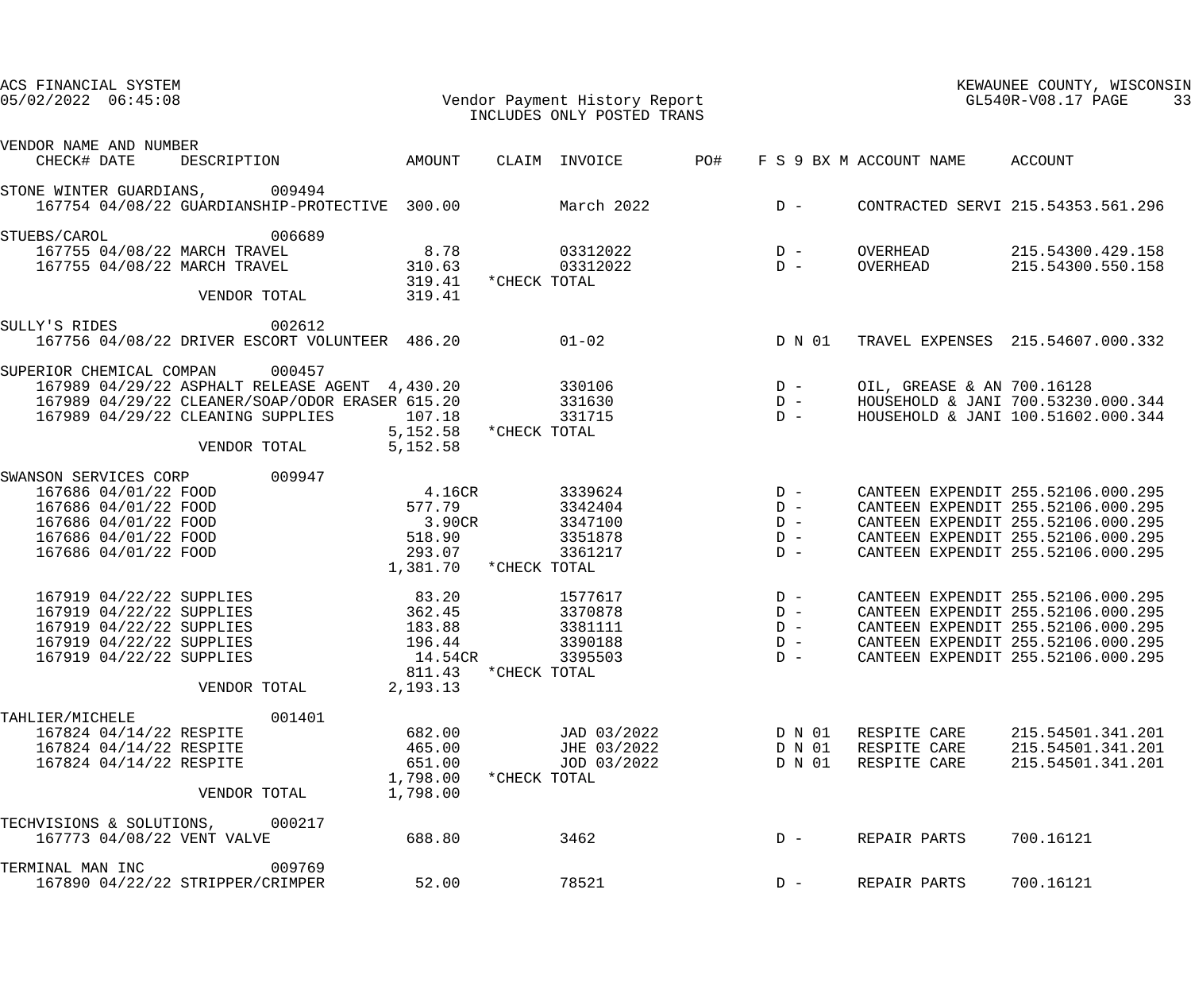| VENDOR NAME AND NUMBER CHECK# | DATE | DESCRIPTION | AMOUNT | CLAIM | INVOICE | PO# | F S 9 BX M | ACCOUNT NAME | ACCOUNT |
|---|---|---|---|---|---|---|---|---|---|
| STONE WINTER GUARDIANS, 009494 | | | | | | | | | |
| 167754 | 04/08/22 | GUARDIANSHIP-PROTECTIVE | 300.00 | | March 2022 | | D - | CONTRACTED SERVI | 215.54353.561.296 |
| STUEBS/CAROL 006689 | | | | | | | | | |
| 167755 | 04/08/22 | MARCH TRAVEL | 8.78 | | 03312022 | | D - | OVERHEAD | 215.54300.429.158 |
| 167755 | 04/08/22 | MARCH TRAVEL | 310.63 | | 03312022 | | D - | OVERHEAD | 215.54300.550.158 |
| | | | 319.41 | *CHECK TOTAL | | | | | |
| | | VENDOR TOTAL | 319.41 | | | | | | |
| SULLY'S RIDES 002612 | | | | | | | | | |
| 167756 | 04/08/22 | DRIVER ESCORT VOLUNTEER | 486.20 | | 01-02 | | D N 01 | TRAVEL EXPENSES | 215.54607.000.332 |
| SUPERIOR CHEMICAL COMPAN 000457 | | | | | | | | | |
| 167989 | 04/29/22 | ASPHALT RELEASE AGENT | 4,430.20 | | 330106 | | D - | OIL, GREASE & AN | 700.16128 |
| 167989 | 04/29/22 | CLEANER/SOAP/ODOR ERASER | 615.20 | | 331630 | | D - | HOUSEHOLD & JANI | 700.53230.000.344 |
| 167989 | 04/29/22 | CLEANING SUPPLIES | 107.18 | | 331715 | | D - | HOUSEHOLD & JANI | 100.51602.000.344 |
| | | | 5,152.58 | *CHECK TOTAL | | | | | |
| | | VENDOR TOTAL | 5,152.58 | | | | | | |
| SWANSON SERVICES CORP 009947 | | | | | | | | | |
| 167686 | 04/01/22 | FOOD | 4.16CR | | 3339624 | | D - | CANTEEN EXPENDIT | 255.52106.000.295 |
| 167686 | 04/01/22 | FOOD | 577.79 | | 3342404 | | D - | CANTEEN EXPENDIT | 255.52106.000.295 |
| 167686 | 04/01/22 | FOOD | 3.90CR | | 3347100 | | D - | CANTEEN EXPENDIT | 255.52106.000.295 |
| 167686 | 04/01/22 | FOOD | 518.90 | | 3351878 | | D - | CANTEEN EXPENDIT | 255.52106.000.295 |
| 167686 | 04/01/22 | FOOD | 293.07 | | 3361217 | | D - | CANTEEN EXPENDIT | 255.52106.000.295 |
| | | | 1,381.70 | *CHECK TOTAL | | | | | |
| 167919 | 04/22/22 | SUPPLIES | 83.20 | | 1577617 | | D - | CANTEEN EXPENDIT | 255.52106.000.295 |
| 167919 | 04/22/22 | SUPPLIES | 362.45 | | 3370878 | | D - | CANTEEN EXPENDIT | 255.52106.000.295 |
| 167919 | 04/22/22 | SUPPLIES | 183.88 | | 3381111 | | D - | CANTEEN EXPENDIT | 255.52106.000.295 |
| 167919 | 04/22/22 | SUPPLIES | 196.44 | | 3390188 | | D - | CANTEEN EXPENDIT | 255.52106.000.295 |
| 167919 | 04/22/22 | SUPPLIES | 14.54CR | | 3395503 | | D - | CANTEEN EXPENDIT | 255.52106.000.295 |
| | | | 811.43 | *CHECK TOTAL | | | | | |
| | | VENDOR TOTAL | 2,193.13 | | | | | | |
| TAHLIER/MICHELE 001401 | | | | | | | | | |
| 167824 | 04/14/22 | RESPITE | 682.00 | | JAD 03/2022 | | D N 01 | RESPITE CARE | 215.54501.341.201 |
| 167824 | 04/14/22 | RESPITE | 465.00 | | JHE 03/2022 | | D N 01 | RESPITE CARE | 215.54501.341.201 |
| 167824 | 04/14/22 | RESPITE | 651.00 | | JOD 03/2022 | | D N 01 | RESPITE CARE | 215.54501.341.201 |
| | | | 1,798.00 | *CHECK TOTAL | | | | | |
| | | VENDOR TOTAL | 1,798.00 | | | | | | |
| TECHVISIONS & SOLUTIONS, 000217 | | | | | | | | | |
| 167773 | 04/08/22 | VENT VALVE | 688.80 | | 3462 | | D - | REPAIR PARTS | 700.16121 |
| TERMINAL MAN INC 009769 | | | | | | | | | |
| 167890 | 04/22/22 | STRIPPER/CRIMPER | 52.00 | | 78521 | | D - | REPAIR PARTS | 700.16121 |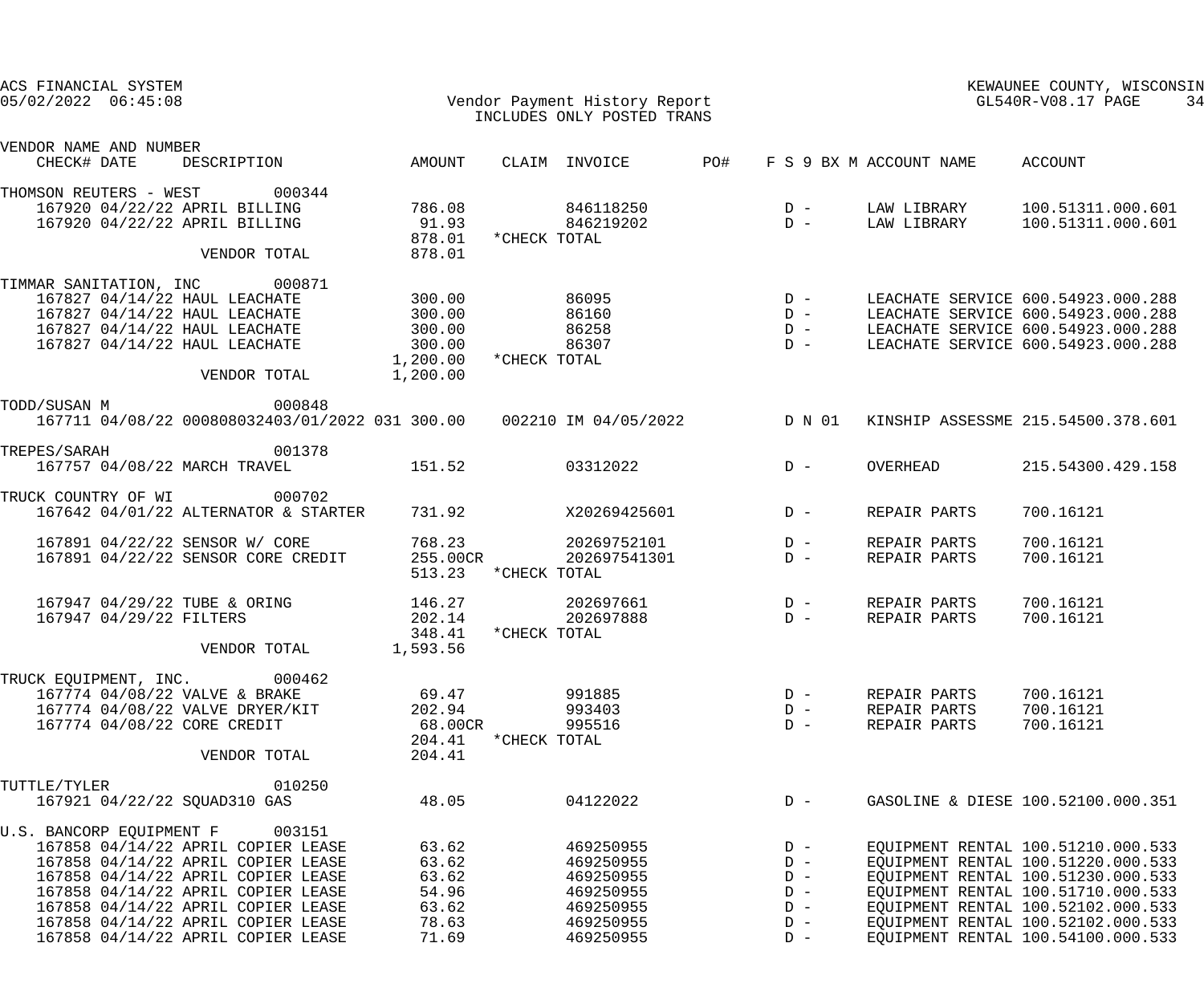ACS FINANCIAL SYSTEM
05/02/2022 06:45:08

Vendor Payment History Report
INCLUDES ONLY POSTED TRANS

KEWAUNEE COUNTY, WISCONSIN
GL540R-V08.17

| VENDOR NAME AND NUMBER / CHECK# DATE | DESCRIPTION | AMOUNT | CLAIM | INVOICE | PO# | F S 9 BX M | ACCOUNT NAME | ACCOUNT |
|---|---|---|---|---|---|---|---|---|
| THOMSON REUTERS - WEST 000344 | | | | | | | | |
| 167920 04/22/22 | APRIL BILLING | 786.08 | | 846118250 | | D - | LAW LIBRARY | 100.51311.000.601 |
| 167920 04/22/22 | APRIL BILLING | 91.93 | | 846219202 | | D - | LAW LIBRARY | 100.51311.000.601 |
| | | 878.01 | *CHECK TOTAL | | | | | |
| | VENDOR TOTAL | 878.01 | | | | | | |
| TIMMAR SANITATION, INC 000871 | | | | | | | | |
| 167827 04/14/22 | HAUL LEACHATE | 300.00 | | 86095 | | D - | LEACHATE SERVICE | 600.54923.000.288 |
| 167827 04/14/22 | HAUL LEACHATE | 300.00 | | 86160 | | D - | LEACHATE SERVICE | 600.54923.000.288 |
| 167827 04/14/22 | HAUL LEACHATE | 300.00 | | 86258 | | D - | LEACHATE SERVICE | 600.54923.000.288 |
| 167827 04/14/22 | HAUL LEACHATE | 300.00 | | 86307 | | D - | LEACHATE SERVICE | 600.54923.000.288 |
| | | 1,200.00 | *CHECK TOTAL | | | | | |
| | VENDOR TOTAL | 1,200.00 | | | | | | |
| TODD/SUSAN M 000848 | | | | | | | | |
| 167711 04/08/22 | 000808032403/01/2022 031 | 300.00 | 002210 | IM 04/05/2022 | | D N 01 | KINSHIP ASSESSME | 215.54500.378.601 |
| TREPES/SARAH 001378 | | | | | | | | |
| 167757 04/08/22 | MARCH TRAVEL | 151.52 | | 03312022 | | D - | OVERHEAD | 215.54300.429.158 |
| TRUCK COUNTRY OF WI 000702 | | | | | | | | |
| 167642 04/01/22 | ALTERNATOR & STARTER | 731.92 | | X20269425601 | | D - | REPAIR PARTS | 700.16121 |
| 167891 04/22/22 | SENSOR W/ CORE | 768.23 | | 20269752101 | | D - | REPAIR PARTS | 700.16121 |
| 167891 04/22/22 | SENSOR CORE CREDIT | 255.00CR | | 202697541301 | | D - | REPAIR PARTS | 700.16121 |
| | | 513.23 | *CHECK TOTAL | | | | | |
| 167947 04/29/22 | TUBE & ORING | 146.27 | | 202697661 | | D - | REPAIR PARTS | 700.16121 |
| 167947 04/29/22 | FILTERS | 202.14 | | 202697888 | | D - | REPAIR PARTS | 700.16121 |
| | | 348.41 | *CHECK TOTAL | | | | | |
| | VENDOR TOTAL | 1,593.56 | | | | | | |
| TRUCK EQUIPMENT, INC. 000462 | | | | | | | | |
| 167774 04/08/22 | VALVE & BRAKE | 69.47 | | 991885 | | D - | REPAIR PARTS | 700.16121 |
| 167774 04/08/22 | VALVE DRYER/KIT | 202.94 | | 993403 | | D - | REPAIR PARTS | 700.16121 |
| 167774 04/08/22 | CORE CREDIT | 68.00CR | | 995516 | | D - | REPAIR PARTS | 700.16121 |
| | | 204.41 | *CHECK TOTAL | | | | | |
| | VENDOR TOTAL | 204.41 | | | | | | |
| TUTTLE/TYLER 010250 | | | | | | | | |
| 167921 04/22/22 | SQUAD310 GAS | 48.05 | | 04122022 | | D - | GASOLINE & DIESE | 100.52100.000.351 |
| U.S. BANCORP EQUIPMENT F 003151 | | | | | | | | |
| 167858 04/14/22 | APRIL COPIER LEASE | 63.62 | | 469250955 | | D - | EQUIPMENT RENTAL | 100.51210.000.533 |
| 167858 04/14/22 | APRIL COPIER LEASE | 63.62 | | 469250955 | | D - | EQUIPMENT RENTAL | 100.51220.000.533 |
| 167858 04/14/22 | APRIL COPIER LEASE | 63.62 | | 469250955 | | D - | EQUIPMENT RENTAL | 100.51230.000.533 |
| 167858 04/14/22 | APRIL COPIER LEASE | 54.96 | | 469250955 | | D - | EQUIPMENT RENTAL | 100.51710.000.533 |
| 167858 04/14/22 | APRIL COPIER LEASE | 63.62 | | 469250955 | | D - | EQUIPMENT RENTAL | 100.52102.000.533 |
| 167858 04/14/22 | APRIL COPIER LEASE | 78.63 | | 469250955 | | D - | EQUIPMENT RENTAL | 100.52102.000.533 |
| 167858 04/14/22 | APRIL COPIER LEASE | 71.69 | | 469250955 | | D - | EQUIPMENT RENTAL | 100.54100.000.533 |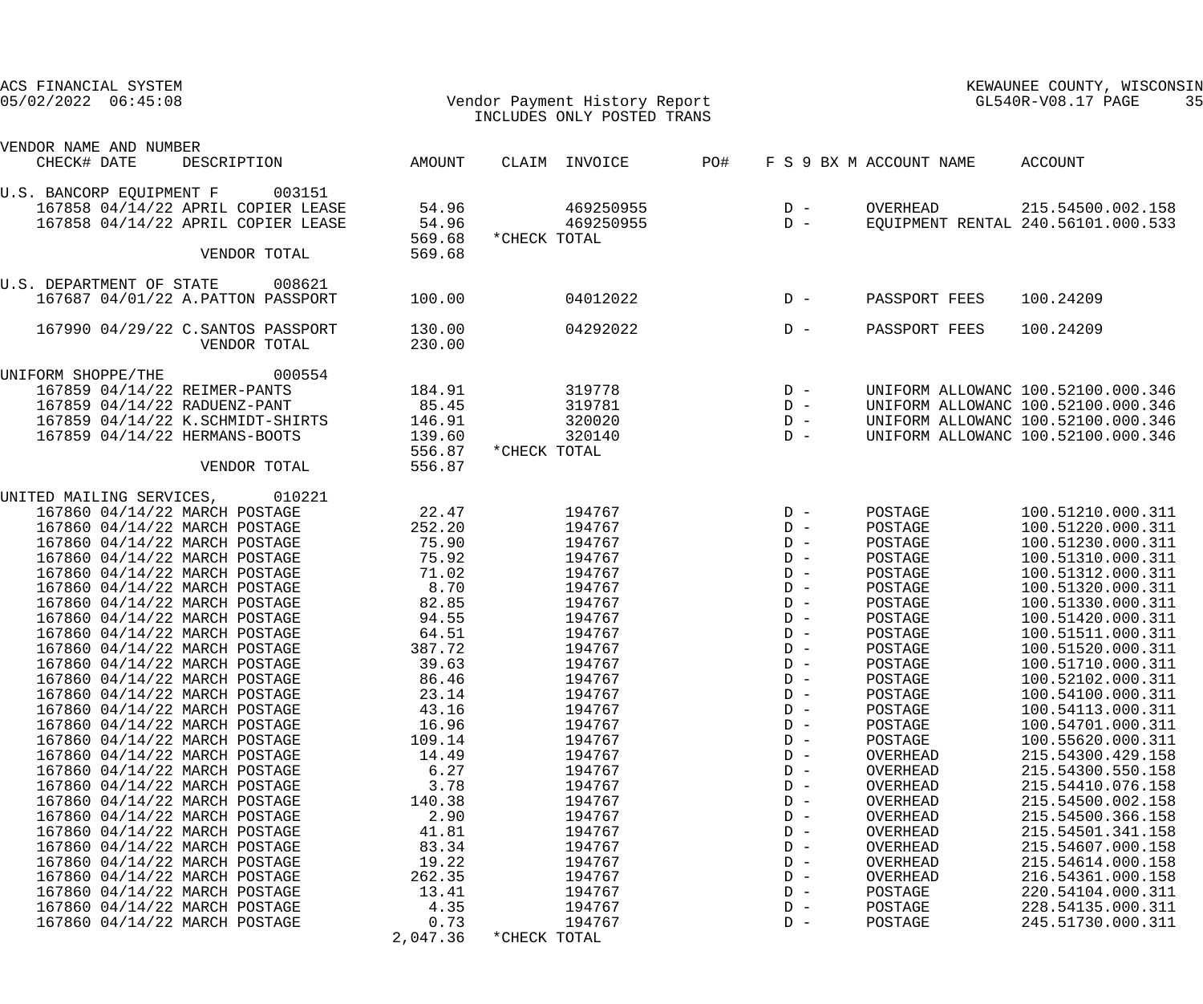ACS FINANCIAL SYSTEM
05/02/2022 06:45:08

Vendor Payment History Report
INCLUDES ONLY POSTED TRANS

KEWAUNEE COUNTY, WISCONSIN
GL540R-V08.17 PAGE 35

| VENDOR NAME AND NUMBER CHECK# DATE | DESCRIPTION | AMOUNT | CLAIM | INVOICE | PO# | F S 9 BX M | ACCOUNT NAME | ACCOUNT |
|---|---|---|---|---|---|---|---|---|
| U.S. BANCORP EQUIPMENT F 003151 | | | | | | | | |
| 167858 04/14/22 | APRIL COPIER LEASE | 54.96 | | 469250955 | | D - | OVERHEAD | 215.54500.002.158 |
| 167858 04/14/22 | APRIL COPIER LEASE | 54.96 | | 469250955 | | D - | EQUIPMENT RENTAL | 240.56101.000.533 |
| | | 569.68 | *CHECK TOTAL | | | | | |
| | VENDOR TOTAL | 569.68 | | | | | | |
| U.S. DEPARTMENT OF STATE 008621 | | | | | | | | |
| 167687 04/01/22 | A.PATTON PASSPORT | 100.00 | | 04012022 | | D - | PASSPORT FEES | 100.24209 |
| 167990 04/29/22 | C.SANTOS PASSPORT | 130.00 | | 04292022 | | D - | PASSPORT FEES | 100.24209 |
| | VENDOR TOTAL | 230.00 | | | | | | |
| UNIFORM SHOPPE/THE 000554 | | | | | | | | |
| 167859 04/14/22 | REIMER-PANTS | 184.91 | | 319778 | | D - | UNIFORM ALLOWANC | 100.52100.000.346 |
| 167859 04/14/22 | RADUENZ-PANT | 85.45 | | 319781 | | D - | UNIFORM ALLOWANC | 100.52100.000.346 |
| 167859 04/14/22 | K.SCHMIDT-SHIRTS | 146.91 | | 320020 | | D - | UNIFORM ALLOWANC | 100.52100.000.346 |
| 167859 04/14/22 | HERMANS-BOOTS | 139.60 | | 320140 | | D - | UNIFORM ALLOWANC | 100.52100.000.346 |
| | | 556.87 | *CHECK TOTAL | | | | | |
| | VENDOR TOTAL | 556.87 | | | | | | |
| UNITED MAILING SERVICES, 010221 | | | | | | | | |
| 167860 04/14/22 | MARCH POSTAGE | 22.47 | | 194767 | | D - | POSTAGE | 100.51210.000.311 |
| 167860 04/14/22 | MARCH POSTAGE | 252.20 | | 194767 | | D - | POSTAGE | 100.51220.000.311 |
| 167860 04/14/22 | MARCH POSTAGE | 75.90 | | 194767 | | D - | POSTAGE | 100.51230.000.311 |
| 167860 04/14/22 | MARCH POSTAGE | 75.92 | | 194767 | | D - | POSTAGE | 100.51310.000.311 |
| 167860 04/14/22 | MARCH POSTAGE | 71.02 | | 194767 | | D - | POSTAGE | 100.51312.000.311 |
| 167860 04/14/22 | MARCH POSTAGE | 8.70 | | 194767 | | D - | POSTAGE | 100.51320.000.311 |
| 167860 04/14/22 | MARCH POSTAGE | 82.85 | | 194767 | | D - | POSTAGE | 100.51330.000.311 |
| 167860 04/14/22 | MARCH POSTAGE | 94.55 | | 194767 | | D - | POSTAGE | 100.51420.000.311 |
| 167860 04/14/22 | MARCH POSTAGE | 64.51 | | 194767 | | D - | POSTAGE | 100.51511.000.311 |
| 167860 04/14/22 | MARCH POSTAGE | 387.72 | | 194767 | | D - | POSTAGE | 100.51520.000.311 |
| 167860 04/14/22 | MARCH POSTAGE | 39.63 | | 194767 | | D - | POSTAGE | 100.51710.000.311 |
| 167860 04/14/22 | MARCH POSTAGE | 86.46 | | 194767 | | D - | POSTAGE | 100.52102.000.311 |
| 167860 04/14/22 | MARCH POSTAGE | 23.14 | | 194767 | | D - | POSTAGE | 100.54100.000.311 |
| 167860 04/14/22 | MARCH POSTAGE | 43.16 | | 194767 | | D - | POSTAGE | 100.54113.000.311 |
| 167860 04/14/22 | MARCH POSTAGE | 16.96 | | 194767 | | D - | POSTAGE | 100.54701.000.311 |
| 167860 04/14/22 | MARCH POSTAGE | 109.14 | | 194767 | | D - | POSTAGE | 100.55620.000.311 |
| 167860 04/14/22 | MARCH POSTAGE | 14.49 | | 194767 | | D - | OVERHEAD | 215.54300.429.158 |
| 167860 04/14/22 | MARCH POSTAGE | 6.27 | | 194767 | | D - | OVERHEAD | 215.54300.550.158 |
| 167860 04/14/22 | MARCH POSTAGE | 3.78 | | 194767 | | D - | OVERHEAD | 215.54410.076.158 |
| 167860 04/14/22 | MARCH POSTAGE | 140.38 | | 194767 | | D - | OVERHEAD | 215.54500.002.158 |
| 167860 04/14/22 | MARCH POSTAGE | 2.90 | | 194767 | | D - | OVERHEAD | 215.54500.366.158 |
| 167860 04/14/22 | MARCH POSTAGE | 41.81 | | 194767 | | D - | OVERHEAD | 215.54501.341.158 |
| 167860 04/14/22 | MARCH POSTAGE | 83.34 | | 194767 | | D - | OVERHEAD | 215.54607.000.158 |
| 167860 04/14/22 | MARCH POSTAGE | 19.22 | | 194767 | | D - | OVERHEAD | 215.54614.000.158 |
| 167860 04/14/22 | MARCH POSTAGE | 262.35 | | 194767 | | D - | OVERHEAD | 216.54361.000.158 |
| 167860 04/14/22 | MARCH POSTAGE | 13.41 | | 194767 | | D - | POSTAGE | 220.54104.000.311 |
| 167860 04/14/22 | MARCH POSTAGE | 4.35 | | 194767 | | D - | POSTAGE | 228.54135.000.311 |
| 167860 04/14/22 | MARCH POSTAGE | 0.73 | | 194767 | | D - | POSTAGE | 245.51730.000.311 |
| | | 2,047.36 | *CHECK TOTAL | | | | | |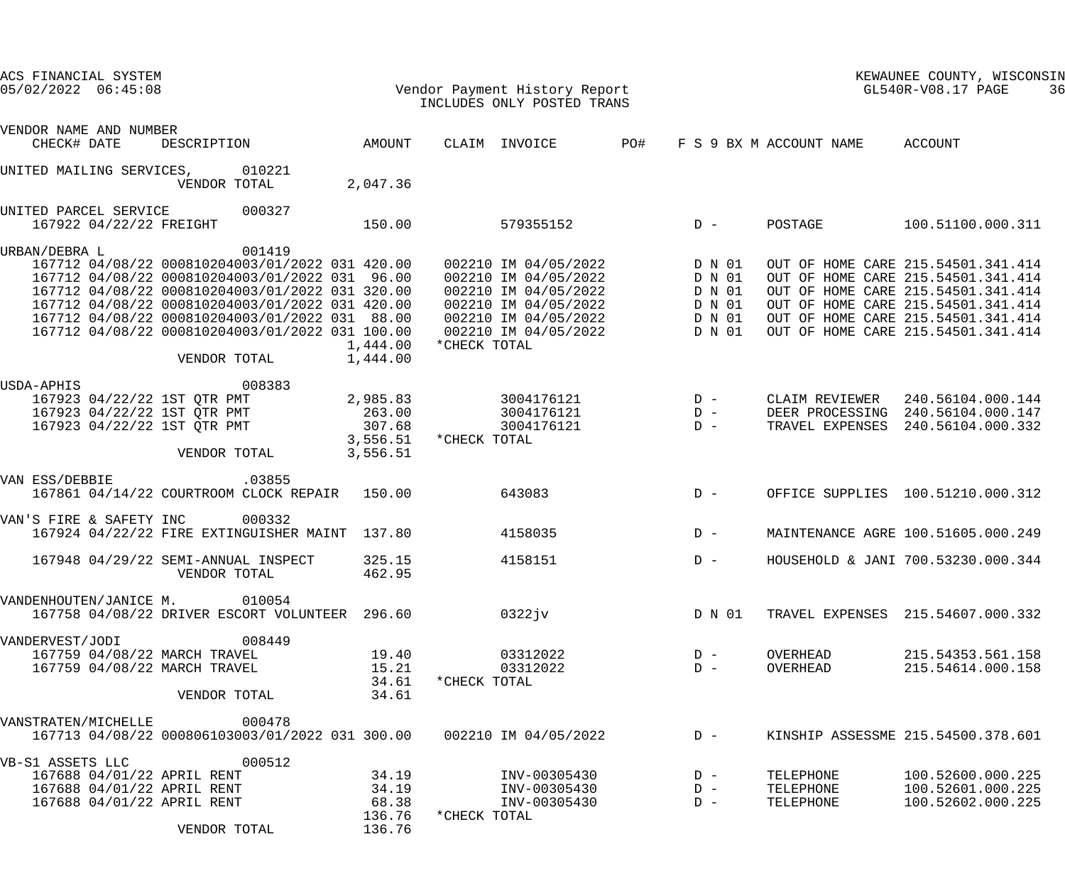ACS FINANCIAL SYSTEM
05/02/2022 06:45:08

Vendor Payment History Report
INCLUDES ONLY POSTED TRANS

KEWAUNEE COUNTY, WISCONSIN
GL540R-V08.17

| VENDOR NAME AND NUMBER / CHECK# | DATE | DESCRIPTION | AMOUNT | CLAIM | INVOICE | PO# | F S 9 BX M | ACCOUNT NAME | ACCOUNT |
|---|---|---|---|---|---|---|---|---|---|
| UNITED MAILING SERVICES, 010221 | | | | | | | | | |
| | | VENDOR TOTAL | 2,047.36 | | | | | | |
| UNITED PARCEL SERVICE 000327 | | | | | | | | | |
| 167922 | 04/22/22 | FREIGHT | 150.00 | | 579355152 | | D - | POSTAGE | 100.51100.000.311 |
| URBAN/DEBRA L 001419 | | | | | | | | | |
| 167712 | 04/08/22 | 000810204003/01/2022 031 | 420.00 | 002210 | IM 04/05/2022 | | D N 01 | OUT OF HOME CARE | 215.54501.341.414 |
| 167712 | 04/08/22 | 000810204003/01/2022 031 | 96.00 | 002210 | IM 04/05/2022 | | D N 01 | OUT OF HOME CARE | 215.54501.341.414 |
| 167712 | 04/08/22 | 000810204003/01/2022 031 | 320.00 | 002210 | IM 04/05/2022 | | D N 01 | OUT OF HOME CARE | 215.54501.341.414 |
| 167712 | 04/08/22 | 000810204003/01/2022 031 | 420.00 | 002210 | IM 04/05/2022 | | D N 01 | OUT OF HOME CARE | 215.54501.341.414 |
| 167712 | 04/08/22 | 000810204003/01/2022 031 | 88.00 | 002210 | IM 04/05/2022 | | D N 01 | OUT OF HOME CARE | 215.54501.341.414 |
| 167712 | 04/08/22 | 000810204003/01/2022 031 | 100.00 | 002210 | IM 04/05/2022 | | D N 01 | OUT OF HOME CARE | 215.54501.341.414 |
| | | | 1,444.00 | *CHECK TOTAL | | | | | |
| | | VENDOR TOTAL | 1,444.00 | | | | | | |
| USDA-APHIS 008383 | | | | | | | | | |
| 167923 | 04/22/22 | 1ST QTR PMT | 2,985.83 | | 3004176121 | | D - | CLAIM REVIEWER | 240.56104.000.144 |
| 167923 | 04/22/22 | 1ST QTR PMT | 263.00 | | 3004176121 | | D - | DEER PROCESSING | 240.56104.000.147 |
| 167923 | 04/22/22 | 1ST QTR PMT | 307.68 | | 3004176121 | | D - | TRAVEL EXPENSES | 240.56104.000.332 |
| | | | 3,556.51 | *CHECK TOTAL | | | | | |
| | | VENDOR TOTAL | 3,556.51 | | | | | | |
| VAN ESS/DEBBIE .03855 | | | | | | | | | |
| 167861 | 04/14/22 | COURTROOM CLOCK REPAIR | 150.00 | | 643083 | | D - | OFFICE SUPPLIES | 100.51210.000.312 |
| VAN'S FIRE & SAFETY INC 000332 | | | | | | | | | |
| 167924 | 04/22/22 | FIRE EXTINGUISHER MAINT | 137.80 | | 4158035 | | D - | MAINTENANCE AGRE | 100.51605.000.249 |
| 167948 | 04/29/22 | SEMI-ANNUAL INSPECT | 325.15 | | 4158151 | | D - | HOUSEHOLD & JANI | 700.53230.000.344 |
| | | VENDOR TOTAL | 462.95 | | | | | | |
| VANDENHOUTEN/JANICE M. 010054 | | | | | | | | | |
| 167758 | 04/08/22 | DRIVER ESCORT VOLUNTEER | 296.60 | | 0322jv | | D N 01 | TRAVEL EXPENSES | 215.54607.000.332 |
| VANDERVEST/JODI 008449 | | | | | | | | | |
| 167759 | 04/08/22 | MARCH TRAVEL | 19.40 | | 03312022 | | D - | OVERHEAD | 215.54353.561.158 |
| 167759 | 04/08/22 | MARCH TRAVEL | 15.21 | | 03312022 | | D - | OVERHEAD | 215.54614.000.158 |
| | | | 34.61 | *CHECK TOTAL | | | | | |
| | | VENDOR TOTAL | 34.61 | | | | | | |
| VANSTRATEN/MICHELLE 000478 | | | | | | | | | |
| 167713 | 04/08/22 | 000806103003/01/2022 031 | 300.00 | 002210 | IM 04/05/2022 | | D - | KINSHIP ASSESSME | 215.54500.378.601 |
| VB-S1 ASSETS LLC 000512 | | | | | | | | | |
| 167688 | 04/01/22 | APRIL RENT | 34.19 | | INV-00305430 | | D - | TELEPHONE | 100.52600.000.225 |
| 167688 | 04/01/22 | APRIL RENT | 34.19 | | INV-00305430 | | D - | TELEPHONE | 100.52601.000.225 |
| 167688 | 04/01/22 | APRIL RENT | 68.38 | | INV-00305430 | | D - | TELEPHONE | 100.52602.000.225 |
| | | | 136.76 | *CHECK TOTAL | | | | | |
| | | VENDOR TOTAL | 136.76 | | | | | | |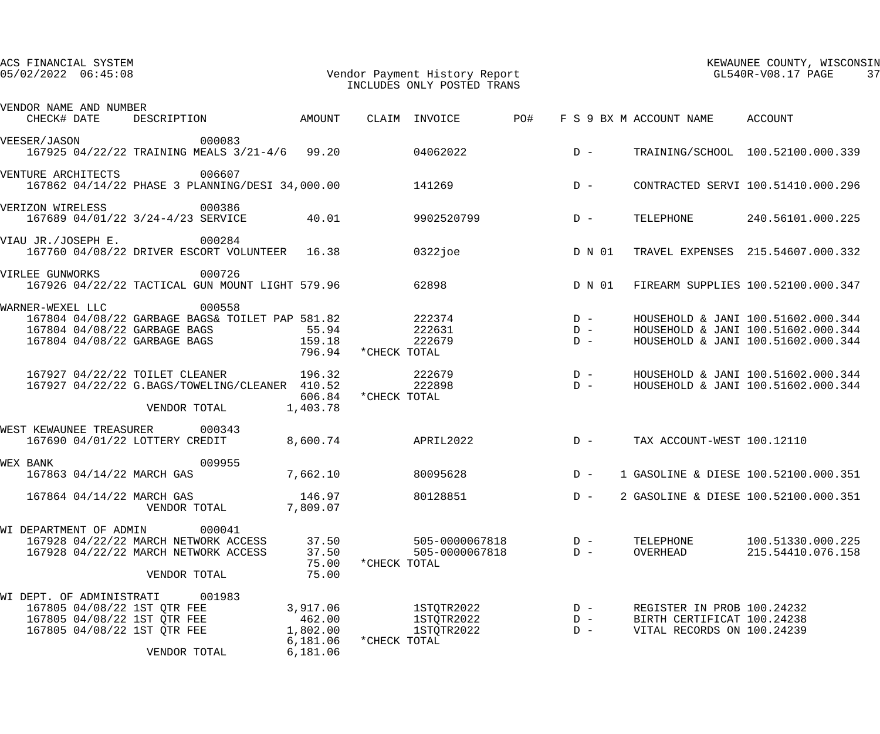| VENDOR NAME AND NUMBER CHECK# | DATE | DESCRIPTION | AMOUNT | CLAIM | INVOICE | PO# | F S 9 BX M | ACCOUNT NAME | ACCOUNT |
|---|---|---|---|---|---|---|---|---|---|
| VEESER/JASON 000083 | | | | | | | | | |
| 167925 | 04/22/22 | TRAINING MEALS 3/21-4/6 | 99.20 | | 04062022 | | D - | TRAINING/SCHOOL | 100.52100.000.339 |
| VENTURE ARCHITECTS 006607 | | | | | | | | | |
| 167862 | 04/14/22 | PHASE 3 PLANNING/DESI | 34,000.00 | | 141269 | | D - | CONTRACTED SERVI | 100.51410.000.296 |
| VERIZON WIRELESS 000386 | | | | | | | | | |
| 167689 | 04/01/22 | 3/24-4/23 SERVICE | 40.01 | | 9902520799 | | D - | TELEPHONE | 240.56101.000.225 |
| VIAU JR./JOSEPH E. 000284 | | | | | | | | | |
| 167760 | 04/08/22 | DRIVER ESCORT VOLUNTEER | 16.38 | | 0322joe | | D N 01 | TRAVEL EXPENSES | 215.54607.000.332 |
| VIRLEE GUNWORKS 000726 | | | | | | | | | |
| 167926 | 04/22/22 | TACTICAL GUN MOUNT LIGHT | 579.96 | | 62898 | | D N 01 | FIREARM SUPPLIES | 100.52100.000.347 |
| WARNER-WEXEL LLC 000558 | | | | | | | | | |
| 167804 | 04/08/22 | GARBAGE BAGS& TOILET PAP | 581.82 | | 222374 | | D - | HOUSEHOLD & JANI | 100.51602.000.344 |
| 167804 | 04/08/22 | GARBAGE BAGS | 55.94 | | 222631 | | D - | HOUSEHOLD & JANI | 100.51602.000.344 |
| 167804 | 04/08/22 | GARBAGE BAGS | 159.18 | | 222679 | | D - | HOUSEHOLD & JANI | 100.51602.000.344 |
| | | | 796.94 | *CHECK TOTAL | | | | | |
| 167927 | 04/22/22 | TOILET CLEANER | 196.32 | | 222679 | | D - | HOUSEHOLD & JANI | 100.51602.000.344 |
| 167927 | 04/22/22 | G.BAGS/TOWELING/CLEANER | 410.52 | | 222898 | | D - | HOUSEHOLD & JANI | 100.51602.000.344 |
| | | | 606.84 | *CHECK TOTAL | | | | | |
| | | VENDOR TOTAL | 1,403.78 | | | | | | |
| WEST KEWAUNEE TREASURER 000343 | | | | | | | | | |
| 167690 | 04/01/22 | LOTTERY CREDIT | 8,600.74 | | APRIL2022 | | D - | TAX ACCOUNT-WEST | 100.12110 |
| WEX BANK 009955 | | | | | | | | | |
| 167863 | 04/14/22 | MARCH GAS | 7,662.10 | | 80095628 | | D - 1 | GASOLINE & DIESE | 100.52100.000.351 |
| 167864 | 04/14/22 | MARCH GAS | 146.97 | | 80128851 | | D - 2 | GASOLINE & DIESE | 100.52100.000.351 |
| | | VENDOR TOTAL | 7,809.07 | | | | | | |
| WI DEPARTMENT OF ADMIN 000041 | | | | | | | | | |
| 167928 | 04/22/22 | MARCH NETWORK ACCESS | 37.50 | | 505-0000067818 | | D - | TELEPHONE | 100.51330.000.225 |
| 167928 | 04/22/22 | MARCH NETWORK ACCESS | 37.50 | | 505-0000067818 | | D - | OVERHEAD | 215.54410.076.158 |
| | | | 75.00 | *CHECK TOTAL | | | | | |
| | | VENDOR TOTAL | 75.00 | | | | | | |
| WI DEPT. OF ADMINISTRATI 001983 | | | | | | | | | |
| 167805 | 04/08/22 | 1ST QTR FEE | 3,917.06 | | 1STQTR2022 | | D - | REGISTER IN PROB | 100.24232 |
| 167805 | 04/08/22 | 1ST QTR FEE | 462.00 | | 1STQTR2022 | | D - | BIRTH CERTIFICAT | 100.24238 |
| 167805 | 04/08/22 | 1ST QTR FEE | 1,802.00 | | 1STQTR2022 | | D - | VITAL RECORDS ON | 100.24239 |
| | | | 6,181.06 | *CHECK TOTAL | | | | | |
| | | VENDOR TOTAL | 6,181.06 | | | | | | |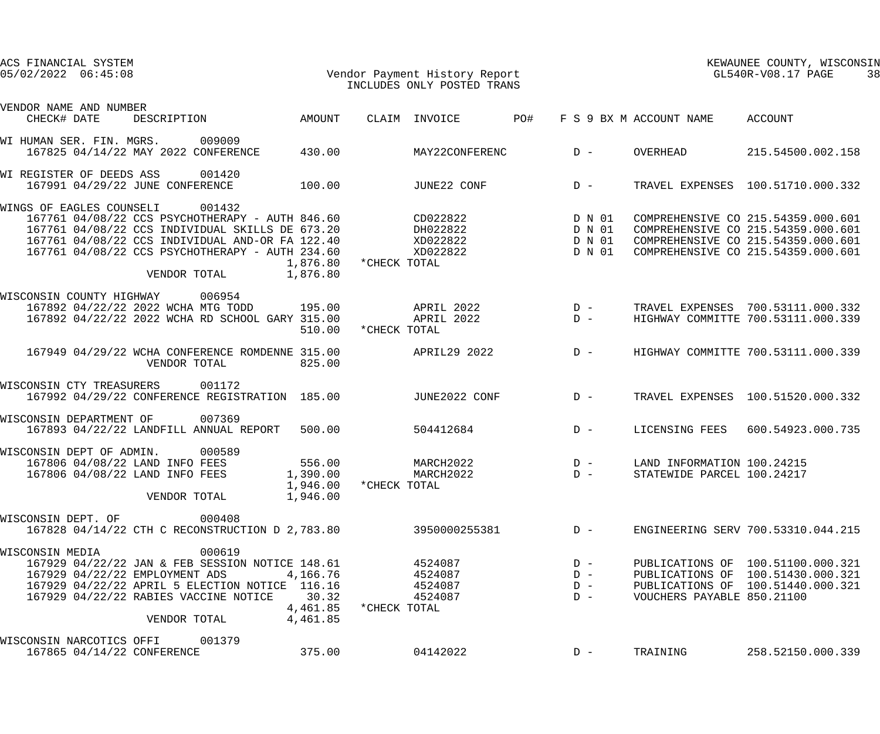| VENDOR NAME AND NUMBER | | | | | | | | | |
|---|---|---|---|---|---|---|---|---|---|
| CHECK# | DATE | DESCRIPTION | AMOUNT | CLAIM | INVOICE | PO# | F S 9 BX M | ACCOUNT NAME | ACCOUNT |
| **WI HUMAN SER. FIN. MGRS. 009009** | | | | | | | | | |
| 167825 | 04/14/22 | MAY 2022 CONFERENCE | 430.00 | | MAY22CONFERENC | | D - | OVERHEAD | 215.54500.002.158 |
| **WI REGISTER OF DEEDS ASS 001420** | | | | | | | | | |
| 167991 | 04/29/22 | JUNE CONFERENCE | 100.00 | | JUNE22 CONF | | D - | TRAVEL EXPENSES | 100.51710.000.332 |
| **WINGS OF EAGLES COUNSELI 001432** | | | | | | | | | |
| 167761 | 04/08/22 | CCS PSYCHOTHERAPY - AUTH | 846.60 | | CD022822 | | D N 01 | COMPREHENSIVE CO | 215.54359.000.601 |
| 167761 | 04/08/22 | CCS INDIVIDUAL SKILLS DE | 673.20 | | DH022822 | | D N 01 | COMPREHENSIVE CO | 215.54359.000.601 |
| 167761 | 04/08/22 | CCS INDIVIDUAL AND-OR FA | 122.40 | | XD022822 | | D N 01 | COMPREHENSIVE CO | 215.54359.000.601 |
| 167761 | 04/08/22 | CCS PSYCHOTHERAPY - AUTH | 234.60 | | XD022822 | | D N 01 | COMPREHENSIVE CO | 215.54359.000.601 |
| | | | 1,876.80 | *CHECK TOTAL | | | | | |
| | | VENDOR TOTAL | 1,876.80 | | | | | | |
| **WISCONSIN COUNTY HIGHWAY 006954** | | | | | | | | | |
| 167892 | 04/22/22 | 2022 WCHA MTG TODD | 195.00 | | APRIL 2022 | | D - | TRAVEL EXPENSES | 700.53111.000.332 |
| 167892 | 04/22/22 | 2022 WCHA RD SCHOOL GARY | 315.00 | | APRIL 2022 | | D - | HIGHWAY COMMITTE | 700.53111.000.339 |
| | | | 510.00 | *CHECK TOTAL | | | | | |
| 167949 | 04/29/22 | WCHA CONFERENCE ROMDENNE | 315.00 | | APRIL29 2022 | | D - | HIGHWAY COMMITTE | 700.53111.000.339 |
| | | VENDOR TOTAL | 825.00 | | | | | | |
| **WISCONSIN CTY TREASURERS 001172** | | | | | | | | | |
| 167992 | 04/29/22 | CONFERENCE REGISTRATION | 185.00 | | JUNE2022 CONF | | D - | TRAVEL EXPENSES | 100.51520.000.332 |
| **WISCONSIN DEPARTMENT OF 007369** | | | | | | | | | |
| 167893 | 04/22/22 | LANDFILL ANNUAL REPORT | 500.00 | | 504412684 | | D - | LICENSING FEES | 600.54923.000.735 |
| **WISCONSIN DEPT OF ADMIN. 000589** | | | | | | | | | |
| 167806 | 04/08/22 | LAND INFO FEES | 556.00 | | MARCH2022 | | D - | LAND INFORMATION | 100.24215 |
| 167806 | 04/08/22 | LAND INFO FEES | 1,390.00 | | MARCH2022 | | D - | STATEWIDE PARCEL | 100.24217 |
| | | | 1,946.00 | *CHECK TOTAL | | | | | |
| | | VENDOR TOTAL | 1,946.00 | | | | | | |
| **WISCONSIN DEPT. OF 000408** | | | | | | | | | |
| 167828 | 04/14/22 | CTH C RECONSTRUCTION D | 2,783.80 | | 3950000255381 | | D - | ENGINEERING SERV | 700.53310.044.215 |
| **WISCONSIN MEDIA 000619** | | | | | | | | | |
| 167929 | 04/22/22 | JAN & FEB SESSION NOTICE | 148.61 | | 4524087 | | D - | PUBLICATIONS OF | 100.51100.000.321 |
| 167929 | 04/22/22 | EMPLOYMENT ADS | 4,166.76 | | 4524087 | | D - | PUBLICATIONS OF | 100.51430.000.321 |
| 167929 | 04/22/22 | APRIL 5 ELECTION NOTICE | 116.16 | | 4524087 | | D - | PUBLICATIONS OF | 100.51440.000.321 |
| 167929 | 04/22/22 | RABIES VACCINE NOTICE | 30.32 | | 4524087 | | D - | VOUCHERS PAYABLE | 850.21100 |
| | | | 4,461.85 | *CHECK TOTAL | | | | | |
| | | VENDOR TOTAL | 4,461.85 | | | | | | |
| **WISCONSIN NARCOTICS OFFI 001379** | | | | | | | | | |
| 167865 | 04/14/22 | CONFERENCE | 375.00 | | 04142022 | | D - | TRAINING | 258.52150.000.339 |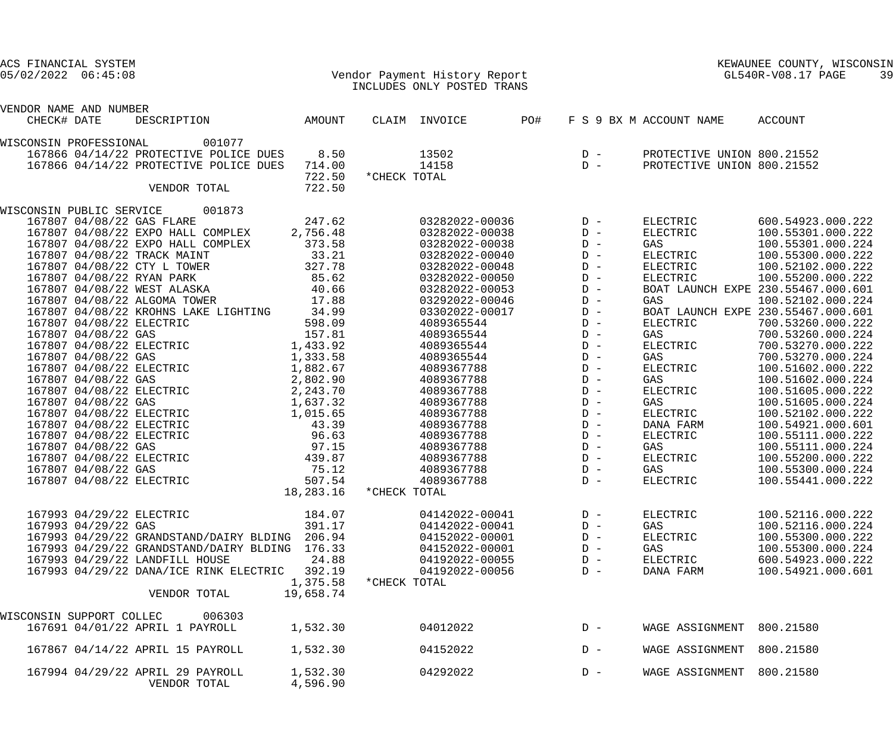ACS FINANCIAL SYSTEM
05/02/2022 06:45:08

Vendor Payment History Report
INCLUDES ONLY POSTED TRANS

KEWAUNEE COUNTY, WISCONSIN
GL540R-V08.17

| VENDOR NAME AND NUMBER / CHECK# | DATE | DESCRIPTION | AMOUNT | CLAIM | INVOICE | PO# | F S 9 BX M | ACCOUNT NAME | ACCOUNT |
|---|---|---|---|---|---|---|---|---|---|
| WISCONSIN PROFESSIONAL 001077 | | | | | | | | | |
| 167866 | 04/14/22 | PROTECTIVE POLICE DUES | 8.50 | | 13502 | | D - | PROTECTIVE UNION | 800.21552 |
| 167866 | 04/14/22 | PROTECTIVE POLICE DUES | 714.00 | | 14158 | | D - | PROTECTIVE UNION | 800.21552 |
| | | | 722.50 | *CHECK TOTAL | | | | | |
| | | VENDOR TOTAL | 722.50 | | | | | | |
| WISCONSIN PUBLIC SERVICE 001873 | | | | | | | | | |
| 167807 | 04/08/22 | GAS FLARE | 247.62 | | 03282022-00036 | | D - | ELECTRIC | 600.54923.000.222 |
| 167807 | 04/08/22 | EXPO HALL COMPLEX | 2,756.48 | | 03282022-00038 | | D - | ELECTRIC | 100.55301.000.222 |
| 167807 | 04/08/22 | EXPO HALL COMPLEX | 373.58 | | 03282022-00038 | | D - | GAS | 100.55301.000.224 |
| 167807 | 04/08/22 | TRACK MAINT | 33.21 | | 03282022-00040 | | D - | ELECTRIC | 100.55300.000.222 |
| 167807 | 04/08/22 | CTY L TOWER | 327.78 | | 03282022-00048 | | D - | ELECTRIC | 100.52102.000.222 |
| 167807 | 04/08/22 | RYAN PARK | 85.62 | | 03282022-00050 | | D - | ELECTRIC | 100.55200.000.222 |
| 167807 | 04/08/22 | WEST ALASKA | 40.66 | | 03282022-00053 | | D - | BOAT LAUNCH EXPE | 230.55467.000.601 |
| 167807 | 04/08/22 | ALGOMA TOWER | 17.88 | | 03292022-00046 | | D - | GAS | 100.52102.000.224 |
| 167807 | 04/08/22 | KROHNS LAKE LIGHTING | 34.99 | | 03302022-00017 | | D - | BOAT LAUNCH EXPE | 230.55467.000.601 |
| 167807 | 04/08/22 | ELECTRIC | 598.09 | | 4089365544 | | D - | ELECTRIC | 700.53260.000.222 |
| 167807 | 04/08/22 | GAS | 157.81 | | 4089365544 | | D - | GAS | 700.53260.000.224 |
| 167807 | 04/08/22 | ELECTRIC | 1,433.92 | | 4089365544 | | D - | ELECTRIC | 700.53270.000.222 |
| 167807 | 04/08/22 | GAS | 1,333.58 | | 4089365544 | | D - | GAS | 700.53270.000.224 |
| 167807 | 04/08/22 | ELECTRIC | 1,882.67 | | 4089367788 | | D - | ELECTRIC | 100.51602.000.222 |
| 167807 | 04/08/22 | GAS | 2,802.90 | | 4089367788 | | D - | GAS | 100.51602.000.224 |
| 167807 | 04/08/22 | ELECTRIC | 2,243.70 | | 4089367788 | | D - | ELECTRIC | 100.51605.000.222 |
| 167807 | 04/08/22 | GAS | 1,637.32 | | 4089367788 | | D - | GAS | 100.51605.000.224 |
| 167807 | 04/08/22 | ELECTRIC | 1,015.65 | | 4089367788 | | D - | ELECTRIC | 100.52102.000.222 |
| 167807 | 04/08/22 | ELECTRIC | 43.39 | | 4089367788 | | D - | DANA FARM | 100.54921.000.601 |
| 167807 | 04/08/22 | ELECTRIC | 96.63 | | 4089367788 | | D - | ELECTRIC | 100.55111.000.222 |
| 167807 | 04/08/22 | GAS | 97.15 | | 4089367788 | | D - | GAS | 100.55111.000.224 |
| 167807 | 04/08/22 | ELECTRIC | 439.87 | | 4089367788 | | D - | ELECTRIC | 100.55200.000.222 |
| 167807 | 04/08/22 | GAS | 75.12 | | 4089367788 | | D - | GAS | 100.55300.000.224 |
| 167807 | 04/08/22 | ELECTRIC | 507.54 | | 4089367788 | | D - | ELECTRIC | 100.55441.000.222 |
| | | | 18,283.16 | *CHECK TOTAL | | | | | |
| 167993 | 04/29/22 | ELECTRIC | 184.07 | | 04142022-00041 | | D - | ELECTRIC | 100.52116.000.222 |
| 167993 | 04/29/22 | GAS | 391.17 | | 04142022-00041 | | D - | GAS | 100.52116.000.224 |
| 167993 | 04/29/22 | GRANDSTAND/DAIRY BLDING | 206.94 | | 04152022-00001 | | D - | ELECTRIC | 100.55300.000.222 |
| 167993 | 04/29/22 | GRANDSTAND/DAIRY BLDING | 176.33 | | 04152022-00001 | | D - | GAS | 100.55300.000.224 |
| 167993 | 04/29/22 | LANDFILL HOUSE | 24.88 | | 04192022-00055 | | D - | ELECTRIC | 600.54923.000.222 |
| 167993 | 04/29/22 | DANA/ICE RINK ELECTRIC | 392.19 | | 04192022-00056 | | D - | DANA FARM | 100.54921.000.601 |
| | | | 1,375.58 | *CHECK TOTAL | | | | | |
| | | VENDOR TOTAL | 19,658.74 | | | | | | |
| WISCONSIN SUPPORT COLLEC 006303 | | | | | | | | | |
| 167691 | 04/01/22 | APRIL 1 PAYROLL | 1,532.30 | | 04012022 | | D - | WAGE ASSIGNMENT | 800.21580 |
| 167867 | 04/14/22 | APRIL 15 PAYROLL | 1,532.30 | | 04152022 | | D - | WAGE ASSIGNMENT | 800.21580 |
| 167994 | 04/29/22 | APRIL 29 PAYROLL | 1,532.30 | | 04292022 | | D - | WAGE ASSIGNMENT | 800.21580 |
| | | VENDOR TOTAL | 4,596.90 | | | | | | |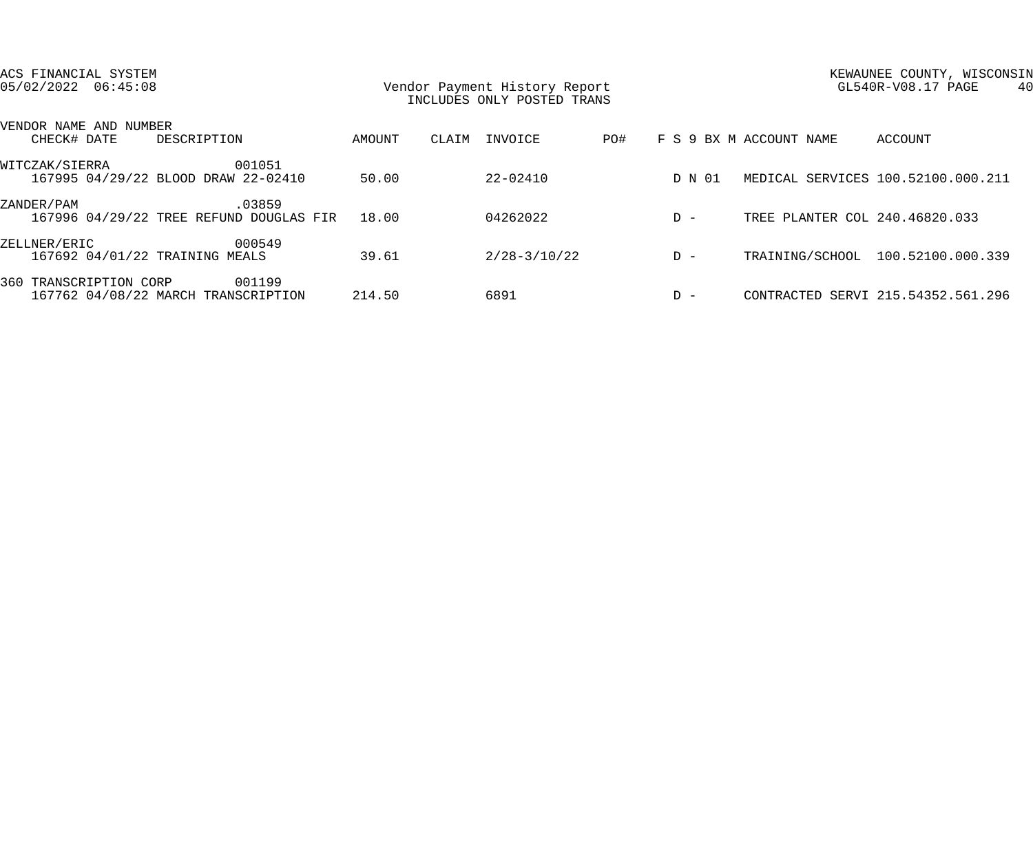ACS FINANCIAL SYSTEM
05/02/2022 06:45:08

Vendor Payment History Report
INCLUDES ONLY POSTED TRANS

KEWAUNEE COUNTY, WISCONSIN
GL540R-V08.17 PAGE 40

| VENDOR NAME AND NUMBER / CHECK# | DATE | DESCRIPTION | AMOUNT | CLAIM | INVOICE | PO# | F S 9 BX M | ACCOUNT NAME | ACCOUNT |
|---|---|---|---|---|---|---|---|---|---|
| WITCZAK/SIERRA 001051 | | | | | | | | | |
| 167995 | 04/29/22 | BLOOD DRAW 22-02410 | 50.00 | | 22-02410 | | D N 01 | MEDICAL SERVICES | 100.52100.000.211 |
| ZANDER/PAM .03859 | | | | | | | | | |
| 167996 | 04/29/22 | TREE REFUND DOUGLAS FIR | 18.00 | | 04262022 | | D - | TREE PLANTER COL | 240.46820.033 |
| ZELLNER/ERIC 000549 | | | | | | | | | |
| 167692 | 04/01/22 | TRAINING MEALS | 39.61 | | 2/28-3/10/22 | | D - | TRAINING/SCHOOL | 100.52100.000.339 |
| 360 TRANSCRIPTION CORP 001199 | | | | | | | | | |
| 167762 | 04/08/22 | MARCH TRANSCRIPTION | 214.50 | | 6891 | | D - | CONTRACTED SERVI | 215.54352.561.296 |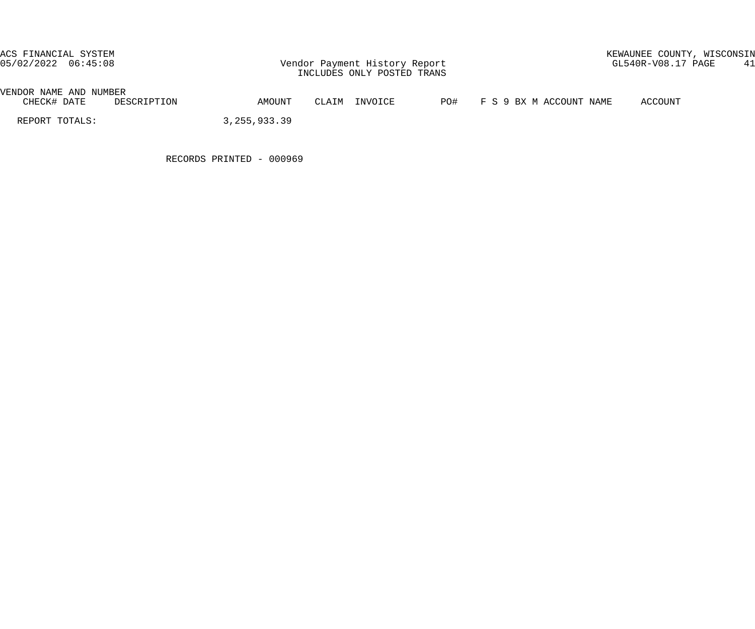| VENDOR NAME AND NUMBER | | | | | | | | |
|---|---|---|---|---|---|---|---|---|
| CHECK# DATE | DESCRIPTION | AMOUNT | CLAIM | INVOICE | PO# | F S 9 BX M | ACCOUNT NAME | ACCOUNT |
| REPORT TOTALS: | | 3,255,933.39 | | | | | | |

RECORDS PRINTED - 000969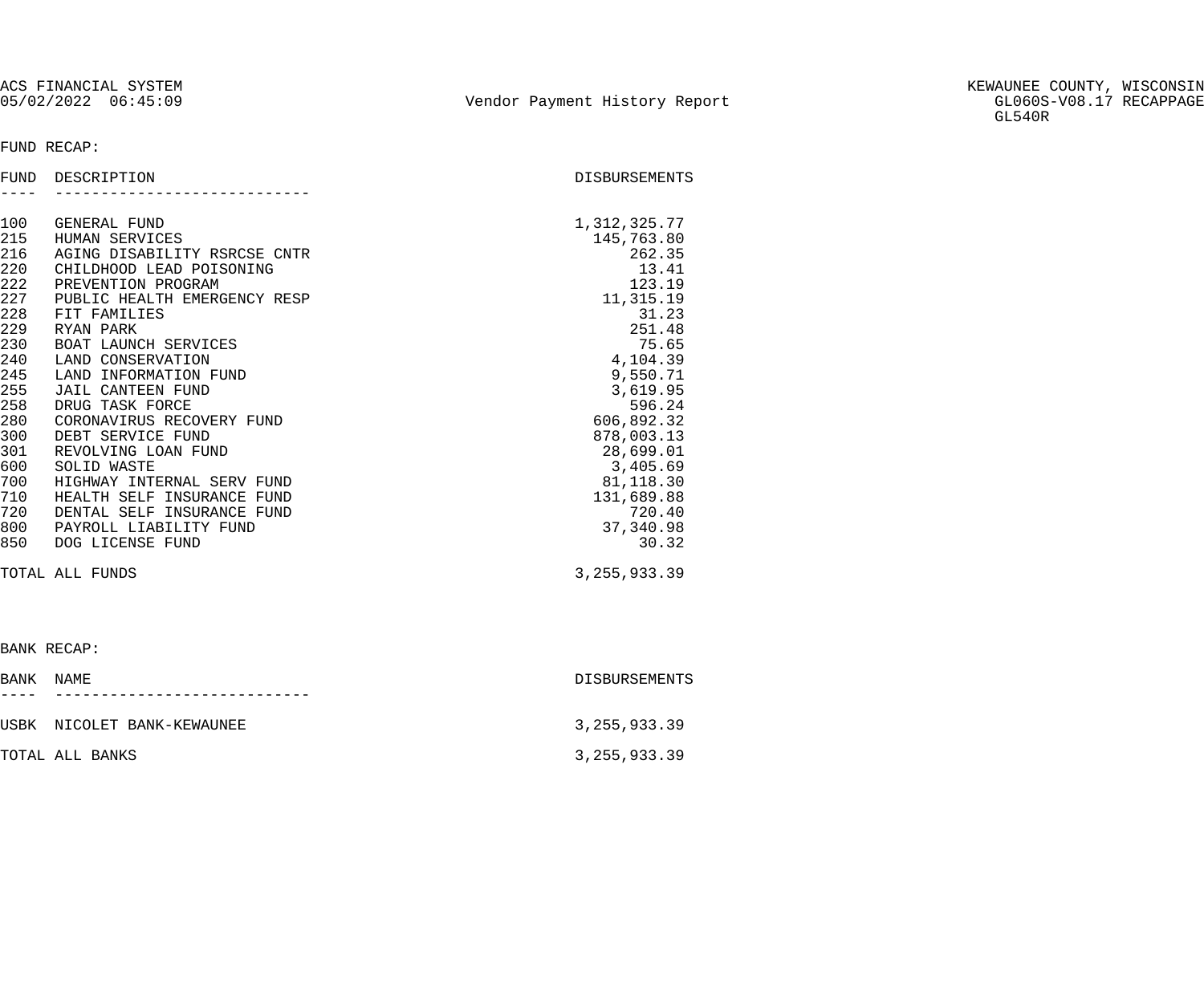ACS FINANCIAL SYSTEM
05/02/2022 06:45:09

Vendor Payment History Report

KEWAUNEE COUNTY, WISCONSIN
GL060S-V08.17 RECAPPAGE
GL540R

FUND RECAP:

| FUND | DESCRIPTION | DISBURSEMENTS |
|---|---|---|
| 100 | GENERAL FUND | 1,312,325.77 |
| 215 | HUMAN SERVICES | 145,763.80 |
| 216 | AGING DISABILITY RSRCSE CNTR | 262.35 |
| 220 | CHILDHOOD LEAD POISONING | 13.41 |
| 222 | PREVENTION PROGRAM | 123.19 |
| 227 | PUBLIC HEALTH EMERGENCY RESP | 11,315.19 |
| 228 | FIT FAMILIES | 31.23 |
| 229 | RYAN PARK | 251.48 |
| 230 | BOAT LAUNCH SERVICES | 75.65 |
| 240 | LAND CONSERVATION | 4,104.39 |
| 245 | LAND INFORMATION FUND | 9,550.71 |
| 255 | JAIL CANTEEN FUND | 3,619.95 |
| 258 | DRUG TASK FORCE | 596.24 |
| 280 | CORONAVIRUS RECOVERY FUND | 606,892.32 |
| 300 | DEBT SERVICE FUND | 878,003.13 |
| 301 | REVOLVING LOAN FUND | 28,699.01 |
| 600 | SOLID WASTE | 3,405.69 |
| 700 | HIGHWAY INTERNAL SERV FUND | 81,118.30 |
| 710 | HEALTH SELF INSURANCE FUND | 131,689.88 |
| 720 | DENTAL SELF INSURANCE FUND | 720.40 |
| 800 | PAYROLL LIABILITY FUND | 37,340.98 |
| 850 | DOG LICENSE FUND | 30.32 |
| TOTAL ALL FUNDS | | 3,255,933.39 |

BANK RECAP:

| BANK | NAME | DISBURSEMENTS |
|---|---|---|
| USBK | NICOLET BANK-KEWAUNEE | 3,255,933.39 |
| TOTAL ALL BANKS | | 3,255,933.39 |